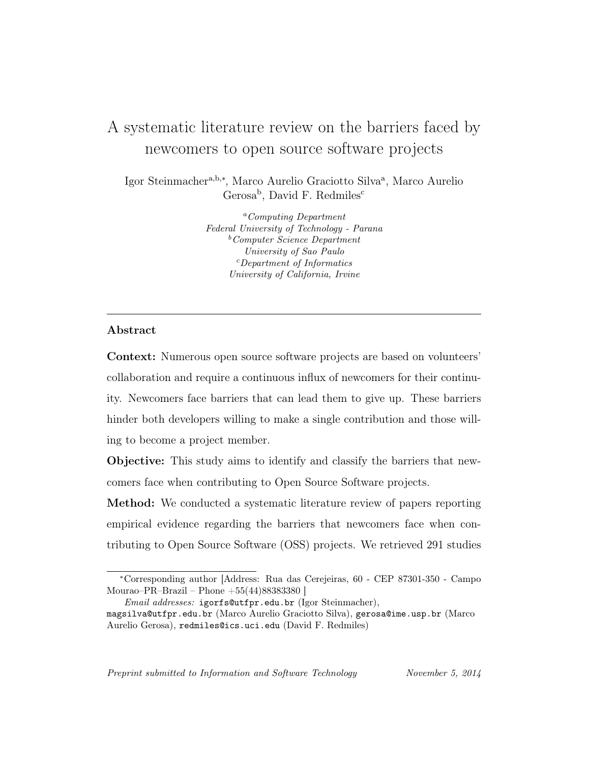# A systematic literature review on the barriers faced by newcomers to open source software projects

Igor Steinmacher[a,b,*], Marco Aurelio Graciotto Silva[a], Marco Aurelio Gerosa[b], David F. Redmiles[c]

[a] *Computing Department*
*Federal University of Technology - Parana*
[b] *Computer Science Department*
*University of Sao Paulo*
[c] *Department of Informatics*
*University of California, Irvine*

---

## Abstract

**Context:** Numerous open source software projects are based on volunteers' collaboration and require a continuous influx of newcomers for their continuity. Newcomers face barriers that can lead them to give up. These barriers hinder both developers willing to make a single contribution and those willing to become a project member.

**Objective:** This study aims to identify and classify the barriers that newcomers face when contributing to Open Source Software projects.

**Method:** We conducted a systematic literature review of papers reporting empirical evidence regarding the barriers that newcomers face when contributing to Open Source Software (OSS) projects. We retrieved 291 studies

---

*Corresponding author [Address: Rua das Cerejeiras, 60 - CEP 87301-350 - Campo Mourao–PR–Brazil – Phone +55(44)88383380 ]

*Email addresses:* igorfs@utfpr.edu.br (Igor Steinmacher), magsilva@utfpr.edu.br (Marco Aurelio Graciotto Silva), gerosa@ime.usp.br (Marco Aurelio Gerosa), redmiles@ics.uci.edu (David F. Redmiles)

*Preprint submitted to Information and Software Technology* *November 5, 2014*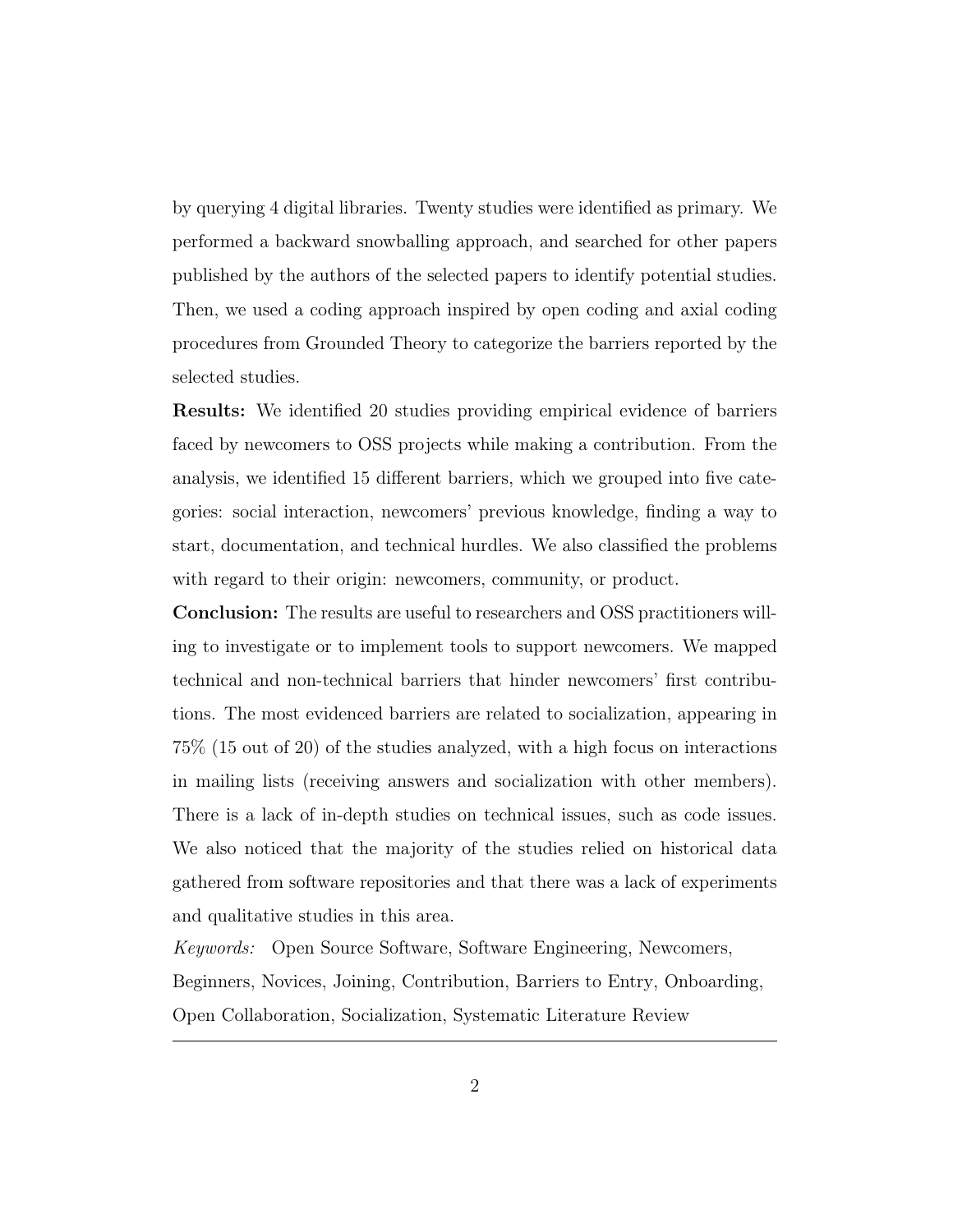by querying 4 digital libraries. Twenty studies were identified as primary. We performed a backward snowballing approach, and searched for other papers published by the authors of the selected papers to identify potential studies. Then, we used a coding approach inspired by open coding and axial coding procedures from Grounded Theory to categorize the barriers reported by the selected studies.

**Results:** We identified 20 studies providing empirical evidence of barriers faced by newcomers to OSS projects while making a contribution. From the analysis, we identified 15 different barriers, which we grouped into five categories: social interaction, newcomers' previous knowledge, finding a way to start, documentation, and technical hurdles. We also classified the problems with regard to their origin: newcomers, community, or product.

**Conclusion:** The results are useful to researchers and OSS practitioners willing to investigate or to implement tools to support newcomers. We mapped technical and non-technical barriers that hinder newcomers' first contributions. The most evidenced barriers are related to socialization, appearing in 75% (15 out of 20) of the studies analyzed, with a high focus on interactions in mailing lists (receiving answers and socialization with other members). There is a lack of in-depth studies on technical issues, such as code issues. We also noticed that the majority of the studies relied on historical data gathered from software repositories and that there was a lack of experiments and qualitative studies in this area.

*Keywords:* Open Source Software, Software Engineering, Newcomers, Beginners, Novices, Joining, Contribution, Barriers to Entry, Onboarding, Open Collaboration, Socialization, Systematic Literature Review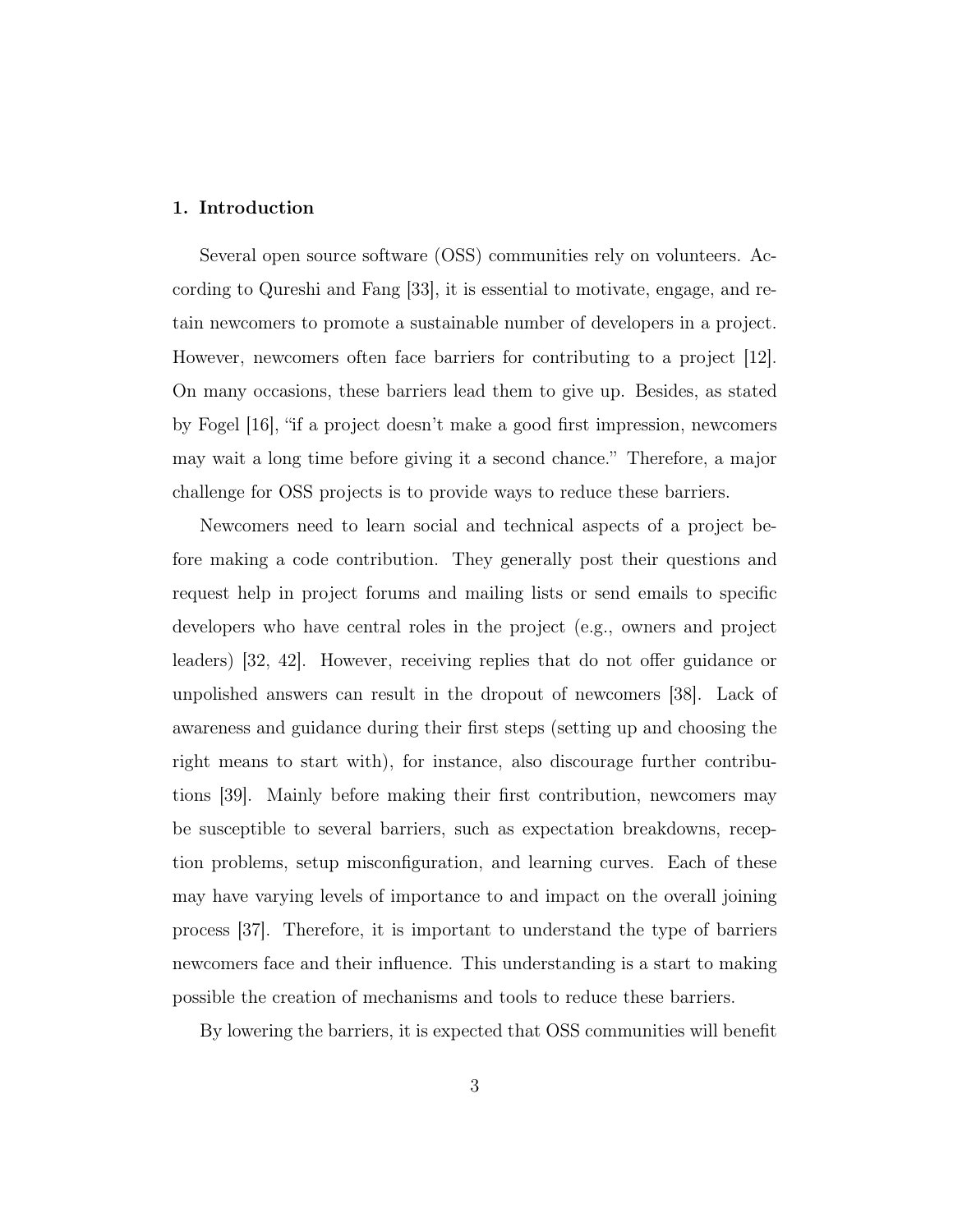## 1. Introduction

Several open source software (OSS) communities rely on volunteers. According to Qureshi and Fang [33], it is essential to motivate, engage, and retain newcomers to promote a sustainable number of developers in a project. However, newcomers often face barriers for contributing to a project [12]. On many occasions, these barriers lead them to give up. Besides, as stated by Fogel [16], "if a project doesn't make a good first impression, newcomers may wait a long time before giving it a second chance." Therefore, a major challenge for OSS projects is to provide ways to reduce these barriers.

Newcomers need to learn social and technical aspects of a project before making a code contribution. They generally post their questions and request help in project forums and mailing lists or send emails to specific developers who have central roles in the project (e.g., owners and project leaders) [32, 42]. However, receiving replies that do not offer guidance or unpolished answers can result in the dropout of newcomers [38]. Lack of awareness and guidance during their first steps (setting up and choosing the right means to start with), for instance, also discourage further contributions [39]. Mainly before making their first contribution, newcomers may be susceptible to several barriers, such as expectation breakdowns, reception problems, setup misconfiguration, and learning curves. Each of these may have varying levels of importance to and impact on the overall joining process [37]. Therefore, it is important to understand the type of barriers newcomers face and their influence. This understanding is a start to making possible the creation of mechanisms and tools to reduce these barriers.

By lowering the barriers, it is expected that OSS communities will benefit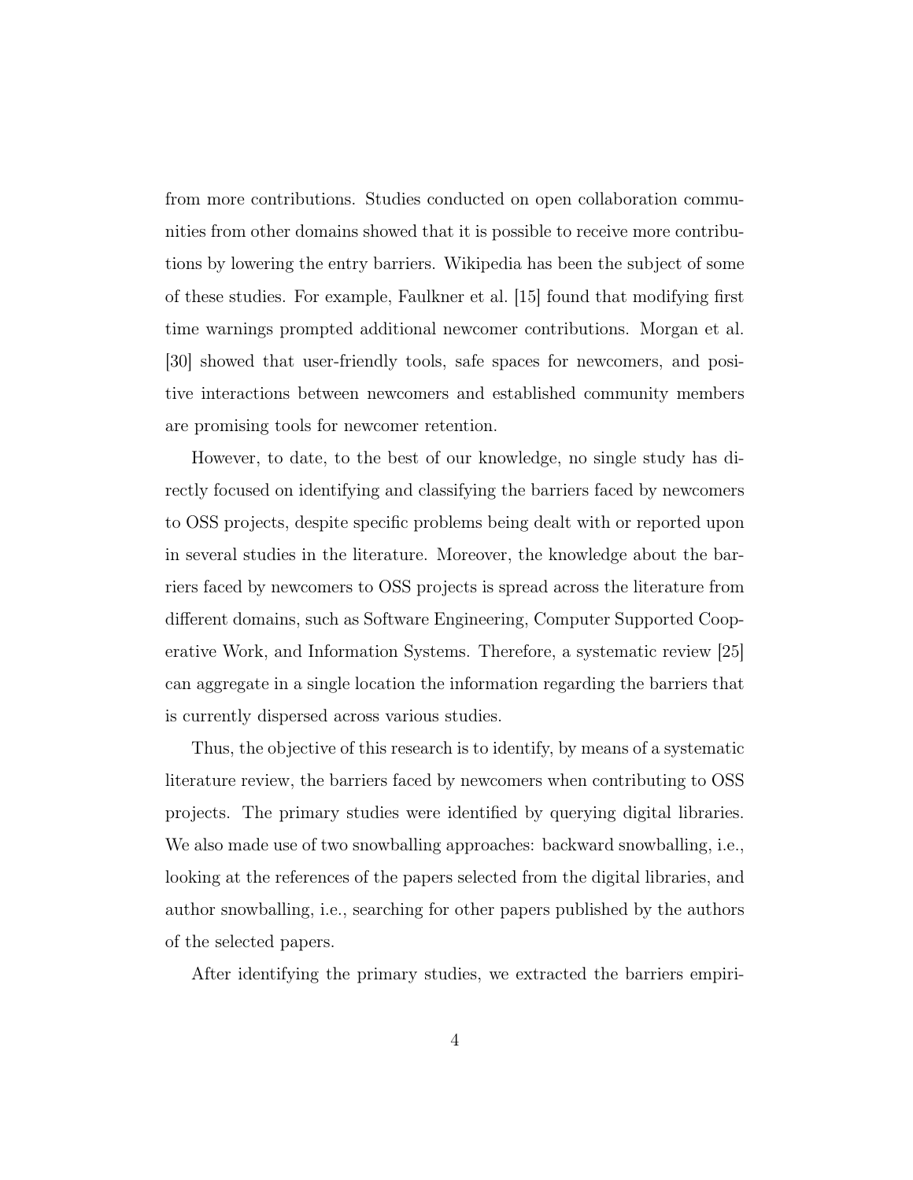from more contributions. Studies conducted on open collaboration communities from other domains showed that it is possible to receive more contributions by lowering the entry barriers. Wikipedia has been the subject of some of these studies. For example, Faulkner et al. [15] found that modifying first time warnings prompted additional newcomer contributions. Morgan et al. [30] showed that user-friendly tools, safe spaces for newcomers, and positive interactions between newcomers and established community members are promising tools for newcomer retention.

However, to date, to the best of our knowledge, no single study has directly focused on identifying and classifying the barriers faced by newcomers to OSS projects, despite specific problems being dealt with or reported upon in several studies in the literature. Moreover, the knowledge about the barriers faced by newcomers to OSS projects is spread across the literature from different domains, such as Software Engineering, Computer Supported Cooperative Work, and Information Systems. Therefore, a systematic review [25] can aggregate in a single location the information regarding the barriers that is currently dispersed across various studies.

Thus, the objective of this research is to identify, by means of a systematic literature review, the barriers faced by newcomers when contributing to OSS projects. The primary studies were identified by querying digital libraries. We also made use of two snowballing approaches: backward snowballing, i.e., looking at the references of the papers selected from the digital libraries, and author snowballing, i.e., searching for other papers published by the authors of the selected papers.

After identifying the primary studies, we extracted the barriers empiri-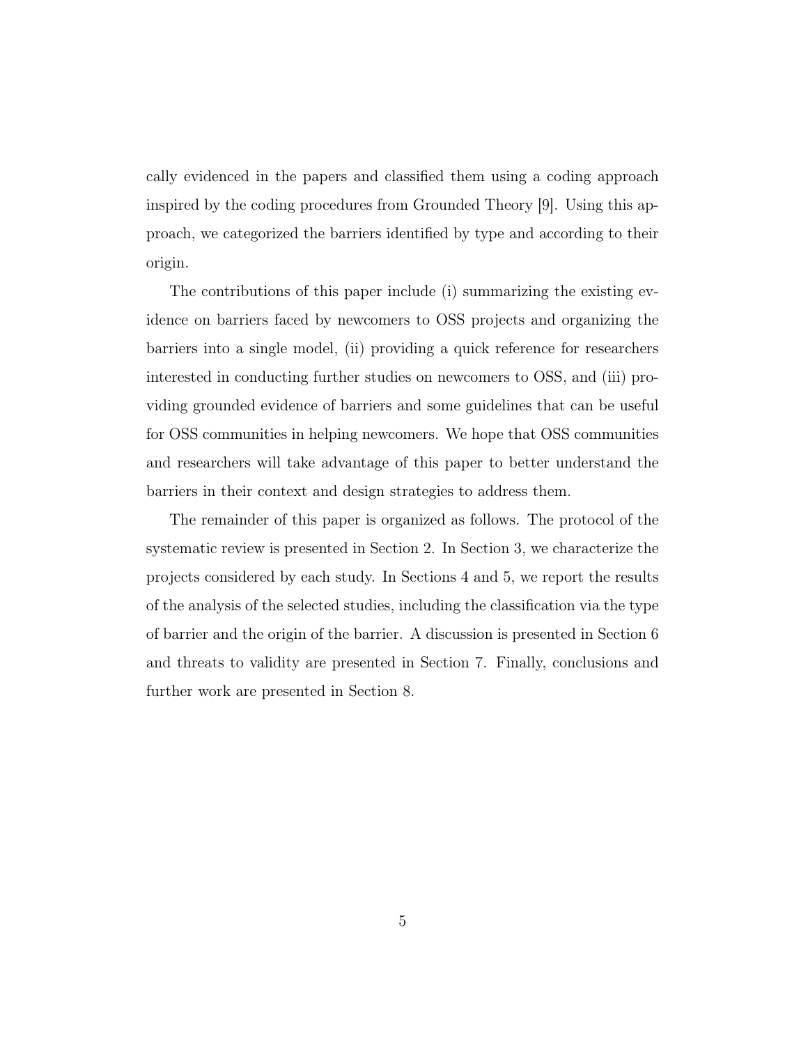cally evidenced in the papers and classified them using a coding approach inspired by the coding procedures from Grounded Theory [9]. Using this approach, we categorized the barriers identified by type and according to their origin.

The contributions of this paper include (i) summarizing the existing evidence on barriers faced by newcomers to OSS projects and organizing the barriers into a single model, (ii) providing a quick reference for researchers interested in conducting further studies on newcomers to OSS, and (iii) providing grounded evidence of barriers and some guidelines that can be useful for OSS communities in helping newcomers. We hope that OSS communities and researchers will take advantage of this paper to better understand the barriers in their context and design strategies to address them.

The remainder of this paper is organized as follows. The protocol of the systematic review is presented in Section 2. In Section 3, we characterize the projects considered by each study. In Sections 4 and 5, we report the results of the analysis of the selected studies, including the classification via the type of barrier and the origin of the barrier. A discussion is presented in Section 6 and threats to validity are presented in Section 7. Finally, conclusions and further work are presented in Section 8.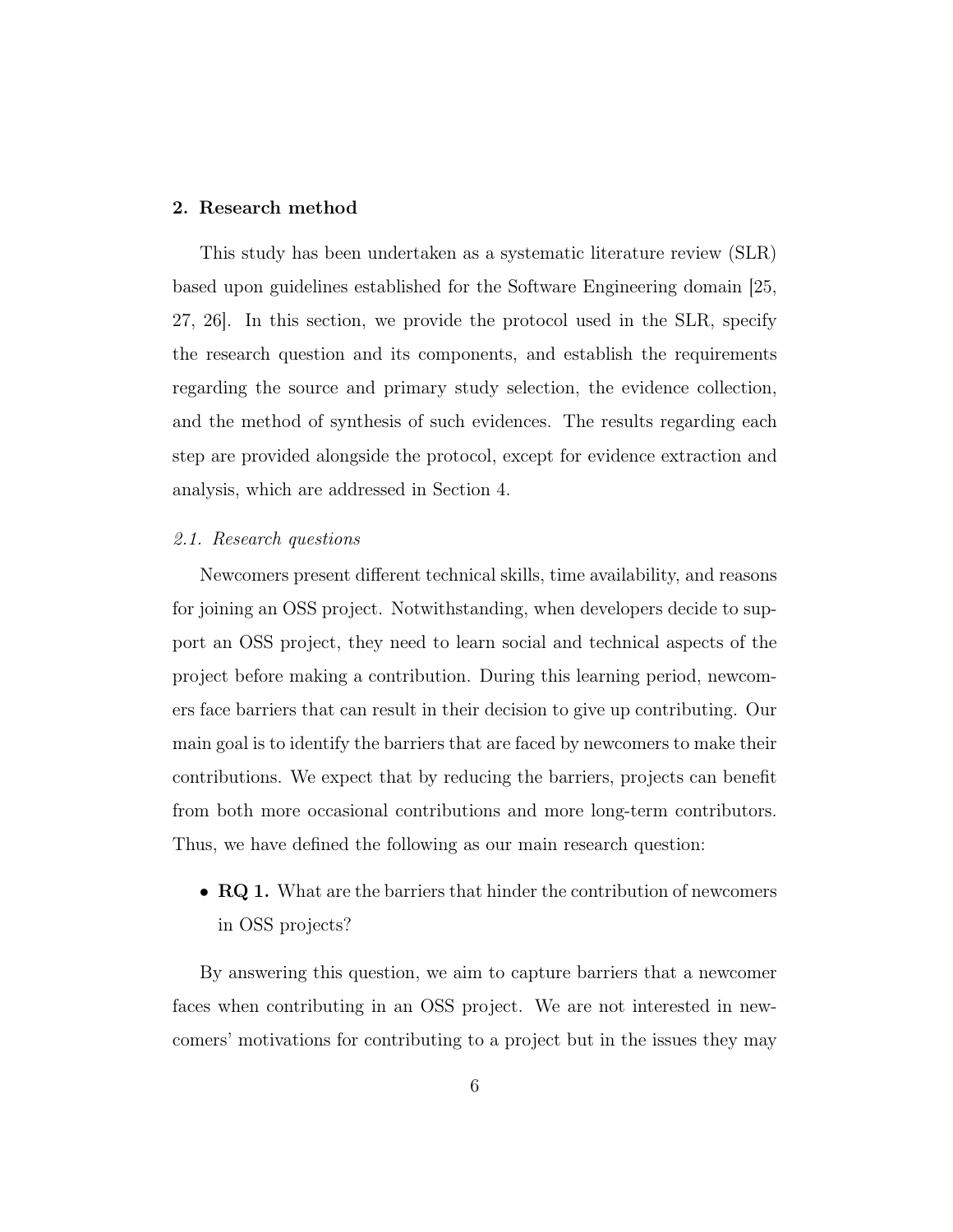## 2. Research method

This study has been undertaken as a systematic literature review (SLR) based upon guidelines established for the Software Engineering domain [25, 27, 26]. In this section, we provide the protocol used in the SLR, specify the research question and its components, and establish the requirements regarding the source and primary study selection, the evidence collection, and the method of synthesis of such evidences. The results regarding each step are provided alongside the protocol, except for evidence extraction and analysis, which are addressed in Section 4.

### *2.1. Research questions*

Newcomers present different technical skills, time availability, and reasons for joining an OSS project. Notwithstanding, when developers decide to support an OSS project, they need to learn social and technical aspects of the project before making a contribution. During this learning period, newcomers face barriers that can result in their decision to give up contributing. Our main goal is to identify the barriers that are faced by newcomers to make their contributions. We expect that by reducing the barriers, projects can benefit from both more occasional contributions and more long-term contributors. Thus, we have defined the following as our main research question:

- **RQ 1.** What are the barriers that hinder the contribution of newcomers in OSS projects?

By answering this question, we aim to capture barriers that a newcomer faces when contributing in an OSS project. We are not interested in newcomers' motivations for contributing to a project but in the issues they may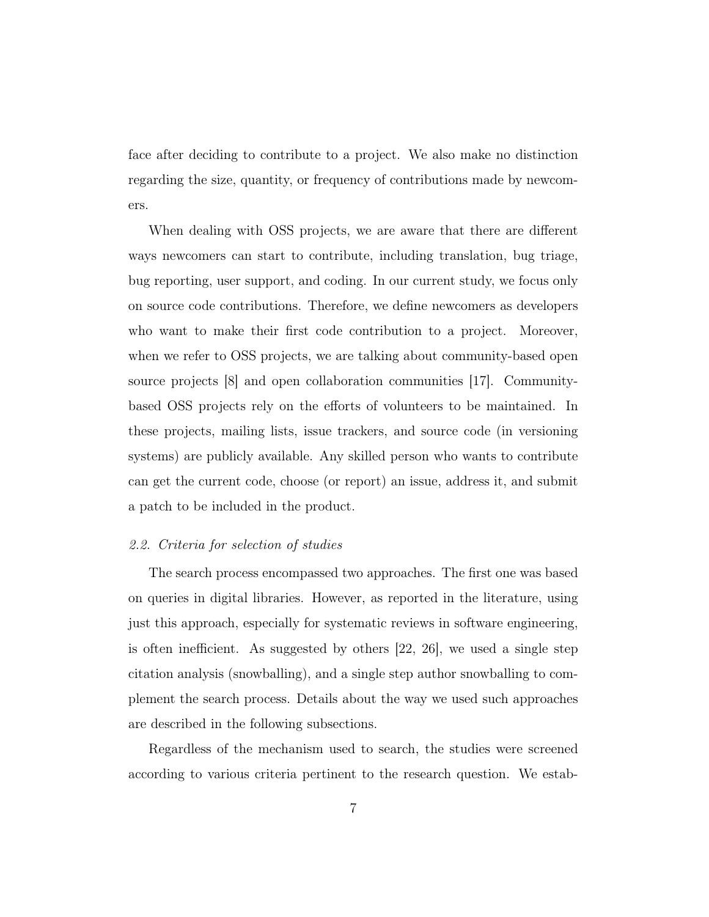face after deciding to contribute to a project. We also make no distinction regarding the size, quantity, or frequency of contributions made by newcomers.

When dealing with OSS projects, we are aware that there are different ways newcomers can start to contribute, including translation, bug triage, bug reporting, user support, and coding. In our current study, we focus only on source code contributions. Therefore, we define newcomers as developers who want to make their first code contribution to a project. Moreover, when we refer to OSS projects, we are talking about community-based open source projects [8] and open collaboration communities [17]. Community-based OSS projects rely on the efforts of volunteers to be maintained. In these projects, mailing lists, issue trackers, and source code (in versioning systems) are publicly available. Any skilled person who wants to contribute can get the current code, choose (or report) an issue, address it, and submit a patch to be included in the product.

### *2.2. Criteria for selection of studies*

The search process encompassed two approaches. The first one was based on queries in digital libraries. However, as reported in the literature, using just this approach, especially for systematic reviews in software engineering, is often inefficient. As suggested by others [22, 26], we used a single step citation analysis (snowballing), and a single step author snowballing to complement the search process. Details about the way we used such approaches are described in the following subsections.

Regardless of the mechanism used to search, the studies were screened according to various criteria pertinent to the research question. We estab-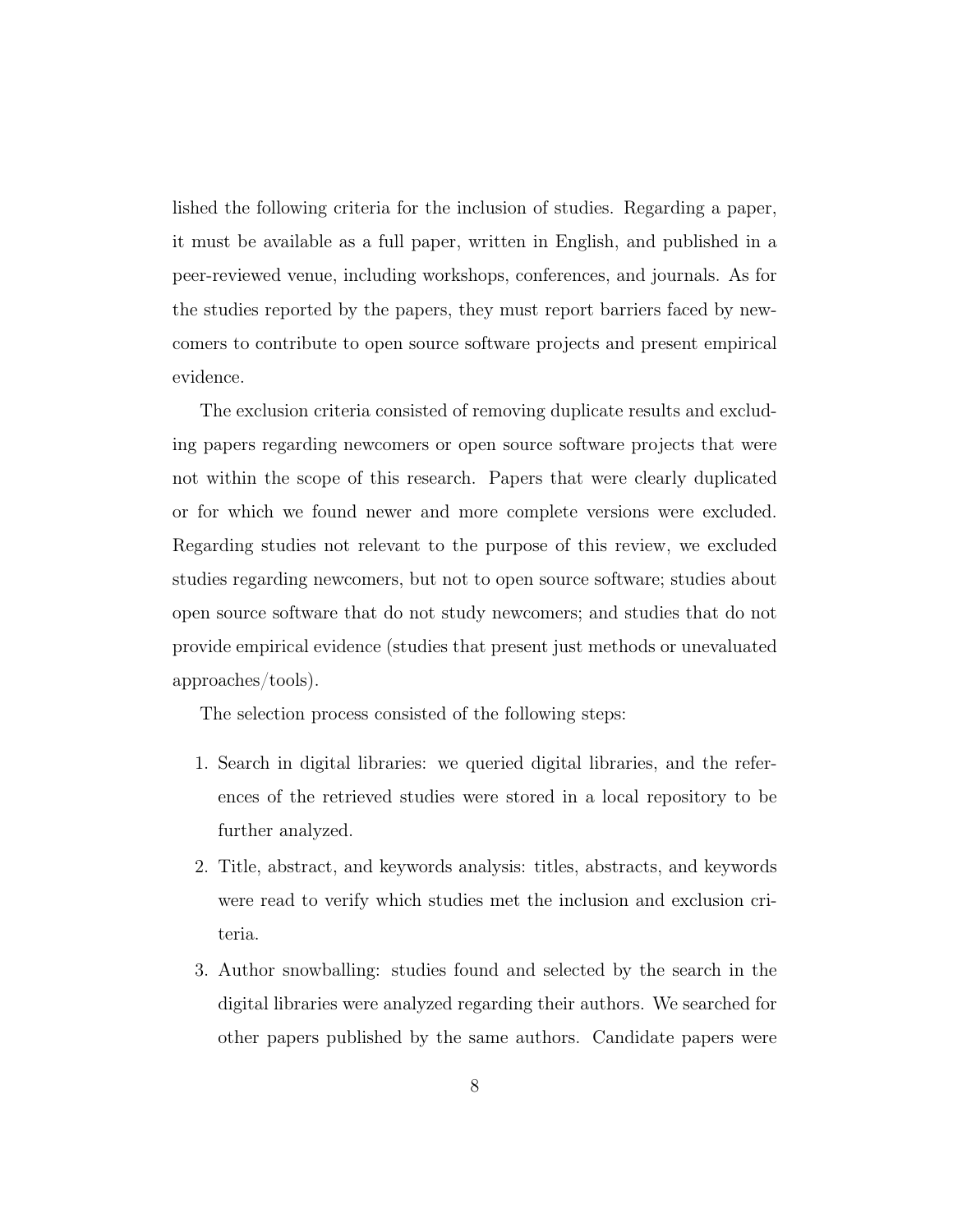lished the following criteria for the inclusion of studies. Regarding a paper, it must be available as a full paper, written in English, and published in a peer-reviewed venue, including workshops, conferences, and journals. As for the studies reported by the papers, they must report barriers faced by newcomers to contribute to open source software projects and present empirical evidence.

The exclusion criteria consisted of removing duplicate results and excluding papers regarding newcomers or open source software projects that were not within the scope of this research. Papers that were clearly duplicated or for which we found newer and more complete versions were excluded. Regarding studies not relevant to the purpose of this review, we excluded studies regarding newcomers, but not to open source software; studies about open source software that do not study newcomers; and studies that do not provide empirical evidence (studies that present just methods or unevaluated approaches/tools).

The selection process consisted of the following steps:

1. Search in digital libraries: we queried digital libraries, and the references of the retrieved studies were stored in a local repository to be further analyzed.
2. Title, abstract, and keywords analysis: titles, abstracts, and keywords were read to verify which studies met the inclusion and exclusion criteria.
3. Author snowballing: studies found and selected by the search in the digital libraries were analyzed regarding their authors. We searched for other papers published by the same authors. Candidate papers were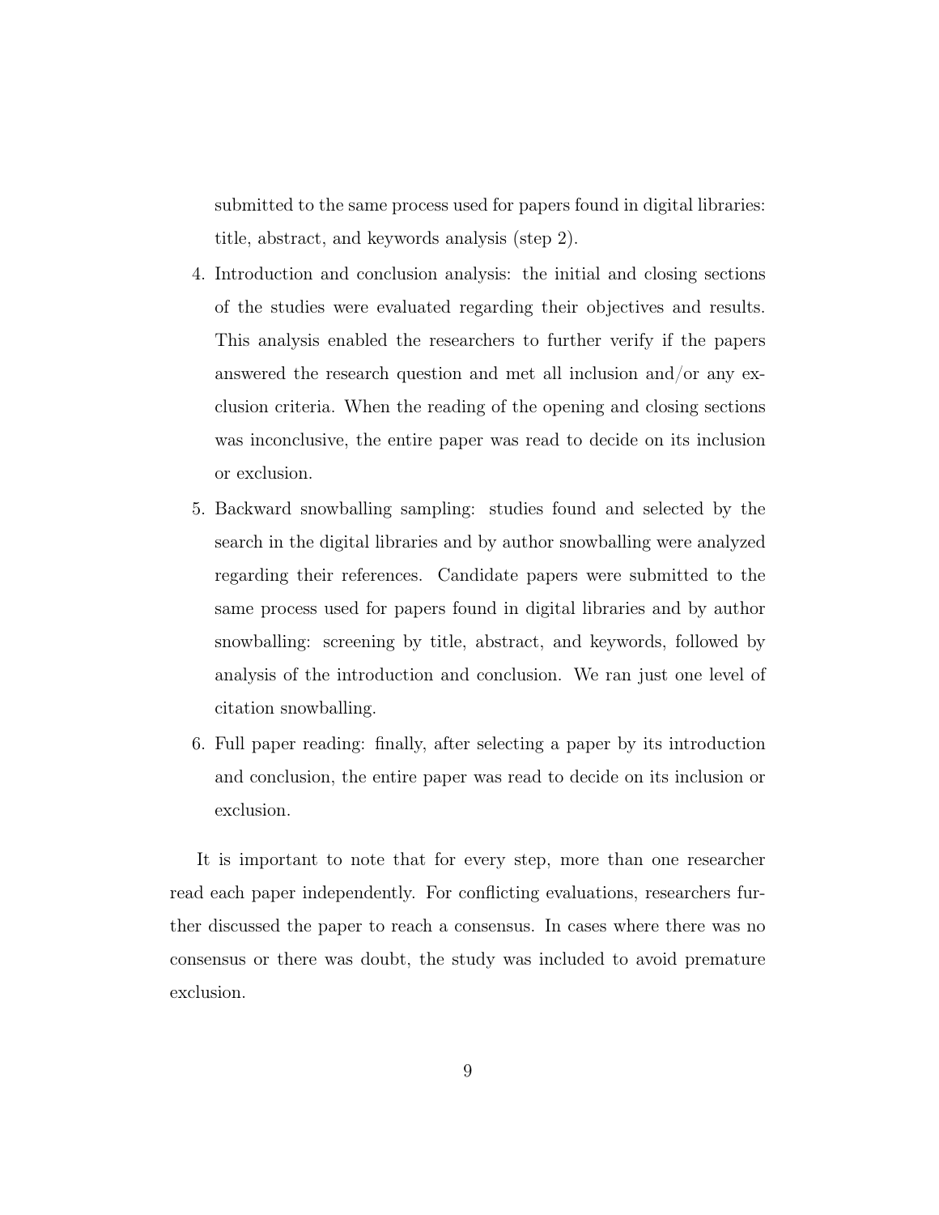submitted to the same process used for papers found in digital libraries: title, abstract, and keywords analysis (step 2).

4. Introduction and conclusion analysis: the initial and closing sections of the studies were evaluated regarding their objectives and results. This analysis enabled the researchers to further verify if the papers answered the research question and met all inclusion and/or any exclusion criteria. When the reading of the opening and closing sections was inconclusive, the entire paper was read to decide on its inclusion or exclusion.
5. Backward snowballing sampling: studies found and selected by the search in the digital libraries and by author snowballing were analyzed regarding their references. Candidate papers were submitted to the same process used for papers found in digital libraries and by author snowballing: screening by title, abstract, and keywords, followed by analysis of the introduction and conclusion. We ran just one level of citation snowballing.
6. Full paper reading: finally, after selecting a paper by its introduction and conclusion, the entire paper was read to decide on its inclusion or exclusion.

It is important to note that for every step, more than one researcher read each paper independently. For conflicting evaluations, researchers further discussed the paper to reach a consensus. In cases where there was no consensus or there was doubt, the study was included to avoid premature exclusion.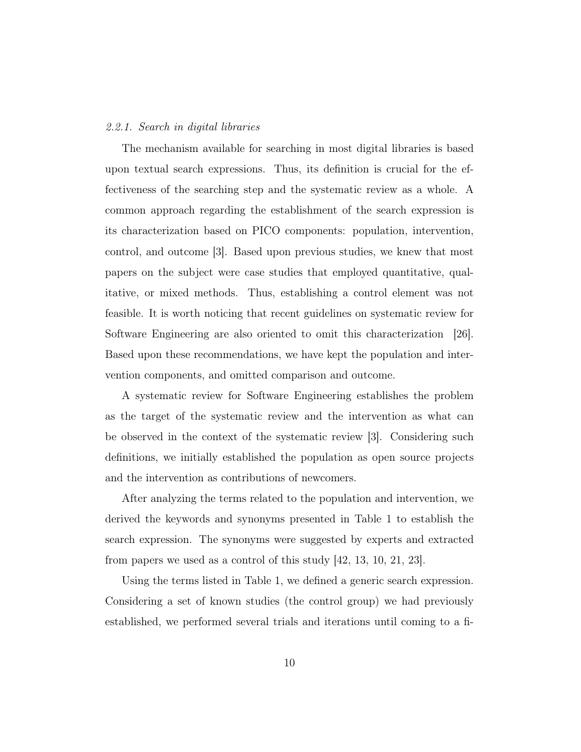#### *2.2.1. Search in digital libraries*

The mechanism available for searching in most digital libraries is based upon textual search expressions. Thus, its definition is crucial for the effectiveness of the searching step and the systematic review as a whole. A common approach regarding the establishment of the search expression is its characterization based on PICO components: population, intervention, control, and outcome [3]. Based upon previous studies, we knew that most papers on the subject were case studies that employed quantitative, qualitative, or mixed methods. Thus, establishing a control element was not feasible. It is worth noticing that recent guidelines on systematic review for Software Engineering are also oriented to omit this characterization [26]. Based upon these recommendations, we have kept the population and intervention components, and omitted comparison and outcome.

A systematic review for Software Engineering establishes the problem as the target of the systematic review and the intervention as what can be observed in the context of the systematic review [3]. Considering such definitions, we initially established the population as open source projects and the intervention as contributions of newcomers.

After analyzing the terms related to the population and intervention, we derived the keywords and synonyms presented in Table 1 to establish the search expression. The synonyms were suggested by experts and extracted from papers we used as a control of this study [42, 13, 10, 21, 23].

Using the terms listed in Table 1, we defined a generic search expression. Considering a set of known studies (the control group) we had previously established, we performed several trials and iterations until coming to a fi-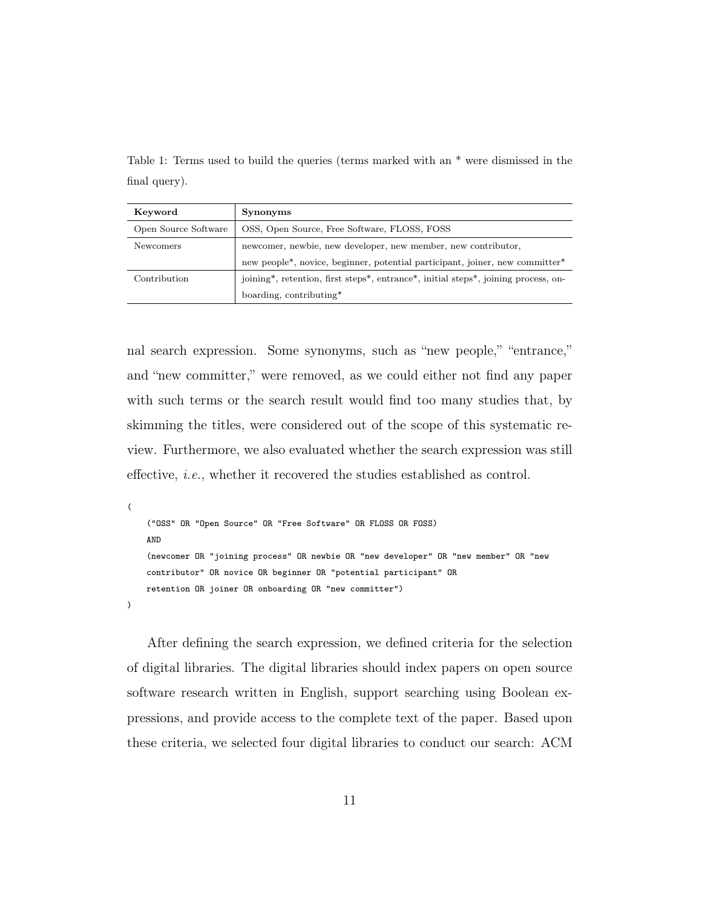Table 1: Terms used to build the queries (terms marked with an * were dismissed in the final query).

| Keyword | Synonyms |
|---|---|
| Open Source Software | OSS, Open Source, Free Software, FLOSS, FOSS |
| Newcomers | newcomer, newbie, new developer, new member, new contributor, new people*, novice, beginner, potential participant, joiner, new committer* |
| Contribution | joining*, retention, first steps*, entrance*, initial steps*, joining process, onboarding, contributing* |

nal search expression. Some synonyms, such as "new people," "entrance," and "new committer," were removed, as we could either not find any paper with such terms or the search result would find too many studies that, by skimming the titles, were considered out of the scope of this systematic review. Furthermore, we also evaluated whether the search expression was still effective, *i.e.*, whether it recovered the studies established as control.

```
(
    ("OSS" OR "Open Source" OR "Free Software" OR FLOSS OR FOSS)
    AND
    (newcomer OR "joining process" OR newbie OR "new developer" OR "new member" OR "new
    contributor" OR novice OR beginner OR "potential participant" OR
    retention OR joiner OR onboarding OR "new committer")
)
```

After defining the search expression, we defined criteria for the selection of digital libraries. The digital libraries should index papers on open source software research written in English, support searching using Boolean expressions, and provide access to the complete text of the paper. Based upon these criteria, we selected four digital libraries to conduct our search: ACM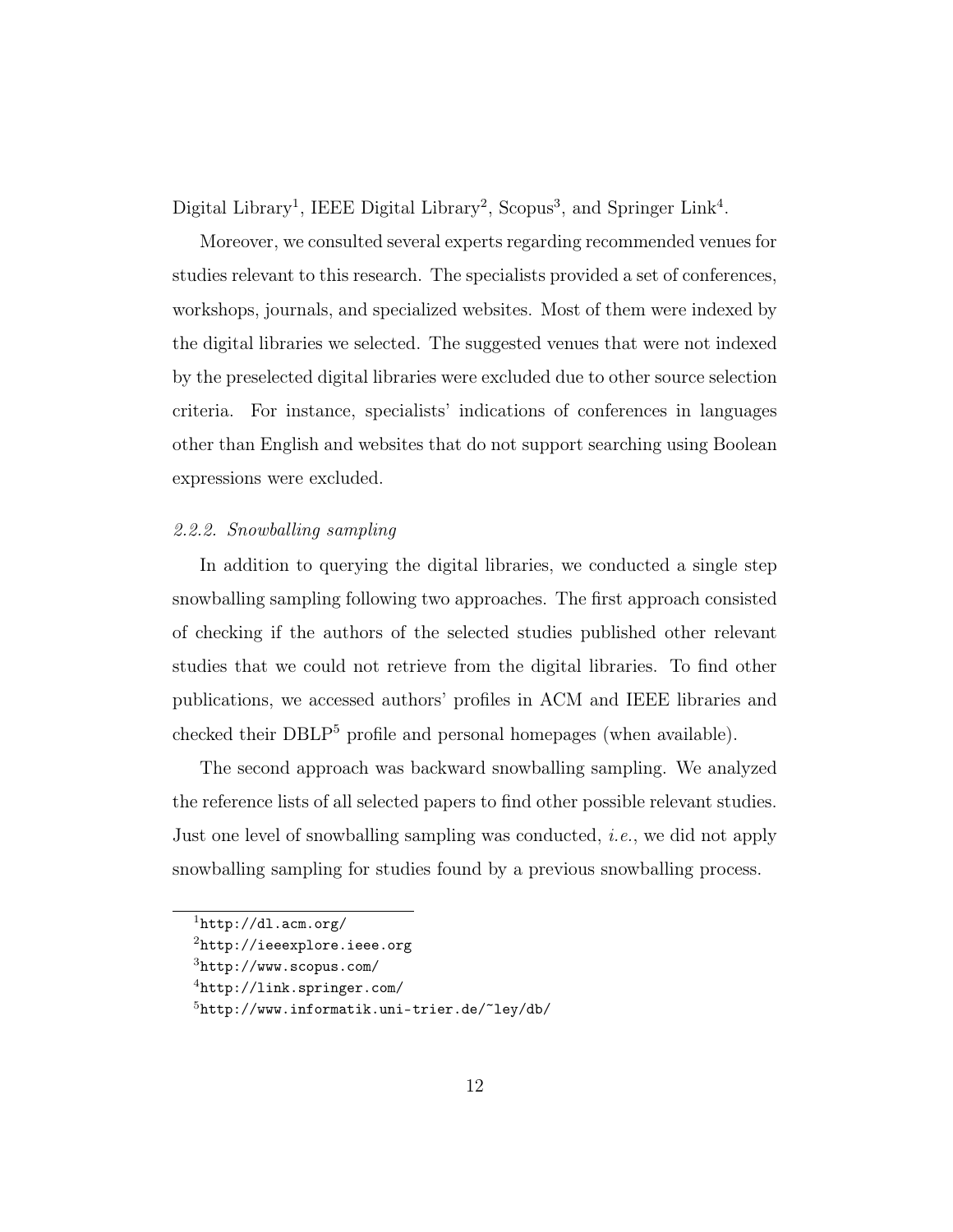Digital Library[1], IEEE Digital Library[2], Scopus[3], and Springer Link[4].

Moreover, we consulted several experts regarding recommended venues for studies relevant to this research. The specialists provided a set of conferences, workshops, journals, and specialized websites. Most of them were indexed by the digital libraries we selected. The suggested venues that were not indexed by the preselected digital libraries were excluded due to other source selection criteria. For instance, specialists' indications of conferences in languages other than English and websites that do not support searching using Boolean expressions were excluded.

#### *2.2.2. Snowballing sampling*

In addition to querying the digital libraries, we conducted a single step snowballing sampling following two approaches. The first approach consisted of checking if the authors of the selected studies published other relevant studies that we could not retrieve from the digital libraries. To find other publications, we accessed authors' profiles in ACM and IEEE libraries and checked their DBLP[5] profile and personal homepages (when available).

The second approach was backward snowballing sampling. We analyzed the reference lists of all selected papers to find other possible relevant studies. Just one level of snowballing sampling was conducted, *i.e.*, we did not apply snowballing sampling for studies found by a previous snowballing process.

---

[1] `http://dl.acm.org/`

[2] `http://ieeexplore.ieee.org`

[3] `http://www.scopus.com/`

[4] `http://link.springer.com/`

[5] `http://www.informatik.uni-trier.de/~ley/db/`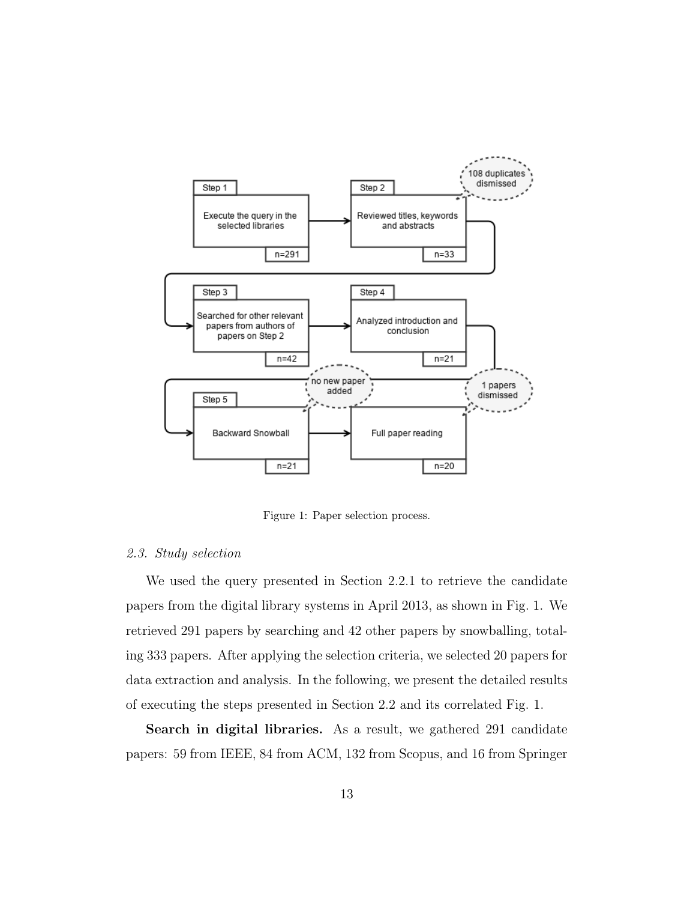Figure 1: Paper selection process.

### 2.3. Study selection

We used the query presented in Section 2.2.1 to retrieve the candidate papers from the digital library systems in April 2013, as shown in Fig. 1. We retrieved 291 papers by searching and 42 other papers by snowballing, totaling 333 papers. After applying the selection criteria, we selected 20 papers for data extraction and analysis. In the following, we present the detailed results of executing the steps presented in Section 2.2 and its correlated Fig. 1.

**Search in digital libraries.** As a result, we gathered 291 candidate papers: 59 from IEEE, 84 from ACM, 132 from Scopus, and 16 from Springer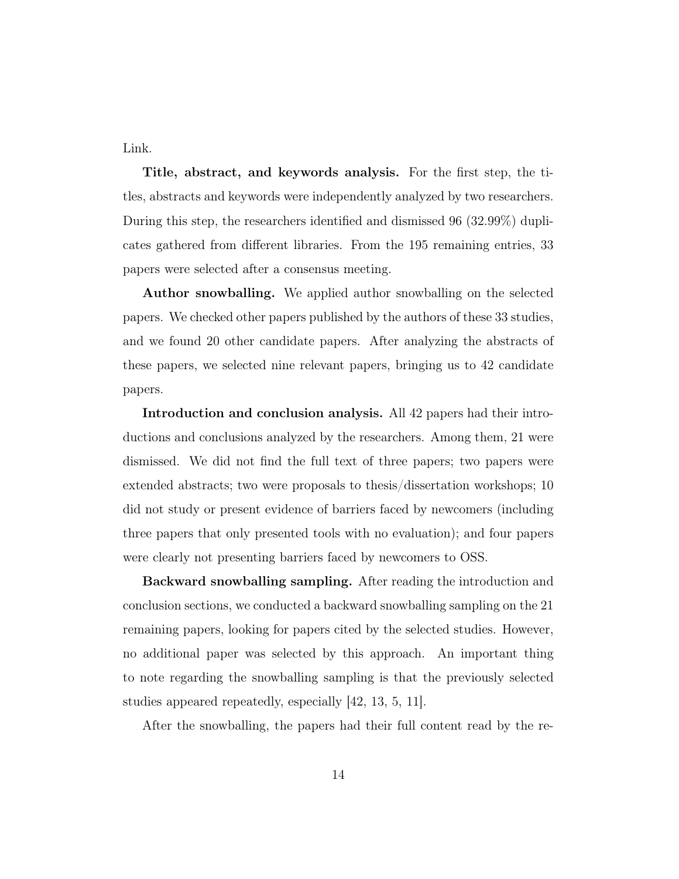Link.

**Title, abstract, and keywords analysis.** For the first step, the titles, abstracts and keywords were independently analyzed by two researchers. During this step, the researchers identified and dismissed 96 (32.99%) duplicates gathered from different libraries. From the 195 remaining entries, 33 papers were selected after a consensus meeting.

**Author snowballing.** We applied author snowballing on the selected papers. We checked other papers published by the authors of these 33 studies, and we found 20 other candidate papers. After analyzing the abstracts of these papers, we selected nine relevant papers, bringing us to 42 candidate papers.

**Introduction and conclusion analysis.** All 42 papers had their introductions and conclusions analyzed by the researchers. Among them, 21 were dismissed. We did not find the full text of three papers; two papers were extended abstracts; two were proposals to thesis/dissertation workshops; 10 did not study or present evidence of barriers faced by newcomers (including three papers that only presented tools with no evaluation); and four papers were clearly not presenting barriers faced by newcomers to OSS.

**Backward snowballing sampling.** After reading the introduction and conclusion sections, we conducted a backward snowballing sampling on the 21 remaining papers, looking for papers cited by the selected studies. However, no additional paper was selected by this approach. An important thing to note regarding the snowballing sampling is that the previously selected studies appeared repeatedly, especially [42, 13, 5, 11].

After the snowballing, the papers had their full content read by the re-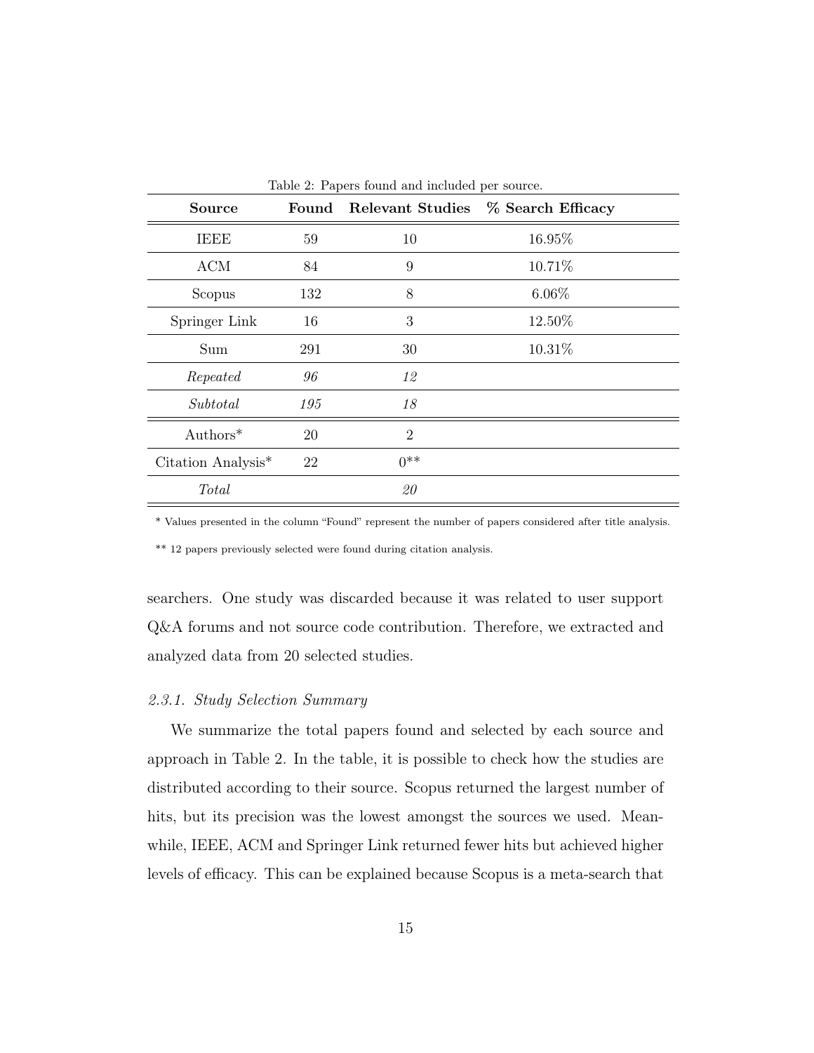Table 2: Papers found and included per source.

| Source | Found | Relevant Studies | % Search Efficacy |
|---|---|---|---|
| IEEE | 59 | 10 | 16.95% |
| ACM | 84 | 9 | 10.71% |
| Scopus | 132 | 8 | 6.06% |
| Springer Link | 16 | 3 | 12.50% |
| Sum | 291 | 30 | 10.31% |
| *Repeated* | *96* | *12* | |
| *Subtotal* | *195* | *18* | |
| Authors* | 20 | 2 | |
| Citation Analysis* | 22 | 0** | |
| *Total* | | *20* | |

\* Values presented in the column "Found" represent the number of papers considered after title analysis.

\** 12 papers previously selected were found during citation analysis.

searchers. One study was discarded because it was related to user support Q&A forums and not source code contribution. Therefore, we extracted and analyzed data from 20 selected studies.

#### *2.3.1. Study Selection Summary*

We summarize the total papers found and selected by each source and approach in Table 2. In the table, it is possible to check how the studies are distributed according to their source. Scopus returned the largest number of hits, but its precision was the lowest amongst the sources we used. Meanwhile, IEEE, ACM and Springer Link returned fewer hits but achieved higher levels of efficacy. This can be explained because Scopus is a meta-search that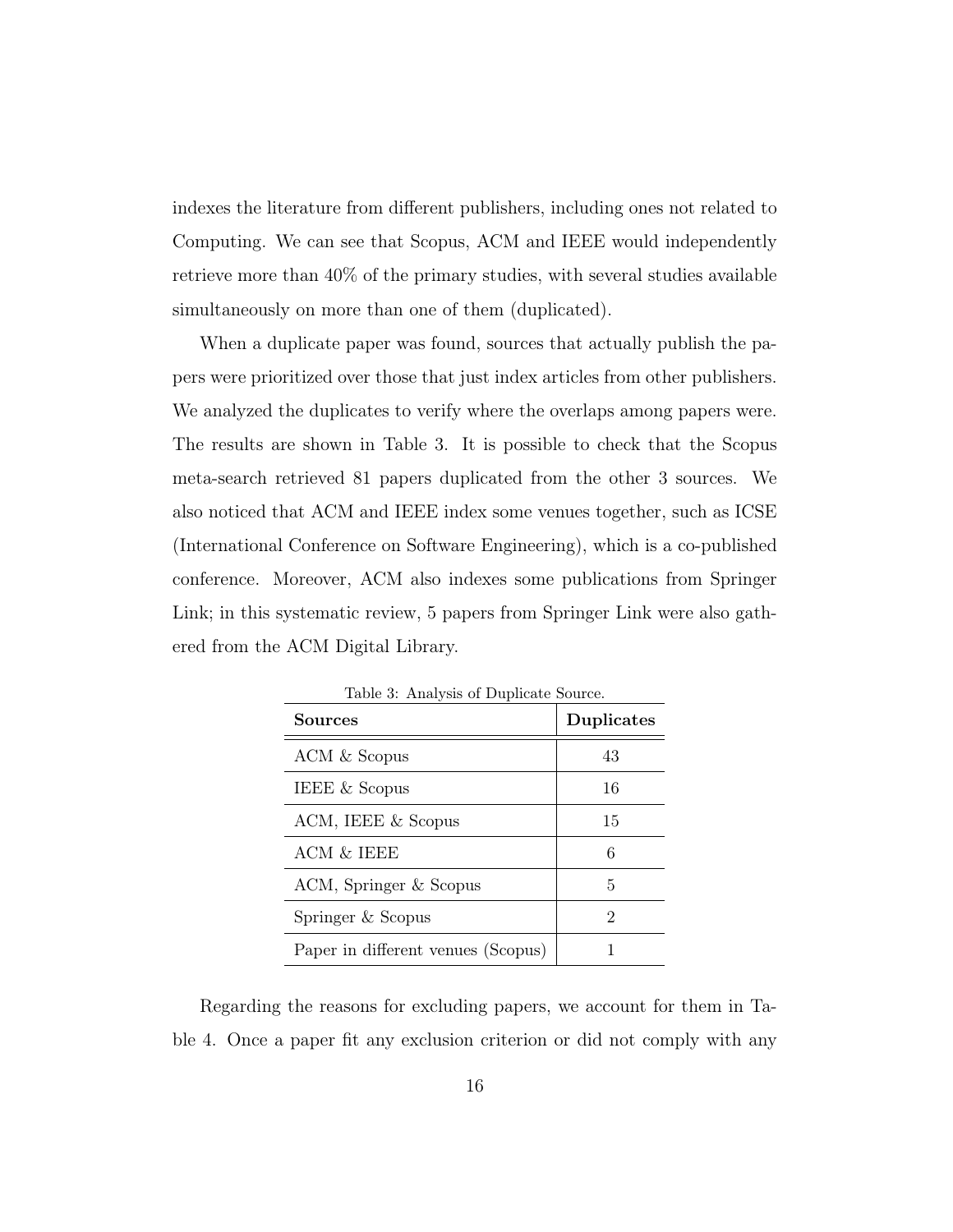indexes the literature from different publishers, including ones not related to Computing. We can see that Scopus, ACM and IEEE would independently retrieve more than 40% of the primary studies, with several studies available simultaneously on more than one of them (duplicated).

When a duplicate paper was found, sources that actually publish the papers were prioritized over those that just index articles from other publishers. We analyzed the duplicates to verify where the overlaps among papers were. The results are shown in Table 3. It is possible to check that the Scopus meta-search retrieved 81 papers duplicated from the other 3 sources. We also noticed that ACM and IEEE index some venues together, such as ICSE (International Conference on Software Engineering), which is a co-published conference. Moreover, ACM also indexes some publications from Springer Link; in this systematic review, 5 papers from Springer Link were also gathered from the ACM Digital Library.

Table 3: Analysis of Duplicate Source.

| **Sources** | **Duplicates** |
| --- | --- |
| ACM & Scopus | 43 |
| IEEE & Scopus | 16 |
| ACM, IEEE & Scopus | 15 |
| ACM & IEEE | 6 |
| ACM, Springer & Scopus | 5 |
| Springer & Scopus | 2 |
| Paper in different venues (Scopus) | 1 |

Regarding the reasons for excluding papers, we account for them in Table 4. Once a paper fit any exclusion criterion or did not comply with any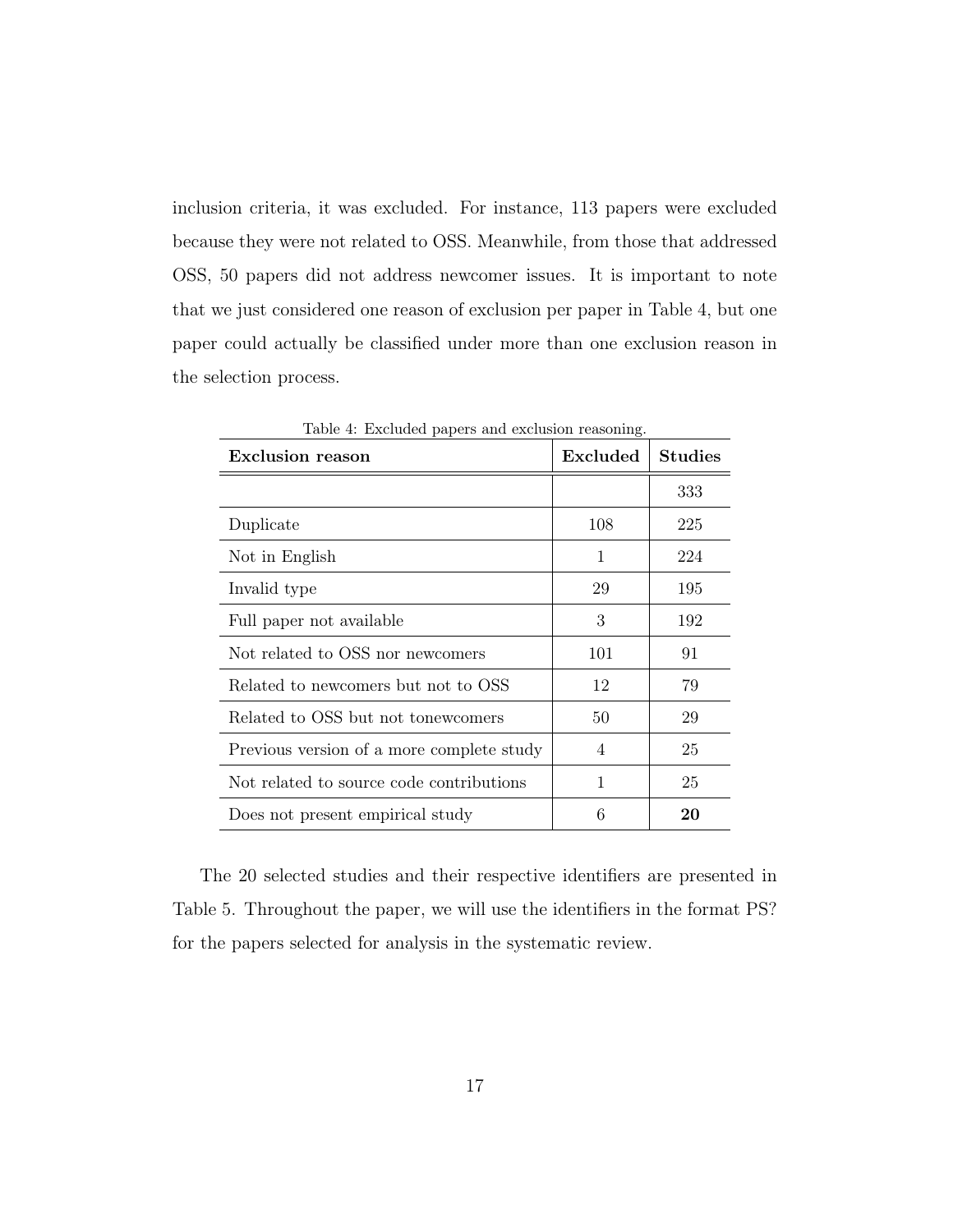inclusion criteria, it was excluded. For instance, 113 papers were excluded because they were not related to OSS. Meanwhile, from those that addressed OSS, 50 papers did not address newcomer issues. It is important to note that we just considered one reason of exclusion per paper in Table 4, but one paper could actually be classified under more than one exclusion reason in the selection process.

Table 4: Excluded papers and exclusion reasoning.

| **Exclusion reason** | **Excluded** | **Studies** |
|---|---|---|
| | | 333 |
| Duplicate | 108 | 225 |
| Not in English | 1 | 224 |
| Invalid type | 29 | 195 |
| Full paper not available | 3 | 192 |
| Not related to OSS nor newcomers | 101 | 91 |
| Related to newcomers but not to OSS | 12 | 79 |
| Related to OSS but not tonewcomers | 50 | 29 |
| Previous version of a more complete study | 4 | 25 |
| Not related to source code contributions | 1 | 25 |
| Does not present empirical study | 6 | **20** |

The 20 selected studies and their respective identifiers are presented in Table 5. Throughout the paper, we will use the identifiers in the format PS? for the papers selected for analysis in the systematic review.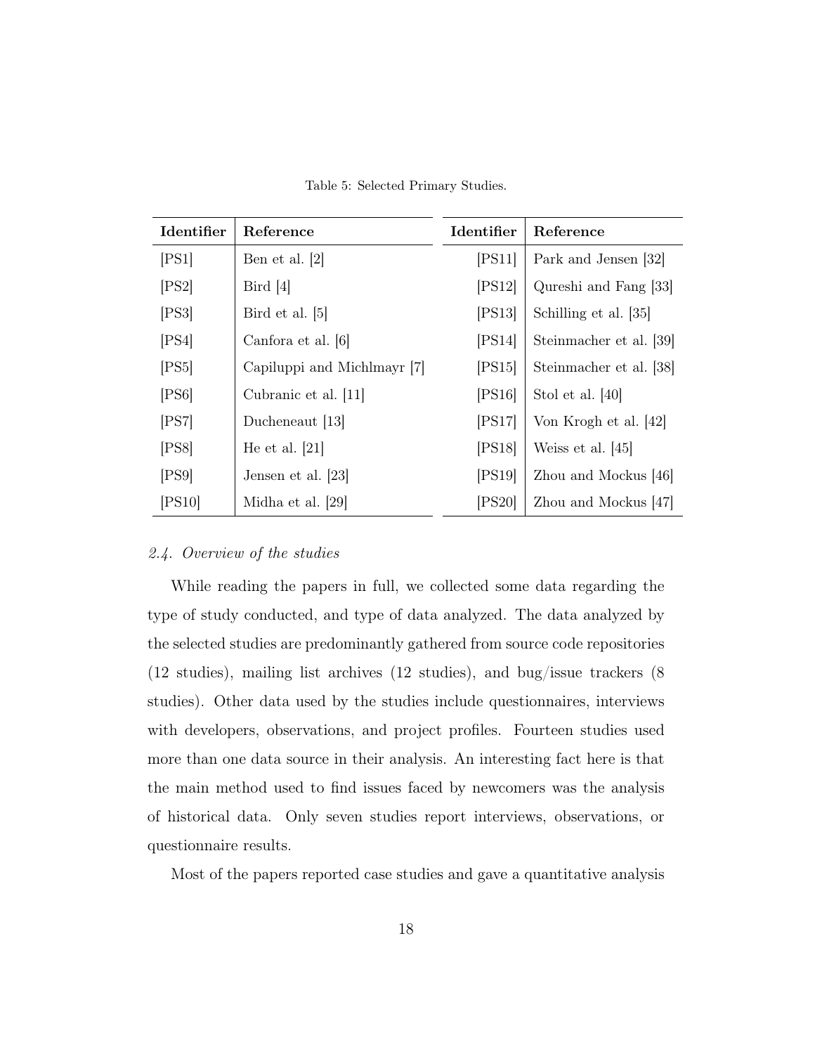Table 5: Selected Primary Studies.

| Identifier | Reference | Identifier | Reference |
| --- | --- | --- | --- |
| [PS1] | Ben et al. [2] | [PS11] | Park and Jensen [32] |
| [PS2] | Bird [4] | [PS12] | Qureshi and Fang [33] |
| [PS3] | Bird et al. [5] | [PS13] | Schilling et al. [35] |
| [PS4] | Canfora et al. [6] | [PS14] | Steinmacher et al. [39] |
| [PS5] | Capiluppi and Michlmayr [7] | [PS15] | Steinmacher et al. [38] |
| [PS6] | Cubranic et al. [11] | [PS16] | Stol et al. [40] |
| [PS7] | Ducheneaut [13] | [PS17] | Von Krogh et al. [42] |
| [PS8] | He et al. [21] | [PS18] | Weiss et al. [45] |
| [PS9] | Jensen et al. [23] | [PS19] | Zhou and Mockus [46] |
| [PS10] | Midha et al. [29] | [PS20] | Zhou and Mockus [47] |

### *2.4. Overview of the studies*

While reading the papers in full, we collected some data regarding the type of study conducted, and type of data analyzed. The data analyzed by the selected studies are predominantly gathered from source code repositories (12 studies), mailing list archives (12 studies), and bug/issue trackers (8 studies). Other data used by the studies include questionnaires, interviews with developers, observations, and project profiles. Fourteen studies used more than one data source in their analysis. An interesting fact here is that the main method used to find issues faced by newcomers was the analysis of historical data. Only seven studies report interviews, observations, or questionnaire results.

Most of the papers reported case studies and gave a quantitative analysis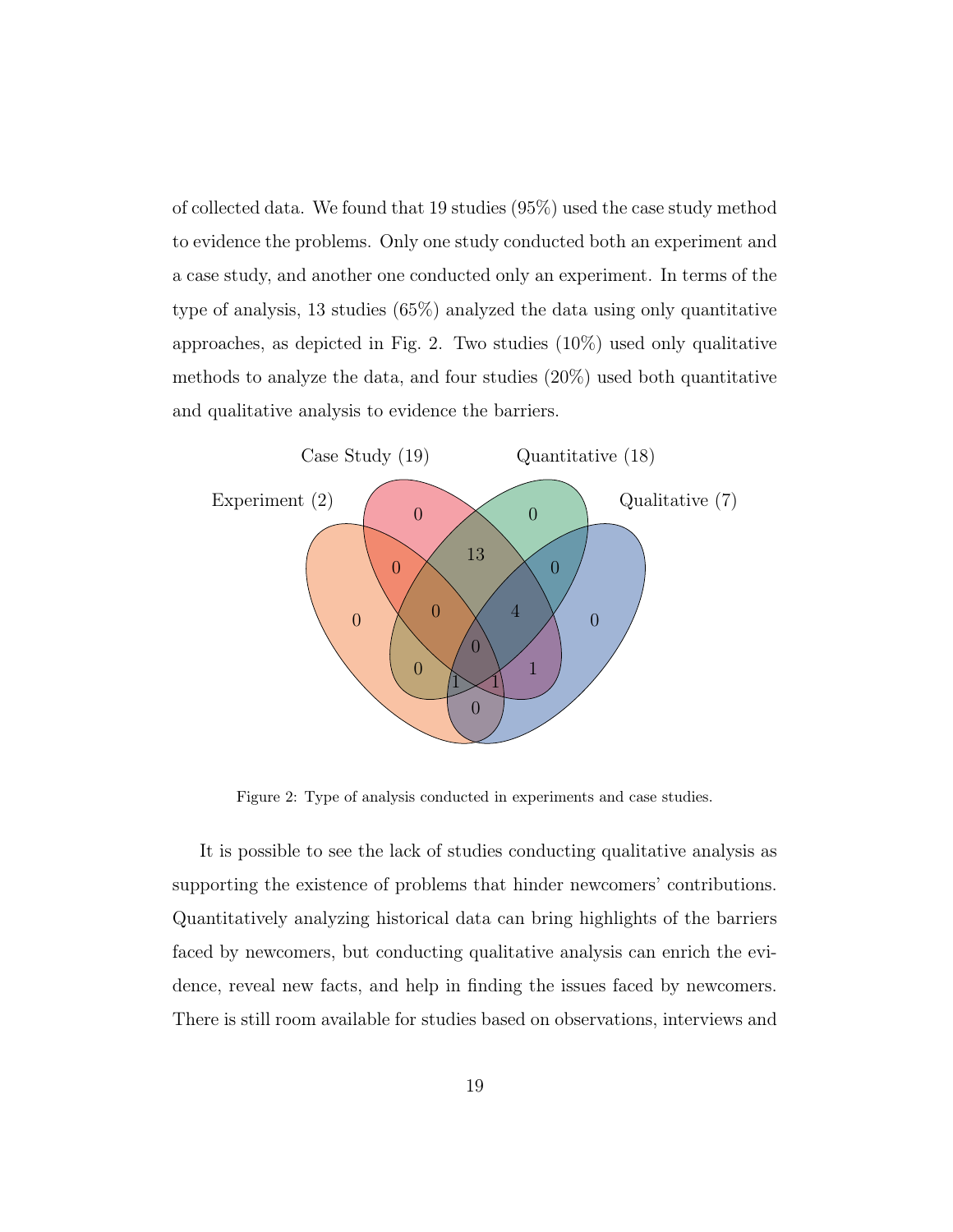of collected data. We found that 19 studies (95%) used the case study method to evidence the problems. Only one study conducted both an experiment and a case study, and another one conducted only an experiment. In terms of the type of analysis, 13 studies (65%) analyzed the data using only quantitative approaches, as depicted in Fig. 2. Two studies (10%) used only qualitative methods to analyze the data, and four studies (20%) used both quantitative and qualitative analysis to evidence the barriers.

Figure 2: Type of analysis conducted in experiments and case studies.

It is possible to see the lack of studies conducting qualitative analysis as supporting the existence of problems that hinder newcomers' contributions. Quantitatively analyzing historical data can bring highlights of the barriers faced by newcomers, but conducting qualitative analysis can enrich the evidence, reveal new facts, and help in finding the issues faced by newcomers. There is still room available for studies based on observations, interviews and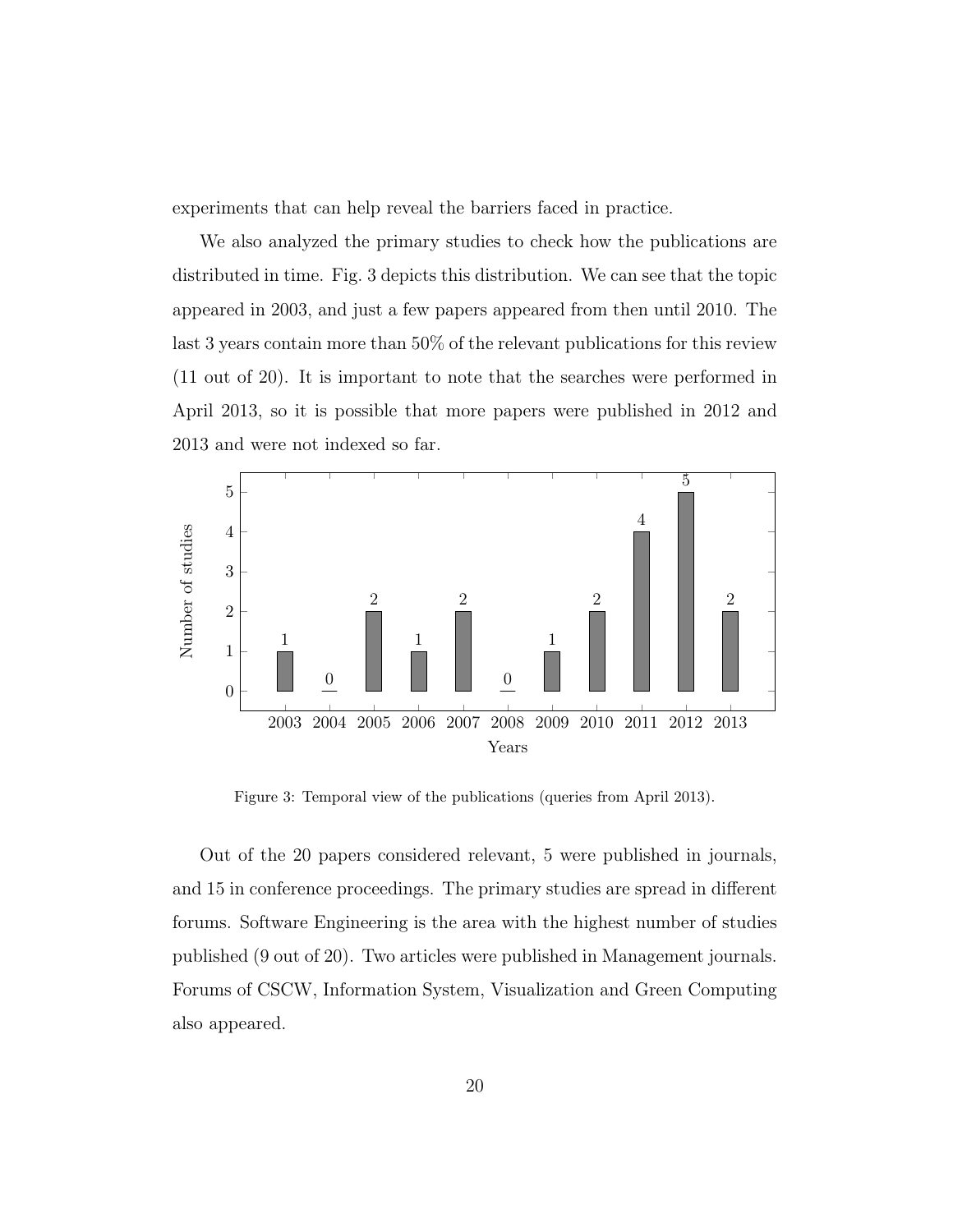experiments that can help reveal the barriers faced in practice.

We also analyzed the primary studies to check how the publications are distributed in time. Fig. 3 depicts this distribution. We can see that the topic appeared in 2003, and just a few papers appeared from then until 2010. The last 3 years contain more than 50% of the relevant publications for this review (11 out of 20). It is important to note that the searches were performed in April 2013, so it is possible that more papers were published in 2012 and 2013 and were not indexed so far.

| Years | 2003 | 2004 | 2005 | 2006 | 2007 | 2008 | 2009 | 2010 | 2011 | 2012 | 2013 |
|---|---|---|---|---|---|---|---|---|---|---|---|
| Number of studies | 1 | 0 | 2 | 1 | 2 | 0 | 1 | 2 | 4 | 5 | 2 |

Figure 3: Temporal view of the publications (queries from April 2013).

Out of the 20 papers considered relevant, 5 were published in journals, and 15 in conference proceedings. The primary studies are spread in different forums. Software Engineering is the area with the highest number of studies published (9 out of 20). Two articles were published in Management journals. Forums of CSCW, Information System, Visualization and Green Computing also appeared.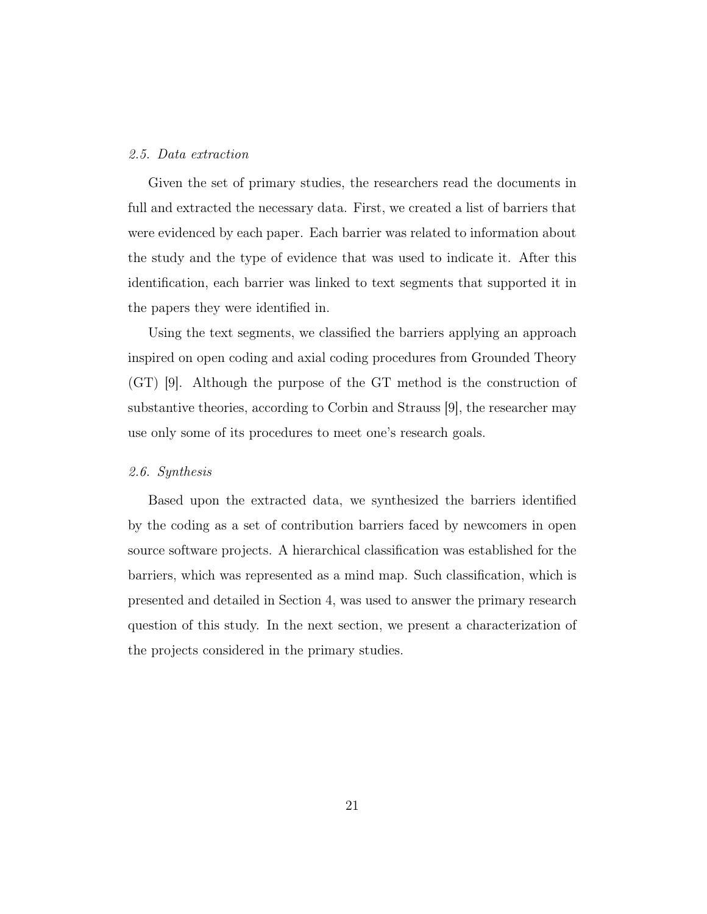### *2.5. Data extraction*

Given the set of primary studies, the researchers read the documents in full and extracted the necessary data. First, we created a list of barriers that were evidenced by each paper. Each barrier was related to information about the study and the type of evidence that was used to indicate it. After this identification, each barrier was linked to text segments that supported it in the papers they were identified in.

Using the text segments, we classified the barriers applying an approach inspired on open coding and axial coding procedures from Grounded Theory (GT) [9]. Although the purpose of the GT method is the construction of substantive theories, according to Corbin and Strauss [9], the researcher may use only some of its procedures to meet one's research goals.

### *2.6. Synthesis*

Based upon the extracted data, we synthesized the barriers identified by the coding as a set of contribution barriers faced by newcomers in open source software projects. A hierarchical classification was established for the barriers, which was represented as a mind map. Such classification, which is presented and detailed in Section 4, was used to answer the primary research question of this study. In the next section, we present a characterization of the projects considered in the primary studies.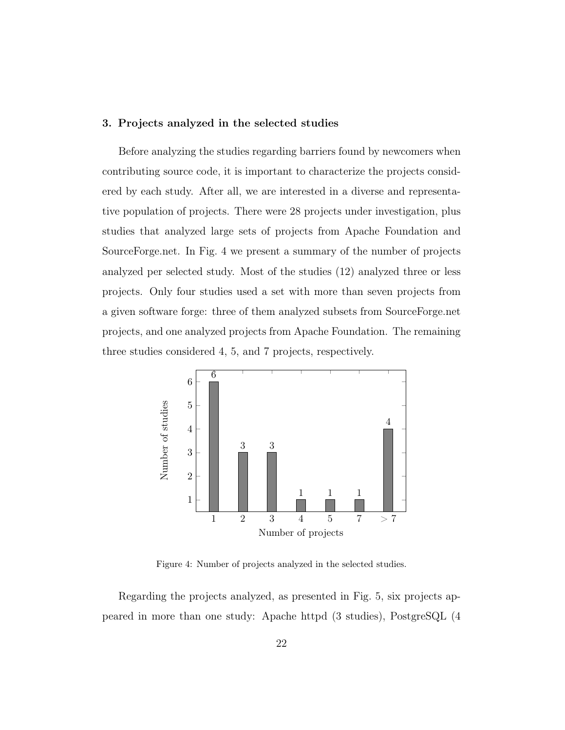### 3. Projects analyzed in the selected studies

Before analyzing the studies regarding barriers found by newcomers when contributing source code, it is important to characterize the projects considered by each study. After all, we are interested in a diverse and representative population of projects. There were 28 projects under investigation, plus studies that analyzed large sets of projects from Apache Foundation and SourceForge.net. In Fig. 4 we present a summary of the number of projects analyzed per selected study. Most of the studies (12) analyzed three or less projects. Only four studies used a set with more than seven projects from a given software forge: three of them analyzed subsets from SourceForge.net projects, and one analyzed projects from Apache Foundation. The remaining three studies considered 4, 5, and 7 projects, respectively.

| Number of projects | 1 | 2 | 3 | 4 | 5 | 7 | > 7 |
|---|---|---|---|---|---|---|---|
| Number of studies | 6 | 3 | 3 | 1 | 1 | 1 | 4 |

Figure 4: Number of projects analyzed in the selected studies.

Regarding the projects analyzed, as presented in Fig. 5, six projects appeared in more than one study: Apache httpd (3 studies), PostgreSQL (4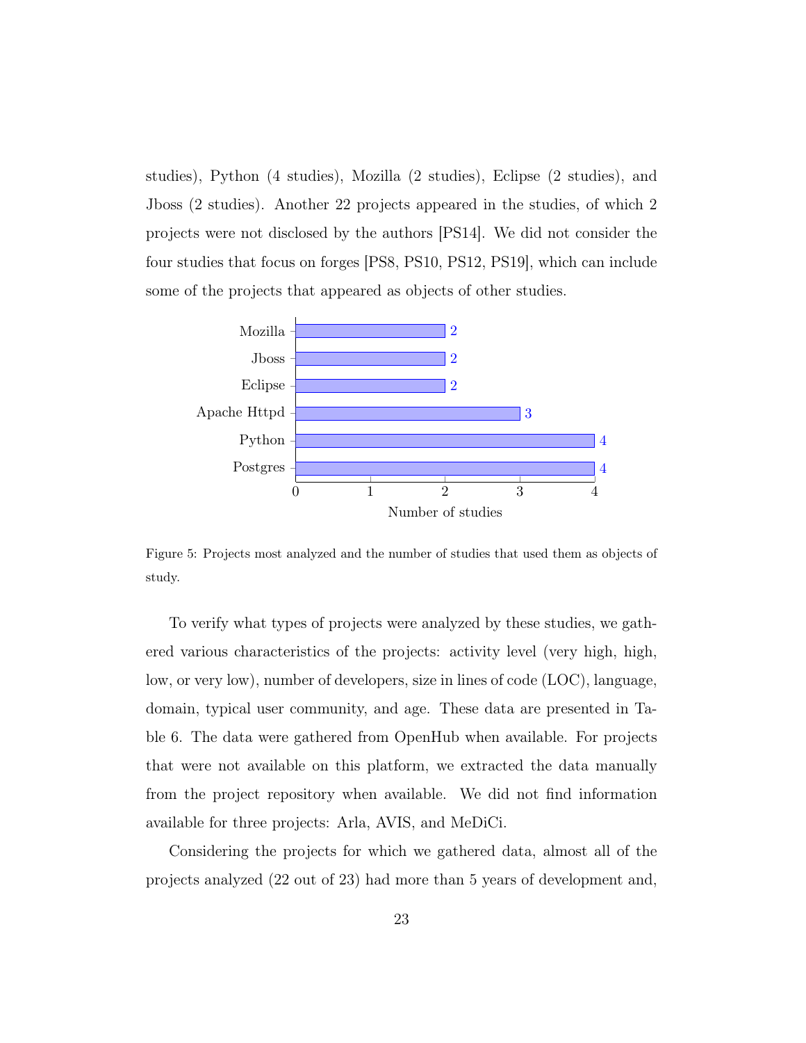studies), Python (4 studies), Mozilla (2 studies), Eclipse (2 studies), and Jboss (2 studies). Another 22 projects appeared in the studies, of which 2 projects were not disclosed by the authors [PS14]. We did not consider the four studies that focus on forges [PS8, PS10, PS12, PS19], which can include some of the projects that appeared as objects of other studies.

| Project | Number of studies |
| --- | --- |
| Mozilla | 2 |
| Jboss | 2 |
| Eclipse | 2 |
| Apache Httpd | 3 |
| Python | 4 |
| Postgres | 4 |

Figure 5: Projects most analyzed and the number of studies that used them as objects of study.

To verify what types of projects were analyzed by these studies, we gathered various characteristics of the projects: activity level (very high, high, low, or very low), number of developers, size in lines of code (LOC), language, domain, typical user community, and age. These data are presented in Table 6. The data were gathered from OpenHub when available. For projects that were not available on this platform, we extracted the data manually from the project repository when available. We did not find information available for three projects: Arla, AVIS, and MeDiCi.

Considering the projects for which we gathered data, almost all of the projects analyzed (22 out of 23) had more than 5 years of development and,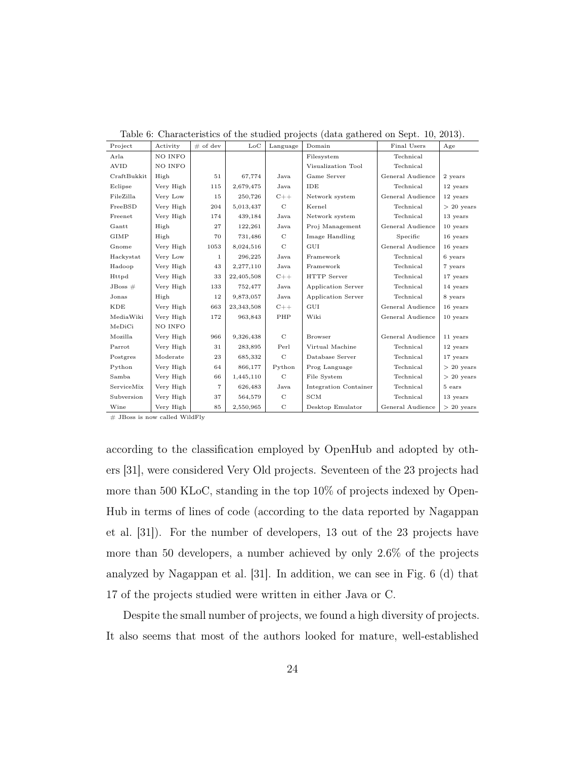Table 6: Characteristics of the studied projects (data gathered on Sept. 10, 2013).

| Project | Activity | # of dev | LoC | Language | Domain | Final Users | Age |
|---|---|---|---|---|---|---|---|
| Arla | NO INFO | | | | Filesystem | Technical | |
| AVID | NO INFO | | | | Visualization Tool | Technical | |
| CraftBukkit | High | 51 | 67,774 | Java | Game Server | General Audience | 2 years |
| Eclipse | Very High | 115 | 2,679,475 | Java | IDE | Technical | 12 years |
| FileZilla | Very Low | 15 | 250,726 | C++ | Network system | General Audience | 12 years |
| FreeBSD | Very High | 204 | 5,013,437 | C | Kernel | Technical | > 20 years |
| Freenet | Very High | 174 | 439,184 | Java | Network system | Technical | 13 years |
| Gantt | High | 27 | 122,261 | Java | Proj Management | General Audience | 10 years |
| GIMP | High | 70 | 731,486 | C | Image Handling | Specific | 16 years |
| Gnome | Very High | 1053 | 8,024,516 | C | GUI | General Audience | 16 years |
| Hackystat | Very Low | 1 | 296,225 | Java | Framework | Technical | 6 years |
| Hadoop | Very High | 43 | 2,277,110 | Java | Framework | Technical | 7 years |
| Httpd | Very High | 33 | 22,405,508 | C++ | HTTP Server | Technical | 17 years |
| JBoss # | Very High | 133 | 752,477 | Java | Application Server | Technical | 14 years |
| Jonas | High | 12 | 9,873,057 | Java | Application Server | Technical | 8 years |
| KDE | Very High | 663 | 23,343,508 | C++ | GUI | General Audience | 16 years |
| MediaWiki | Very High | 172 | 963,843 | PHP | Wiki | General Audience | 10 years |
| MeDiCi | NO INFO | | | | | | |
| Mozilla | Very High | 966 | 9,326,438 | C | Browser | General Audience | 11 years |
| Parrot | Very High | 31 | 283,895 | Perl | Virtual Machine | Technical | 12 years |
| Postgres | Moderate | 23 | 685,332 | C | Database Server | Technical | 17 years |
| Python | Very High | 64 | 866,177 | Python | Prog Language | Technical | > 20 years |
| Samba | Very High | 66 | 1,445,110 | C | File System | Technical | > 20 years |
| ServiceMix | Very High | 7 | 626,483 | Java | Integration Container | Technical | 5 ears |
| Subversion | Very High | 37 | 564,579 | C | SCM | Technical | 13 years |
| Wine | Very High | 85 | 2,550,965 | C | Desktop Emulator | General Audience | > 20 years |

# JBoss is now called WildFly

according to the classification employed by OpenHub and adopted by others [31], were considered Very Old projects. Seventeen of the 23 projects had more than 500 KLoC, standing in the top 10% of projects indexed by OpenHub in terms of lines of code (according to the data reported by Nagappan et al. [31]). For the number of developers, 13 out of the 23 projects have more than 50 developers, a number achieved by only 2.6% of the projects analyzed by Nagappan et al. [31]. In addition, we can see in Fig. 6 (d) that 17 of the projects studied were written in either Java or C.

Despite the small number of projects, we found a high diversity of projects. It also seems that most of the authors looked for mature, well-established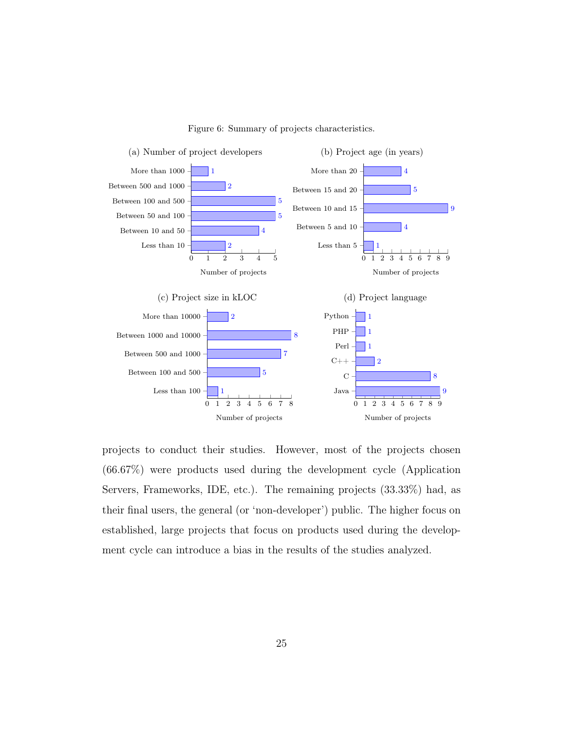Figure 6: Summary of projects characteristics.

(a) Number of project developers

| Number of project developers | Number of projects |
| --- | --- |
| More than 1000 | 1 |
| Between 500 and 1000 | 2 |
| Between 100 and 500 | 5 |
| Between 50 and 100 | 5 |
| Between 10 and 50 | 4 |
| Less than 10 | 2 |

(b) Project age (in years)

| Project age (in years) | Number of projects |
| --- | --- |
| More than 20 | 4 |
| Between 15 and 20 | 5 |
| Between 10 and 15 | 9 |
| Between 5 and 10 | 4 |
| Less than 5 | 1 |

(c) Project size in kLOC

| Project size in kLOC | Number of projects |
| --- | --- |
| More than 10000 | 2 |
| Between 1000 and 10000 | 8 |
| Between 500 and 1000 | 7 |
| Between 100 and 500 | 5 |
| Less than 100 | 1 |

(d) Project language

| Project language | Number of projects |
| --- | --- |
| Python | 1 |
| PHP | 1 |
| Perl | 1 |
| C++ | 2 |
| C | 8 |
| Java | 9 |

projects to conduct their studies. However, most of the projects chosen (66.67%) were products used during the development cycle (Application Servers, Frameworks, IDE, etc.). The remaining projects (33.33%) had, as their final users, the general (or 'non-developer') public. The higher focus on established, large projects that focus on products used during the development cycle can introduce a bias in the results of the studies analyzed.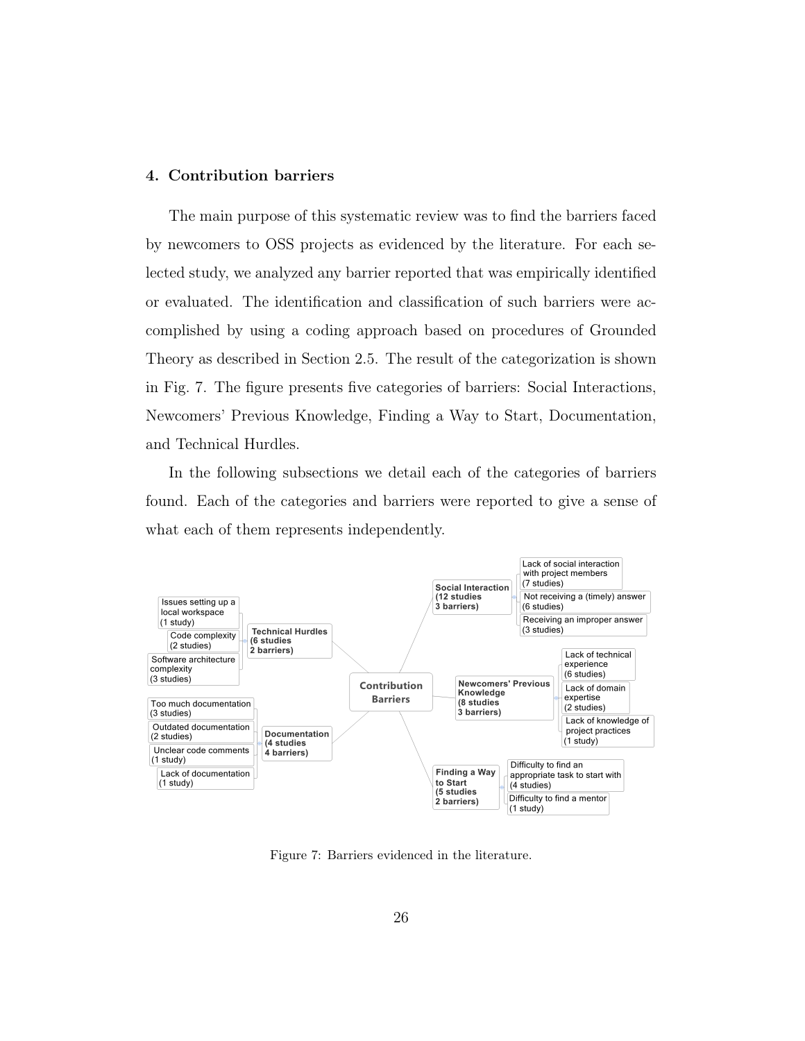## 4. Contribution barriers

The main purpose of this systematic review was to find the barriers faced by newcomers to OSS projects as evidenced by the literature. For each selected study, we analyzed any barrier reported that was empirically identified or evaluated. The identification and classification of such barriers were accomplished by using a coding approach based on procedures of Grounded Theory as described in Section 2.5. The result of the categorization is shown in Fig. 7. The figure presents five categories of barriers: Social Interactions, Newcomers' Previous Knowledge, Finding a Way to Start, Documentation, and Technical Hurdles.

In the following subsections we detail each of the categories of barriers found. Each of the categories and barriers were reported to give a sense of what each of them represents independently.

- **Contribution Barriers**
  - **Social Interaction (12 studies, 3 barriers)**
    - Lack of social interaction with project members (7 studies)
    - Not receiving a (timely) answer (6 studies)
    - Receiving an improper answer (3 studies)
  - **Newcomers' Previous Knowledge (8 studies, 3 barriers)**
    - Lack of technical experience (6 studies)
    - Lack of domain expertise (2 studies)
    - Lack of knowledge of project practices (1 study)
  - **Finding a Way to Start (5 studies, 2 barriers)**
    - Difficulty to find an appropriate task to start with (4 studies)
    - Difficulty to find a mentor (1 study)
  - **Documentation (4 studies, 4 barriers)**
    - Too much documentation (3 studies)
    - Outdated documentation (2 studies)
    - Unclear code comments (1 study)
    - Lack of documentation (1 study)
  - **Technical Hurdles (6 studies, 2 barriers)**
    - Issues setting up a local workspace (1 study)
    - Code complexity (2 studies)
    - Software architecture complexity (3 studies)

Figure 7: Barriers evidenced in the literature.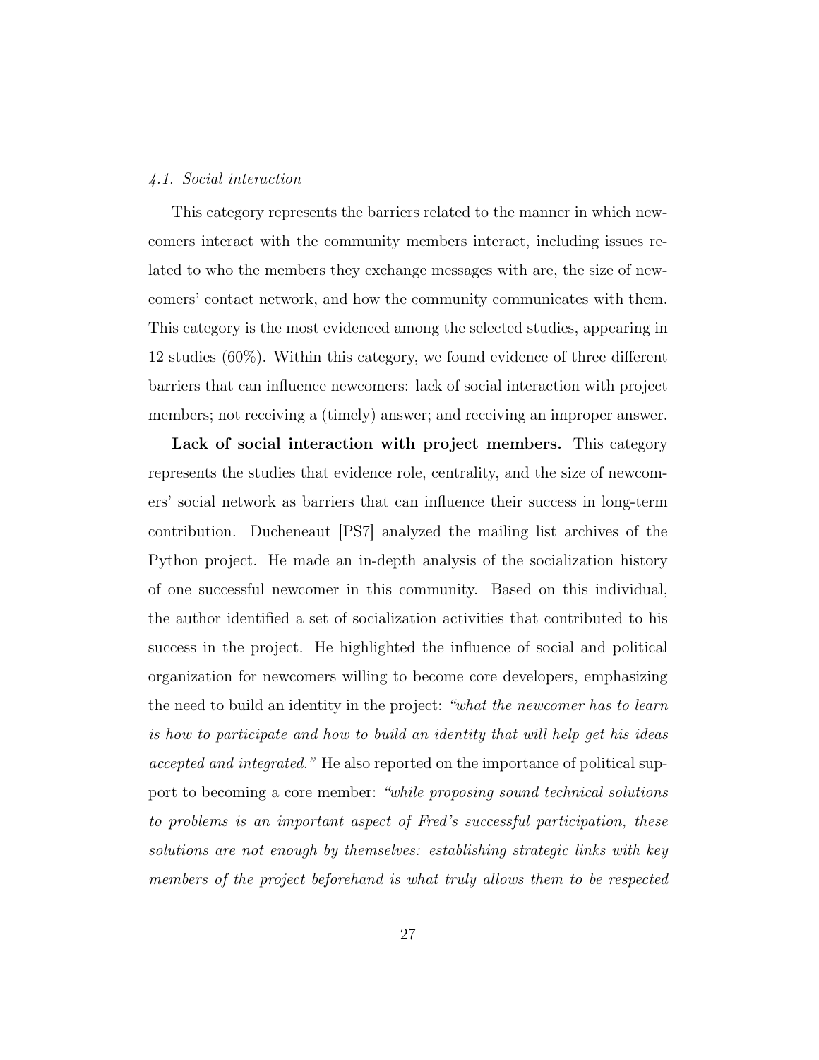### *4.1. Social interaction*

This category represents the barriers related to the manner in which newcomers interact with the community members interact, including issues related to who the members they exchange messages with are, the size of newcomers' contact network, and how the community communicates with them. This category is the most evidenced among the selected studies, appearing in 12 studies (60%). Within this category, we found evidence of three different barriers that can influence newcomers: lack of social interaction with project members; not receiving a (timely) answer; and receiving an improper answer.

**Lack of social interaction with project members.** This category represents the studies that evidence role, centrality, and the size of newcomers' social network as barriers that can influence their success in long-term contribution. Ducheneaut [PS7] analyzed the mailing list archives of the Python project. He made an in-depth analysis of the socialization history of one successful newcomer in this community. Based on this individual, the author identified a set of socialization activities that contributed to his success in the project. He highlighted the influence of social and political organization for newcomers willing to become core developers, emphasizing the need to build an identity in the project: *"what the newcomer has to learn is how to participate and how to build an identity that will help get his ideas accepted and integrated."* He also reported on the importance of political support to becoming a core member: *"while proposing sound technical solutions to problems is an important aspect of Fred's successful participation, these solutions are not enough by themselves: establishing strategic links with key members of the project beforehand is what truly allows them to be respected*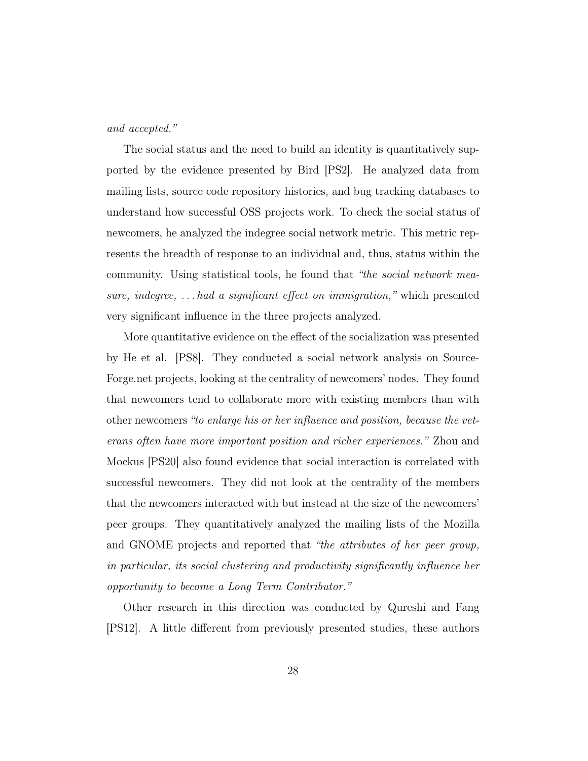*and accepted."*

The social status and the need to build an identity is quantitatively supported by the evidence presented by Bird [PS2]. He analyzed data from mailing lists, source code repository histories, and bug tracking databases to understand how successful OSS projects work. To check the social status of newcomers, he analyzed the indegree social network metric. This metric represents the breadth of response to an individual and, thus, status within the community. Using statistical tools, he found that *"the social network measure, indegree, ... had a significant effect on immigration,"* which presented very significant influence in the three projects analyzed.

More quantitative evidence on the effect of the socialization was presented by He et al. [PS8]. They conducted a social network analysis on SourceForge.net projects, looking at the centrality of newcomers' nodes. They found that newcomers tend to collaborate more with existing members than with other newcomers *"to enlarge his or her influence and position, because the veterans often have more important position and richer experiences."* Zhou and Mockus [PS20] also found evidence that social interaction is correlated with successful newcomers. They did not look at the centrality of the members that the newcomers interacted with but instead at the size of the newcomers' peer groups. They quantitatively analyzed the mailing lists of the Mozilla and GNOME projects and reported that *"the attributes of her peer group, in particular, its social clustering and productivity significantly influence her opportunity to become a Long Term Contributor."*

Other research in this direction was conducted by Qureshi and Fang [PS12]. A little different from previously presented studies, these authors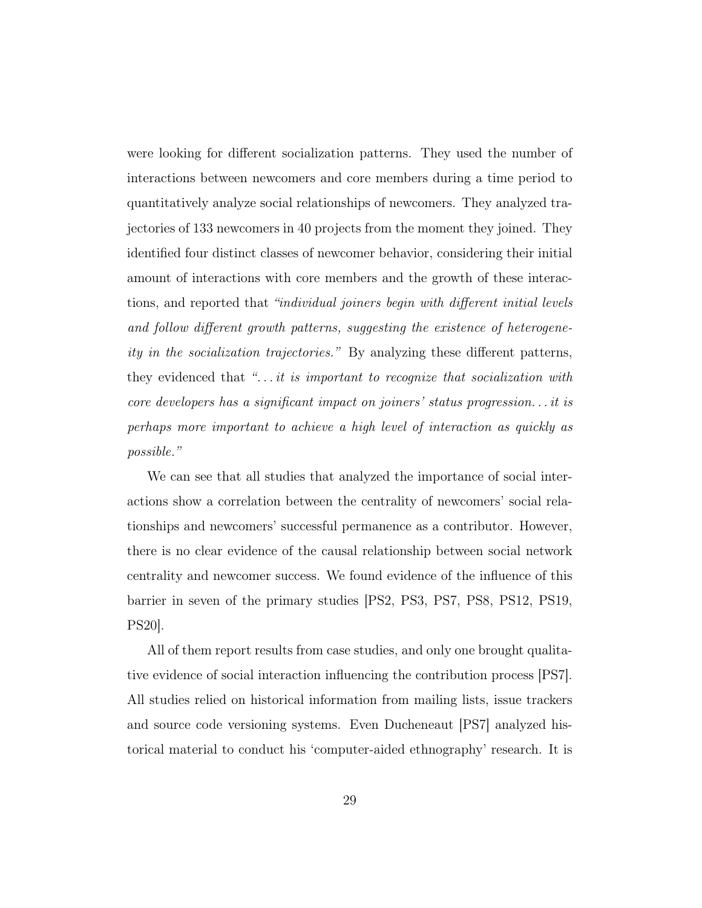were looking for different socialization patterns. They used the number of interactions between newcomers and core members during a time period to quantitatively analyze social relationships of newcomers. They analyzed trajectories of 133 newcomers in 40 projects from the moment they joined. They identified four distinct classes of newcomer behavior, considering their initial amount of interactions with core members and the growth of these interactions, and reported that *"individual joiners begin with different initial levels and follow different growth patterns, suggesting the existence of heterogeneity in the socialization trajectories."* By analyzing these different patterns, they evidenced that *"...it is important to recognize that socialization with core developers has a significant impact on joiners' status progression...it is perhaps more important to achieve a high level of interaction as quickly as possible."*

We can see that all studies that analyzed the importance of social interactions show a correlation between the centrality of newcomers' social relationships and newcomers' successful permanence as a contributor. However, there is no clear evidence of the causal relationship between social network centrality and newcomer success. We found evidence of the influence of this barrier in seven of the primary studies [PS2, PS3, PS7, PS8, PS12, PS19, PS20].

All of them report results from case studies, and only one brought qualitative evidence of social interaction influencing the contribution process [PS7]. All studies relied on historical information from mailing lists, issue trackers and source code versioning systems. Even Ducheneaut [PS7] analyzed historical material to conduct his 'computer-aided ethnography' research. It is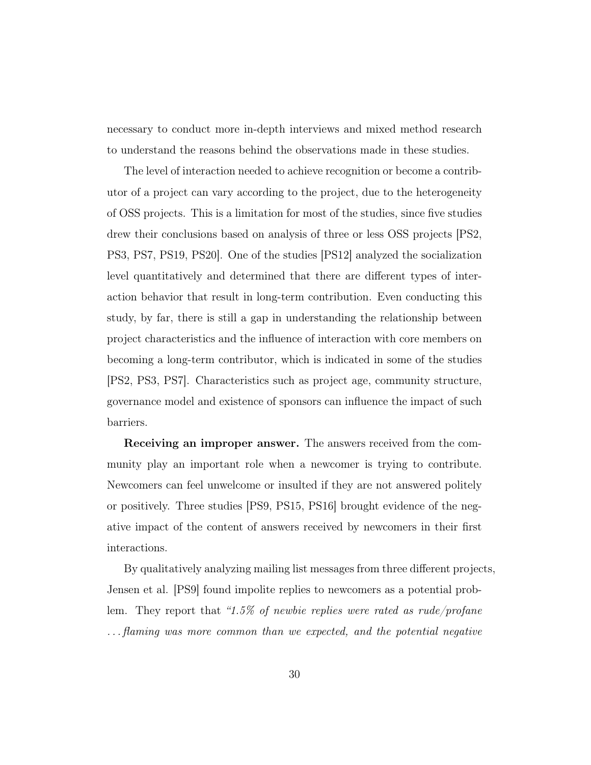necessary to conduct more in-depth interviews and mixed method research to understand the reasons behind the observations made in these studies.

The level of interaction needed to achieve recognition or become a contributor of a project can vary according to the project, due to the heterogeneity of OSS projects. This is a limitation for most of the studies, since five studies drew their conclusions based on analysis of three or less OSS projects [PS2, PS3, PS7, PS19, PS20]. One of the studies [PS12] analyzed the socialization level quantitatively and determined that there are different types of interaction behavior that result in long-term contribution. Even conducting this study, by far, there is still a gap in understanding the relationship between project characteristics and the influence of interaction with core members on becoming a long-term contributor, which is indicated in some of the studies [PS2, PS3, PS7]. Characteristics such as project age, community structure, governance model and existence of sponsors can influence the impact of such barriers.

**Receiving an improper answer.** The answers received from the community play an important role when a newcomer is trying to contribute. Newcomers can feel unwelcome or insulted if they are not answered politely or positively. Three studies [PS9, PS15, PS16] brought evidence of the negative impact of the content of answers received by newcomers in their first interactions.

By qualitatively analyzing mailing list messages from three different projects, Jensen et al. [PS9] found impolite replies to newcomers as a potential problem. They report that *"1.5% of newbie replies were rated as rude/profane ...flaming was more common than we expected, and the potential negative*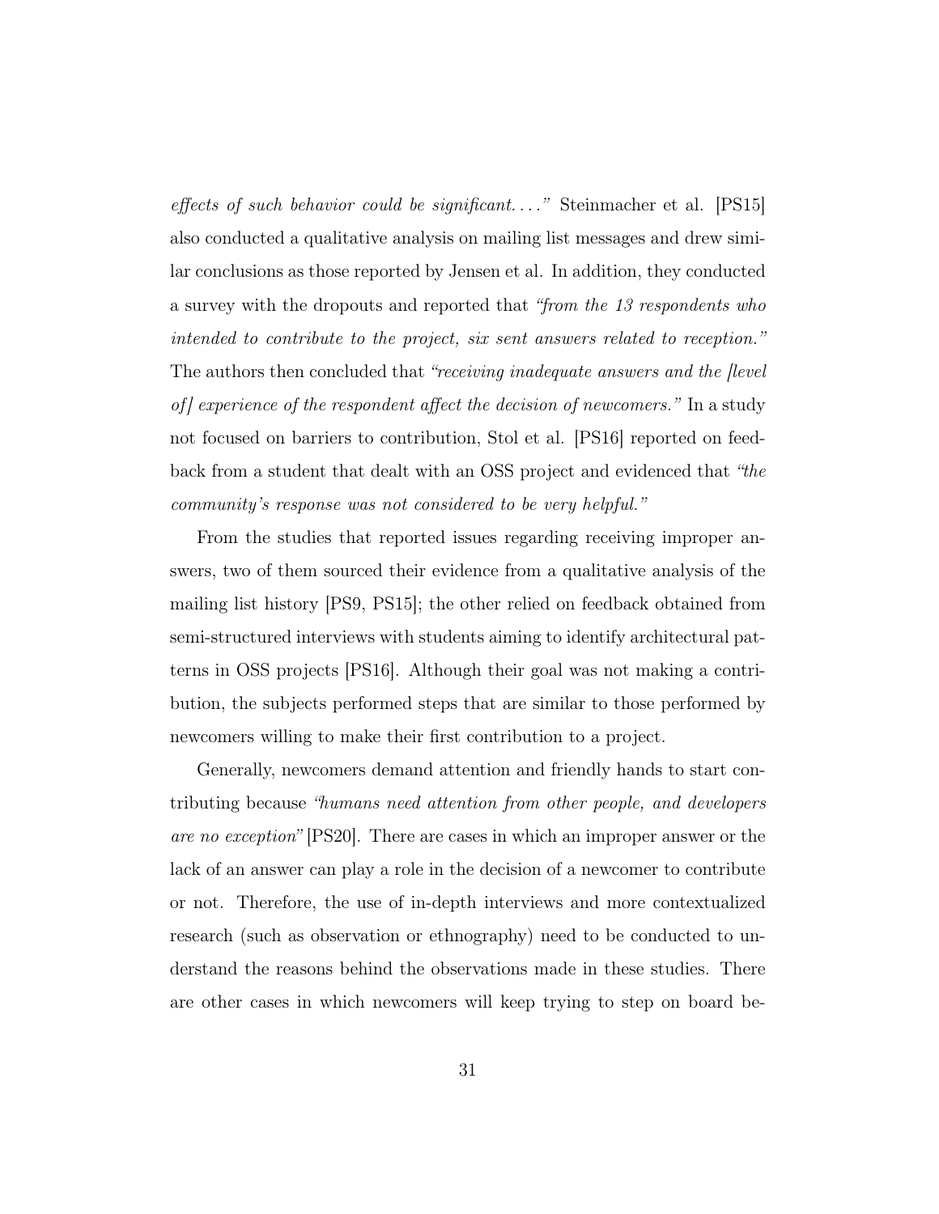*effects of such behavior could be significant. . . ."* Steinmacher et al. [PS15] also conducted a qualitative analysis on mailing list messages and drew similar conclusions as those reported by Jensen et al. In addition, they conducted a survey with the dropouts and reported that *"from the 13 respondents who intended to contribute to the project, six sent answers related to reception."* The authors then concluded that *"receiving inadequate answers and the [level of] experience of the respondent affect the decision of newcomers."* In a study not focused on barriers to contribution, Stol et al. [PS16] reported on feedback from a student that dealt with an OSS project and evidenced that *"the community's response was not considered to be very helpful."*

From the studies that reported issues regarding receiving improper answers, two of them sourced their evidence from a qualitative analysis of the mailing list history [PS9, PS15]; the other relied on feedback obtained from semi-structured interviews with students aiming to identify architectural patterns in OSS projects [PS16]. Although their goal was not making a contribution, the subjects performed steps that are similar to those performed by newcomers willing to make their first contribution to a project.

Generally, newcomers demand attention and friendly hands to start contributing because *"humans need attention from other people, and developers are no exception"* [PS20]. There are cases in which an improper answer or the lack of an answer can play a role in the decision of a newcomer to contribute or not. Therefore, the use of in-depth interviews and more contextualized research (such as observation or ethnography) need to be conducted to understand the reasons behind the observations made in these studies. There are other cases in which newcomers will keep trying to step on board be-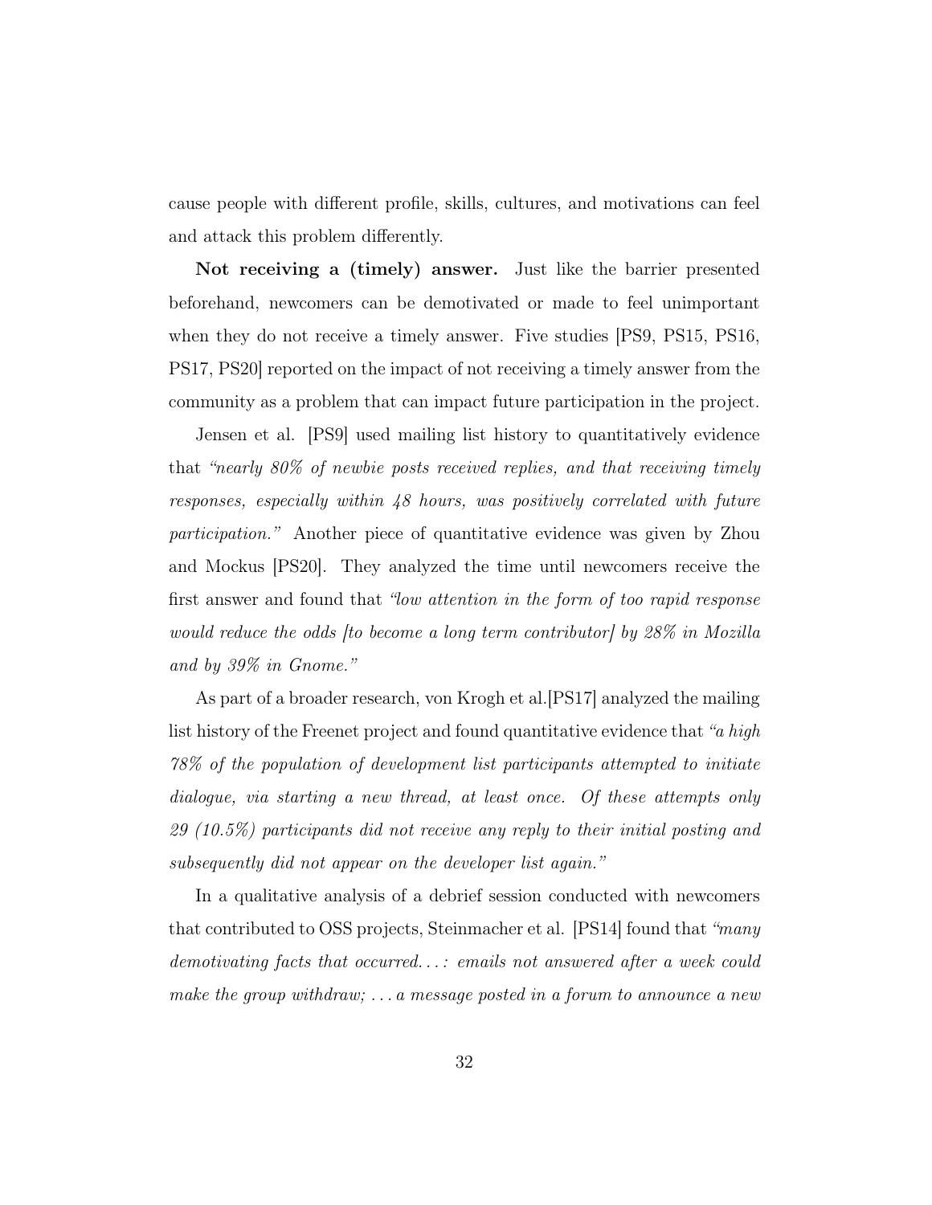cause people with different profile, skills, cultures, and motivations can feel and attack this problem differently.

**Not receiving a (timely) answer.** Just like the barrier presented beforehand, newcomers can be demotivated or made to feel unimportant when they do not receive a timely answer. Five studies [PS9, PS15, PS16, PS17, PS20] reported on the impact of not receiving a timely answer from the community as a problem that can impact future participation in the project.

Jensen et al. [PS9] used mailing list history to quantitatively evidence that *"nearly 80% of newbie posts received replies, and that receiving timely responses, especially within 48 hours, was positively correlated with future participation."* Another piece of quantitative evidence was given by Zhou and Mockus [PS20]. They analyzed the time until newcomers receive the first answer and found that *"low attention in the form of too rapid response would reduce the odds [to become a long term contributor] by 28% in Mozilla and by 39% in Gnome."*

As part of a broader research, von Krogh et al.[PS17] analyzed the mailing list history of the Freenet project and found quantitative evidence that *"a high 78% of the population of development list participants attempted to initiate dialogue, via starting a new thread, at least once. Of these attempts only 29 (10.5%) participants did not receive any reply to their initial posting and subsequently did not appear on the developer list again."*

In a qualitative analysis of a debrief session conducted with newcomers that contributed to OSS projects, Steinmacher et al. [PS14] found that *"many demotivating facts that occurred...: emails not answered after a week could make the group withdraw; ... a message posted in a forum to announce a new*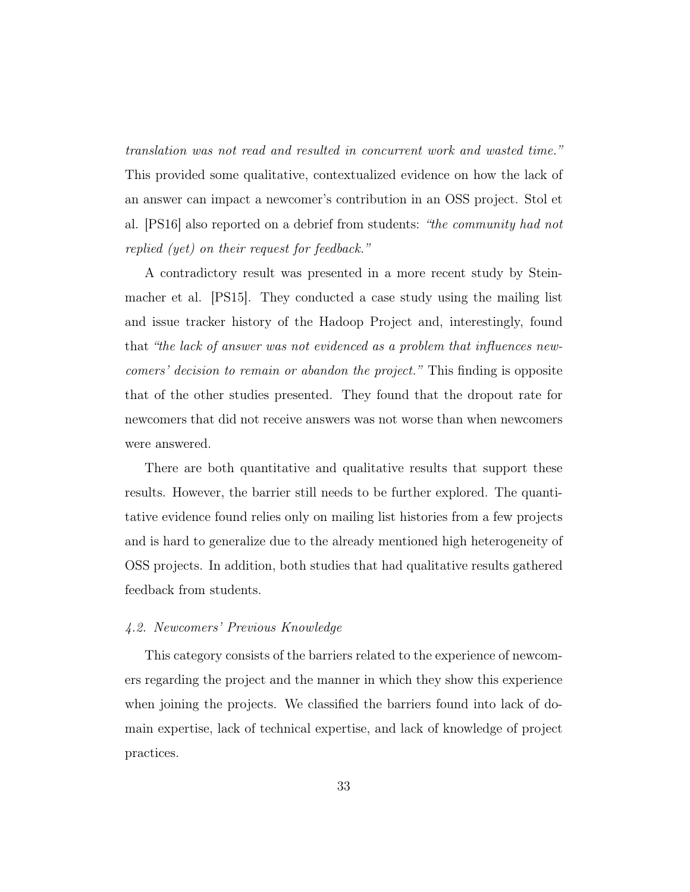*translation was not read and resulted in concurrent work and wasted time."* This provided some qualitative, contextualized evidence on how the lack of an answer can impact a newcomer's contribution in an OSS project. Stol et al. [PS16] also reported on a debrief from students: *"the community had not replied (yet) on their request for feedback."*

A contradictory result was presented in a more recent study by Steinmacher et al. [PS15]. They conducted a case study using the mailing list and issue tracker history of the Hadoop Project and, interestingly, found that *"the lack of answer was not evidenced as a problem that influences newcomers' decision to remain or abandon the project."* This finding is opposite that of the other studies presented. They found that the dropout rate for newcomers that did not receive answers was not worse than when newcomers were answered.

There are both quantitative and qualitative results that support these results. However, the barrier still needs to be further explored. The quantitative evidence found relies only on mailing list histories from a few projects and is hard to generalize due to the already mentioned high heterogeneity of OSS projects. In addition, both studies that had qualitative results gathered feedback from students.

### *4.2. Newcomers' Previous Knowledge*

This category consists of the barriers related to the experience of newcomers regarding the project and the manner in which they show this experience when joining the projects. We classified the barriers found into lack of domain expertise, lack of technical expertise, and lack of knowledge of project practices.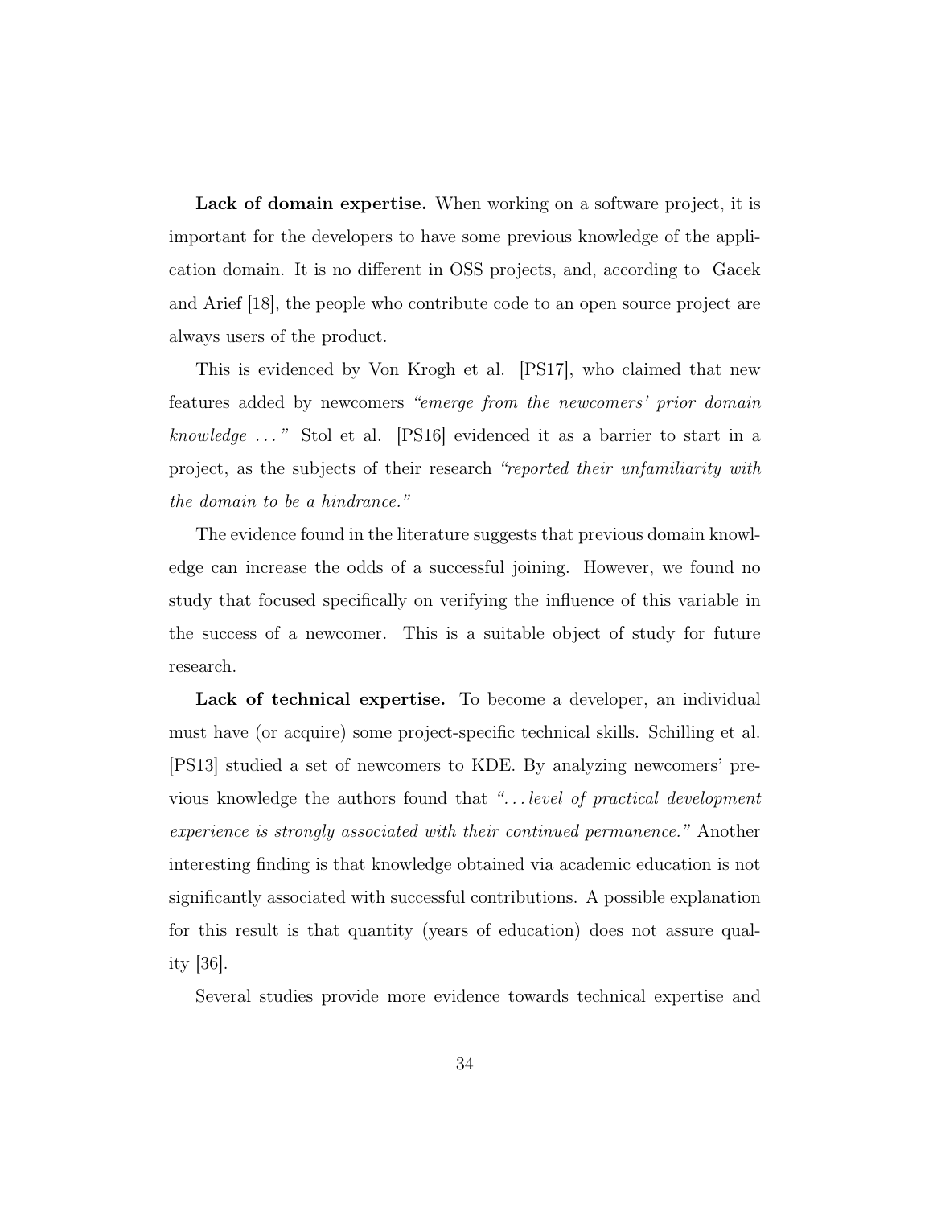**Lack of domain expertise.** When working on a software project, it is important for the developers to have some previous knowledge of the application domain. It is no different in OSS projects, and, according to Gacek and Arief [18], the people who contribute code to an open source project are always users of the product.

This is evidenced by Von Krogh et al. [PS17], who claimed that new features added by newcomers *"emerge from the newcomers' prior domain knowledge ..."* Stol et al. [PS16] evidenced it as a barrier to start in a project, as the subjects of their research *"reported their unfamiliarity with the domain to be a hindrance."*

The evidence found in the literature suggests that previous domain knowledge can increase the odds of a successful joining. However, we found no study that focused specifically on verifying the influence of this variable in the success of a newcomer. This is a suitable object of study for future research.

**Lack of technical expertise.** To become a developer, an individual must have (or acquire) some project-specific technical skills. Schilling et al. [PS13] studied a set of newcomers to KDE. By analyzing newcomers' previous knowledge the authors found that *"...level of practical development experience is strongly associated with their continued permanence."* Another interesting finding is that knowledge obtained via academic education is not significantly associated with successful contributions. A possible explanation for this result is that quantity (years of education) does not assure quality [36].

Several studies provide more evidence towards technical expertise and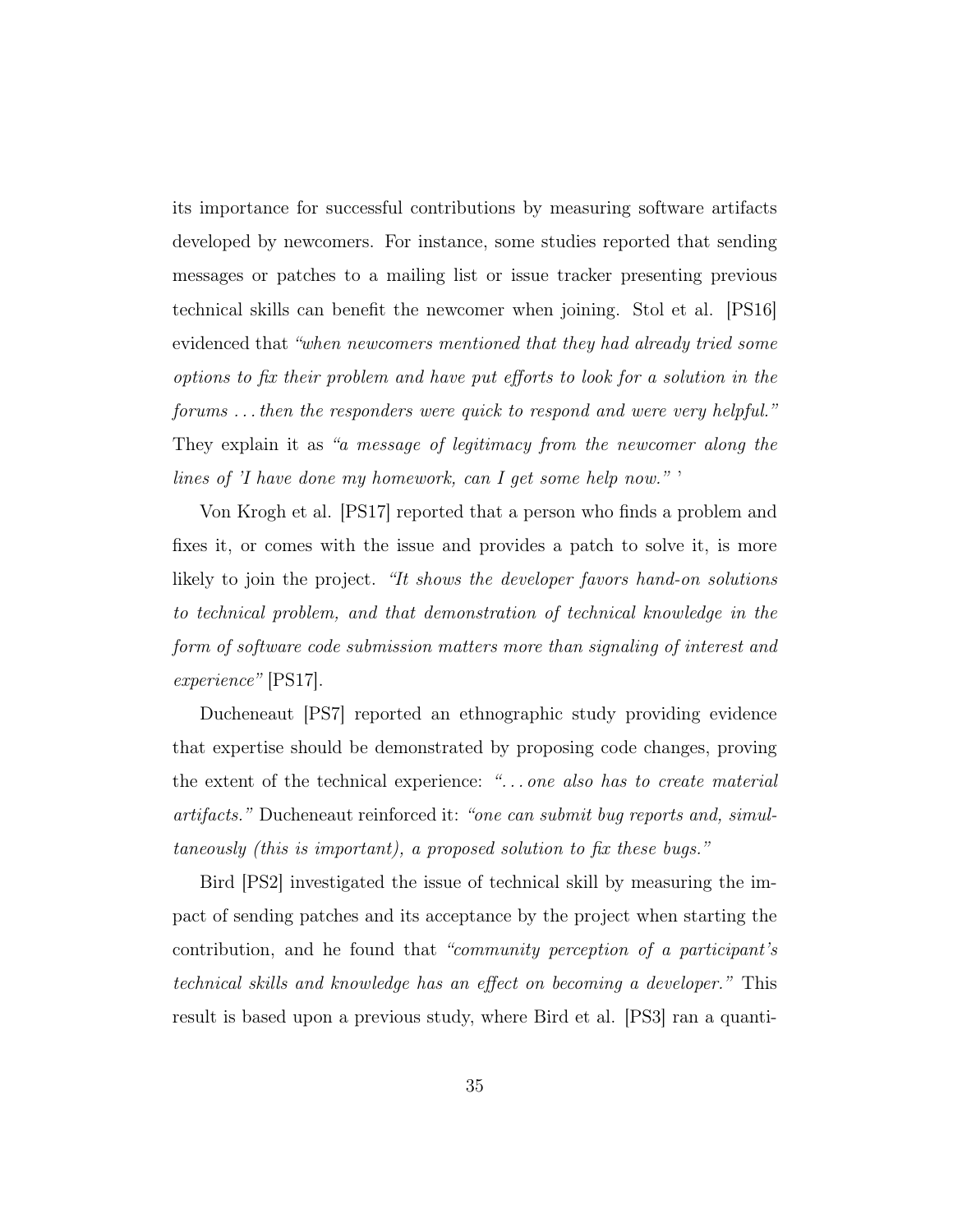its importance for successful contributions by measuring software artifacts developed by newcomers. For instance, some studies reported that sending messages or patches to a mailing list or issue tracker presenting previous technical skills can benefit the newcomer when joining. Stol et al. [PS16] evidenced that *"when newcomers mentioned that they had already tried some options to fix their problem and have put efforts to look for a solution in the forums . . . then the responders were quick to respond and were very helpful."* They explain it as *"a message of legitimacy from the newcomer along the lines of 'I have done my homework, can I get some help now."* '

Von Krogh et al. [PS17] reported that a person who finds a problem and fixes it, or comes with the issue and provides a patch to solve it, is more likely to join the project. *"It shows the developer favors hand-on solutions to technical problem, and that demonstration of technical knowledge in the form of software code submission matters more than signaling of interest and experience"* [PS17].

Ducheneaut [PS7] reported an ethnographic study providing evidence that expertise should be demonstrated by proposing code changes, proving the extent of the technical experience: *". . . one also has to create material artifacts."* Ducheneaut reinforced it: *"one can submit bug reports and, simultaneously (this is important), a proposed solution to fix these bugs."*

Bird [PS2] investigated the issue of technical skill by measuring the impact of sending patches and its acceptance by the project when starting the contribution, and he found that *"community perception of a participant's technical skills and knowledge has an effect on becoming a developer."* This result is based upon a previous study, where Bird et al. [PS3] ran a quanti-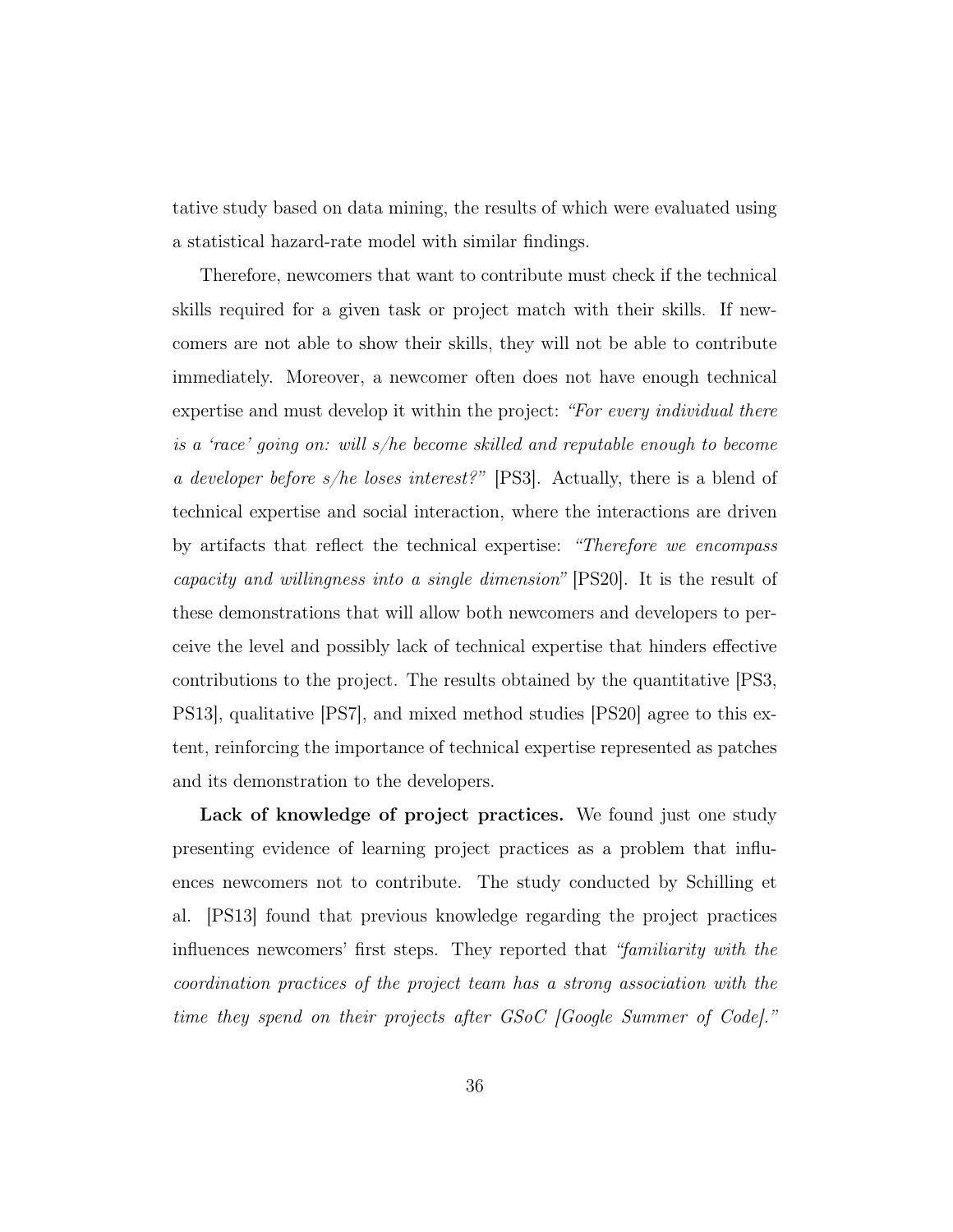tative study based on data mining, the results of which were evaluated using a statistical hazard-rate model with similar findings.

Therefore, newcomers that want to contribute must check if the technical skills required for a given task or project match with their skills. If newcomers are not able to show their skills, they will not be able to contribute immediately. Moreover, a newcomer often does not have enough technical expertise and must develop it within the project: *"For every individual there is a 'race' going on: will s/he become skilled and reputable enough to become a developer before s/he loses interest?"* [PS3]. Actually, there is a blend of technical expertise and social interaction, where the interactions are driven by artifacts that reflect the technical expertise: *"Therefore we encompass capacity and willingness into a single dimension"* [PS20]. It is the result of these demonstrations that will allow both newcomers and developers to perceive the level and possibly lack of technical expertise that hinders effective contributions to the project. The results obtained by the quantitative [PS3, PS13], qualitative [PS7], and mixed method studies [PS20] agree to this extent, reinforcing the importance of technical expertise represented as patches and its demonstration to the developers.

**Lack of knowledge of project practices.** We found just one study presenting evidence of learning project practices as a problem that influences newcomers not to contribute. The study conducted by Schilling et al. [PS13] found that previous knowledge regarding the project practices influences newcomers' first steps. They reported that *"familiarity with the coordination practices of the project team has a strong association with the time they spend on their projects after GSoC [Google Summer of Code]."*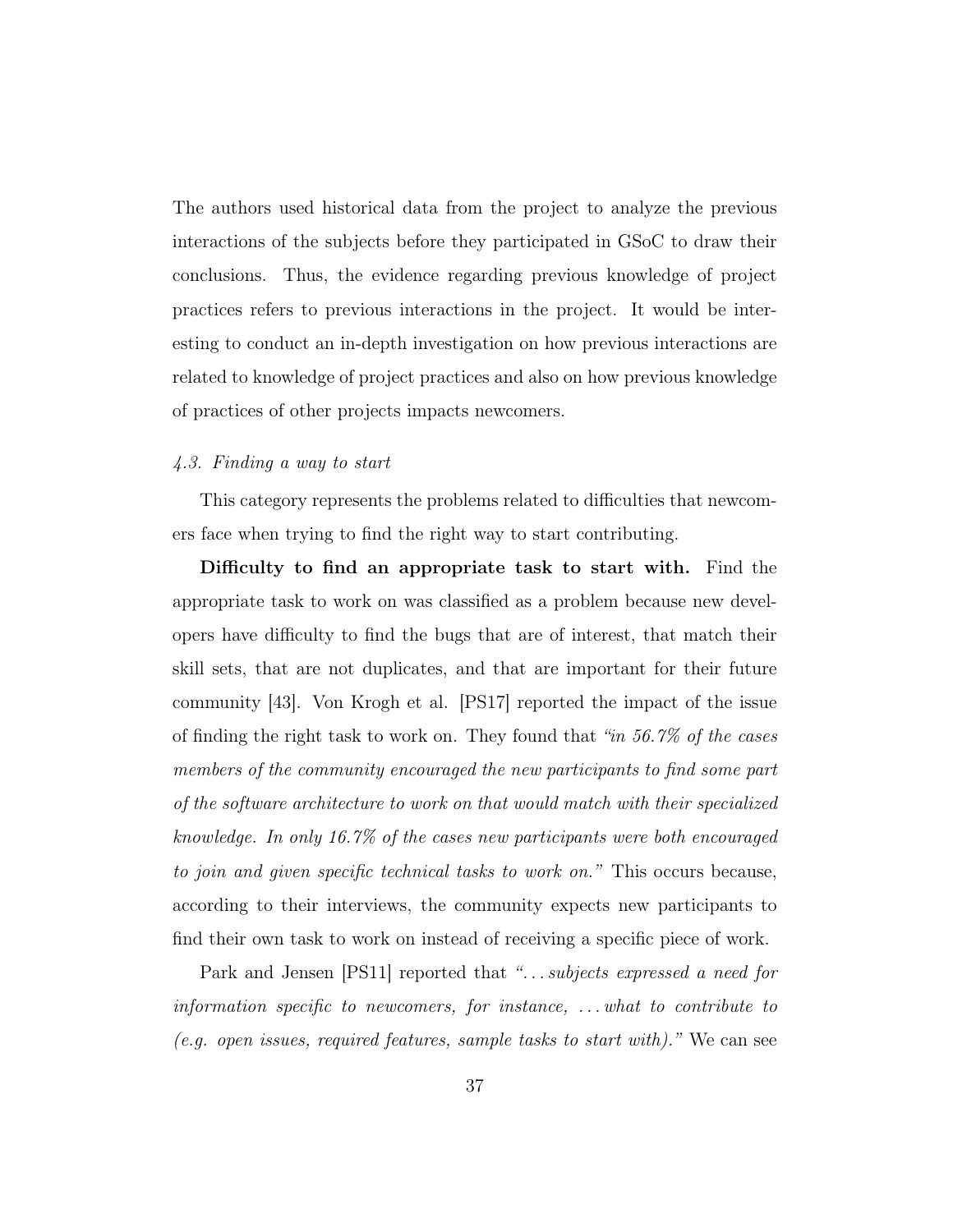The authors used historical data from the project to analyze the previous interactions of the subjects before they participated in GSoC to draw their conclusions. Thus, the evidence regarding previous knowledge of project practices refers to previous interactions in the project. It would be interesting to conduct an in-depth investigation on how previous interactions are related to knowledge of project practices and also on how previous knowledge of practices of other projects impacts newcomers.

### *4.3. Finding a way to start*

This category represents the problems related to difficulties that newcomers face when trying to find the right way to start contributing.

**Difficulty to find an appropriate task to start with.** Find the appropriate task to work on was classified as a problem because new developers have difficulty to find the bugs that are of interest, that match their skill sets, that are not duplicates, and that are important for their future community [43]. Von Krogh et al. [PS17] reported the impact of the issue of finding the right task to work on. They found that *"in 56.7% of the cases members of the community encouraged the new participants to find some part of the software architecture to work on that would match with their specialized knowledge. In only 16.7% of the cases new participants were both encouraged to join and given specific technical tasks to work on."* This occurs because, according to their interviews, the community expects new participants to find their own task to work on instead of receiving a specific piece of work.

Park and Jensen [PS11] reported that *"...subjects expressed a need for information specific to newcomers, for instance, ...what to contribute to (e.g. open issues, required features, sample tasks to start with)."* We can see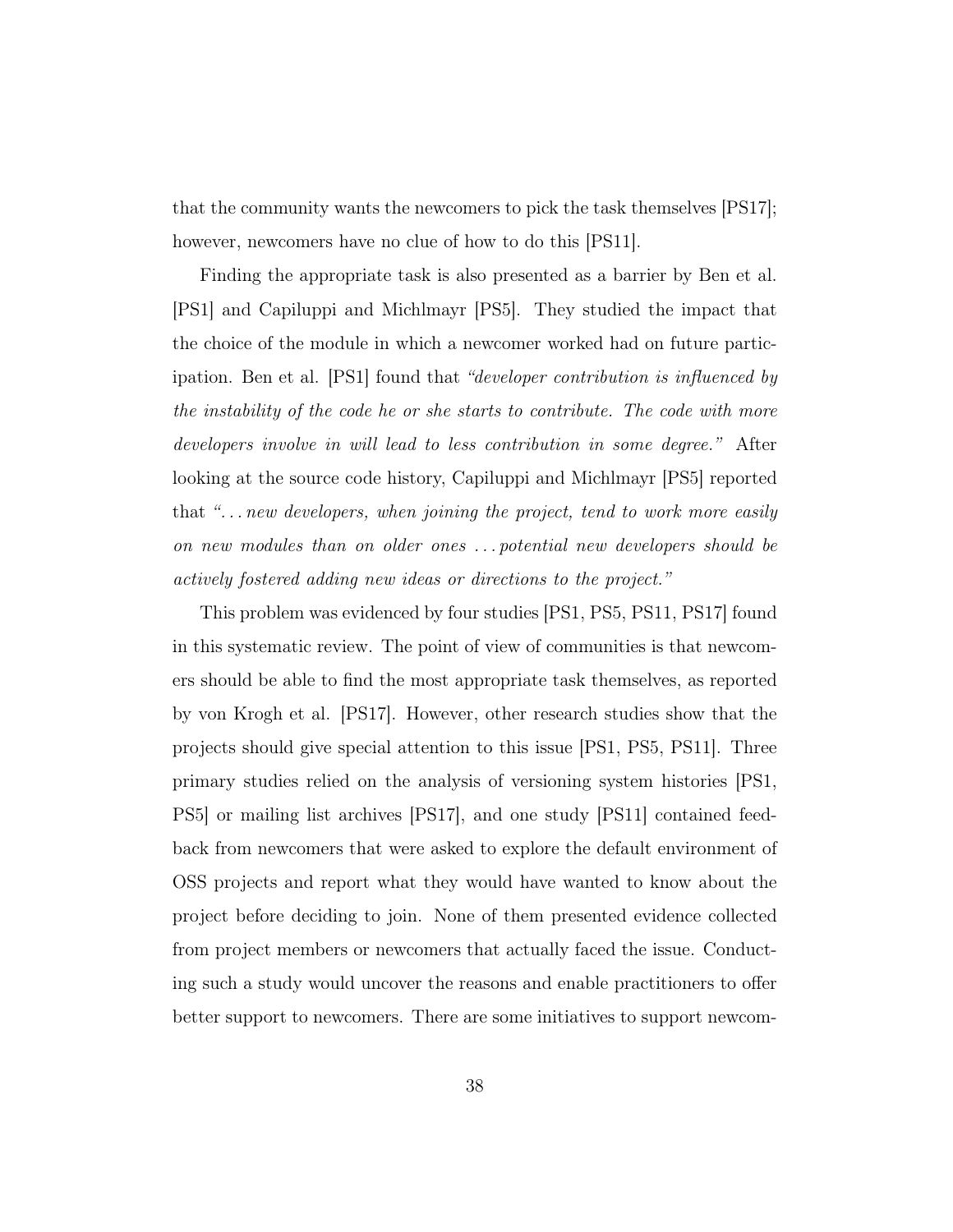that the community wants the newcomers to pick the task themselves [PS17]; however, newcomers have no clue of how to do this [PS11].

Finding the appropriate task is also presented as a barrier by Ben et al. [PS1] and Capiluppi and Michlmayr [PS5]. They studied the impact that the choice of the module in which a newcomer worked had on future participation. Ben et al. [PS1] found that *"developer contribution is influenced by the instability of the code he or she starts to contribute. The code with more developers involve in will lead to less contribution in some degree."* After looking at the source code history, Capiluppi and Michlmayr [PS5] reported that *"... new developers, when joining the project, tend to work more easily on new modules than on older ones ... potential new developers should be actively fostered adding new ideas or directions to the project."*

This problem was evidenced by four studies [PS1, PS5, PS11, PS17] found in this systematic review. The point of view of communities is that newcomers should be able to find the most appropriate task themselves, as reported by von Krogh et al. [PS17]. However, other research studies show that the projects should give special attention to this issue [PS1, PS5, PS11]. Three primary studies relied on the analysis of versioning system histories [PS1, PS5] or mailing list archives [PS17], and one study [PS11] contained feedback from newcomers that were asked to explore the default environment of OSS projects and report what they would have wanted to know about the project before deciding to join. None of them presented evidence collected from project members or newcomers that actually faced the issue. Conducting such a study would uncover the reasons and enable practitioners to offer better support to newcomers. There are some initiatives to support newcom-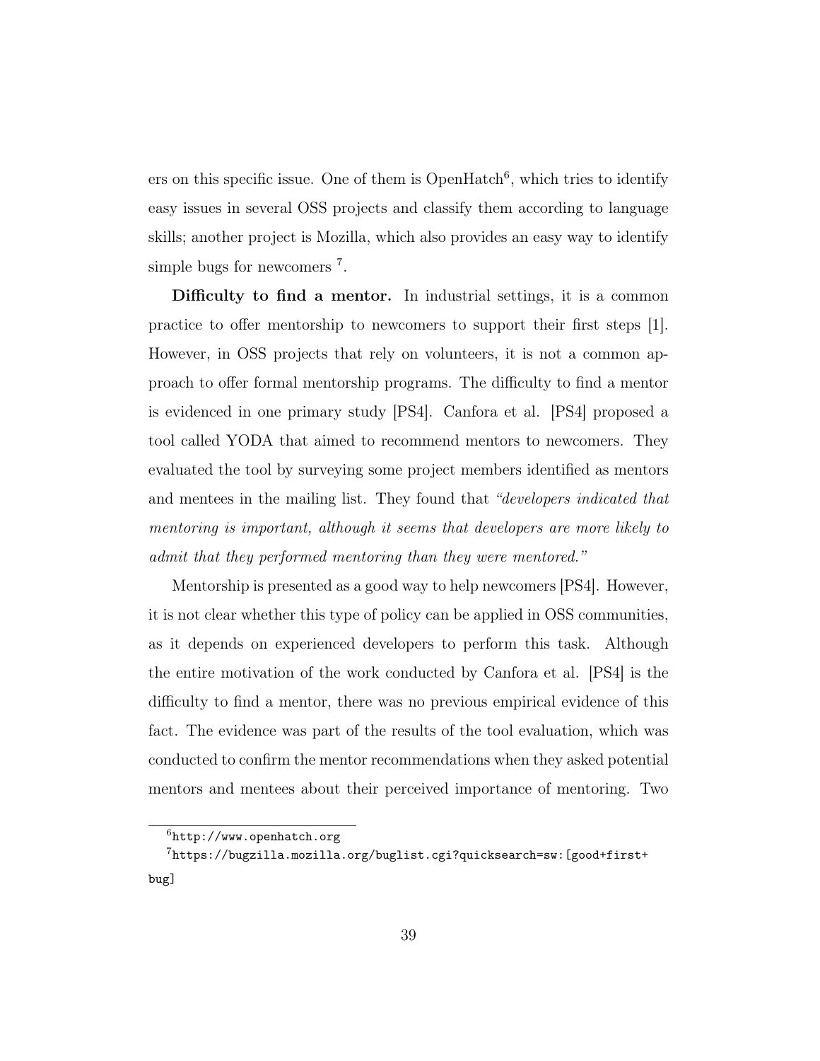ers on this specific issue. One of them is OpenHatch[6], which tries to identify easy issues in several OSS projects and classify them according to language skills; another project is Mozilla, which also provides an easy way to identify simple bugs for newcomers [7].

**Difficulty to find a mentor.** In industrial settings, it is a common practice to offer mentorship to newcomers to support their first steps [1]. However, in OSS projects that rely on volunteers, it is not a common approach to offer formal mentorship programs. The difficulty to find a mentor is evidenced in one primary study [PS4]. Canfora et al. [PS4] proposed a tool called YODA that aimed to recommend mentors to newcomers. They evaluated the tool by surveying some project members identified as mentors and mentees in the mailing list. They found that *"developers indicated that mentoring is important, although it seems that developers are more likely to admit that they performed mentoring than they were mentored."*

Mentorship is presented as a good way to help newcomers [PS4]. However, it is not clear whether this type of policy can be applied in OSS communities, as it depends on experienced developers to perform this task. Although the entire motivation of the work conducted by Canfora et al. [PS4] is the difficulty to find a mentor, there was no previous empirical evidence of this fact. The evidence was part of the results of the tool evaluation, which was conducted to confirm the mentor recommendations when they asked potential mentors and mentees about their perceived importance of mentoring. Two

[6] `http://www.openhatch.org`

[7] `https://bugzilla.mozilla.org/buglist.cgi?quicksearch=sw:[good+first+bug]`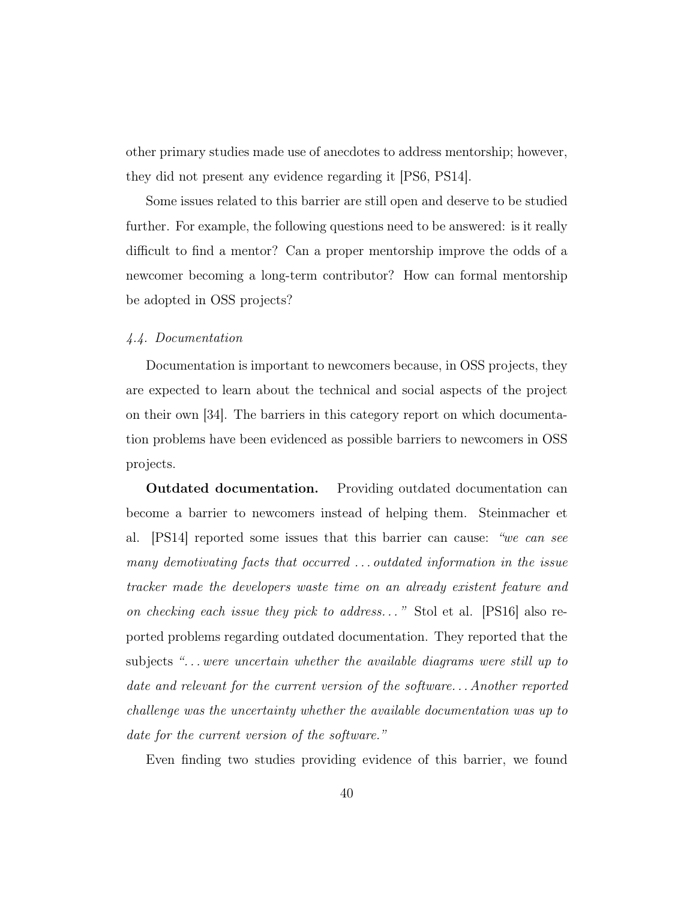other primary studies made use of anecdotes to address mentorship; however, they did not present any evidence regarding it [PS6, PS14].

Some issues related to this barrier are still open and deserve to be studied further. For example, the following questions need to be answered: is it really difficult to find a mentor? Can a proper mentorship improve the odds of a newcomer becoming a long-term contributor? How can formal mentorship be adopted in OSS projects?

### *4.4. Documentation*

Documentation is important to newcomers because, in OSS projects, they are expected to learn about the technical and social aspects of the project on their own [34]. The barriers in this category report on which documentation problems have been evidenced as possible barriers to newcomers in OSS projects.

**Outdated documentation.** Providing outdated documentation can become a barrier to newcomers instead of helping them. Steinmacher et al. [PS14] reported some issues that this barrier can cause: *"we can see many demotivating facts that occurred . . . outdated information in the issue tracker made the developers waste time on an already existent feature and on checking each issue they pick to address. . . "* Stol et al. [PS16] also reported problems regarding outdated documentation. They reported that the subjects *". . . were uncertain whether the available diagrams were still up to date and relevant for the current version of the software. . . Another reported challenge was the uncertainty whether the available documentation was up to date for the current version of the software."*

Even finding two studies providing evidence of this barrier, we found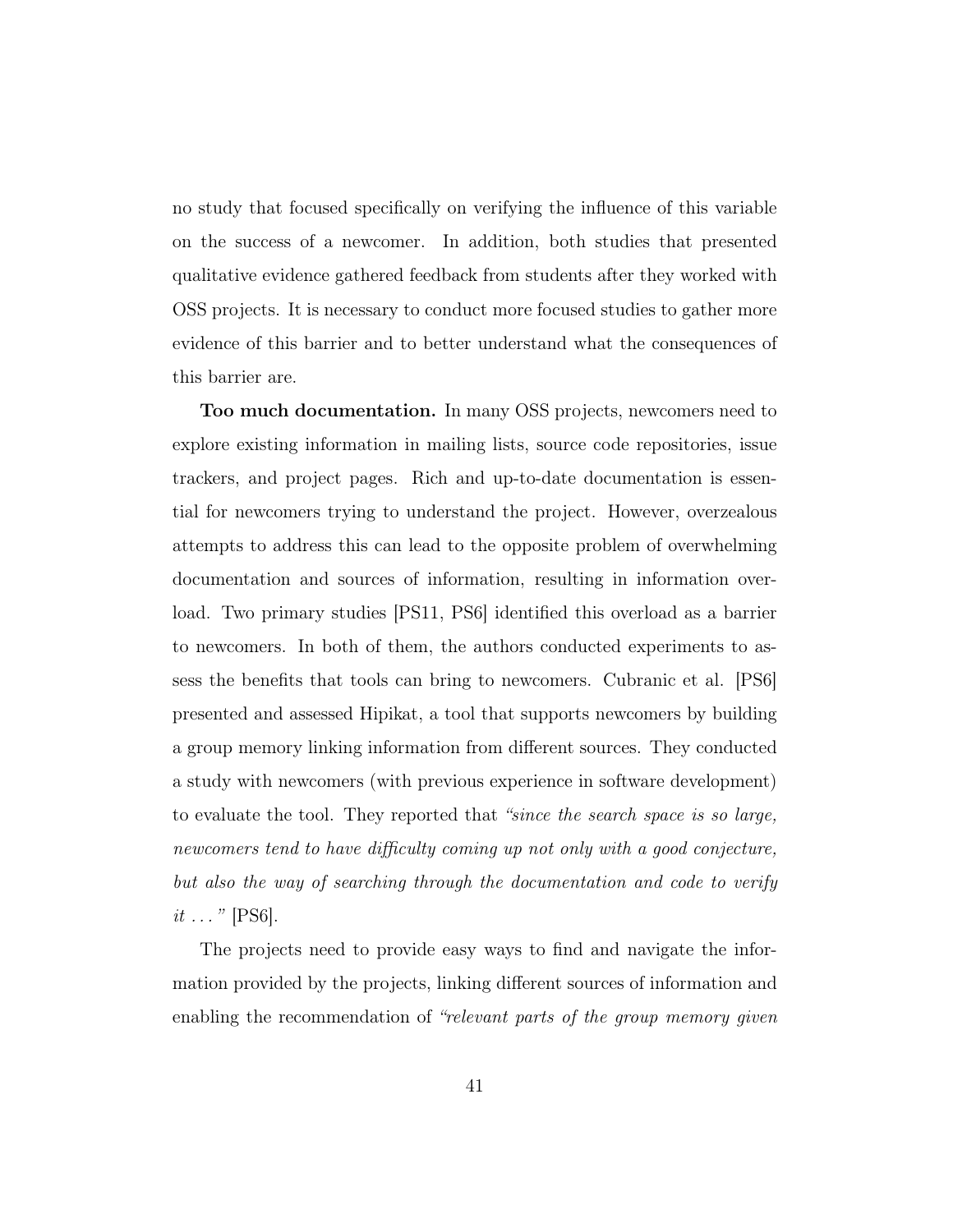no study that focused specifically on verifying the influence of this variable on the success of a newcomer. In addition, both studies that presented qualitative evidence gathered feedback from students after they worked with OSS projects. It is necessary to conduct more focused studies to gather more evidence of this barrier and to better understand what the consequences of this barrier are.

**Too much documentation.** In many OSS projects, newcomers need to explore existing information in mailing lists, source code repositories, issue trackers, and project pages. Rich and up-to-date documentation is essential for newcomers trying to understand the project. However, overzealous attempts to address this can lead to the opposite problem of overwhelming documentation and sources of information, resulting in information overload. Two primary studies [PS11, PS6] identified this overload as a barrier to newcomers. In both of them, the authors conducted experiments to assess the benefits that tools can bring to newcomers. Cubranic et al. [PS6] presented and assessed Hipikat, a tool that supports newcomers by building a group memory linking information from different sources. They conducted a study with newcomers (with previous experience in software development) to evaluate the tool. They reported that *"since the search space is so large, newcomers tend to have difficulty coming up not only with a good conjecture, but also the way of searching through the documentation and code to verify it . . . "* [PS6].

The projects need to provide easy ways to find and navigate the information provided by the projects, linking different sources of information and enabling the recommendation of *"relevant parts of the group memory given*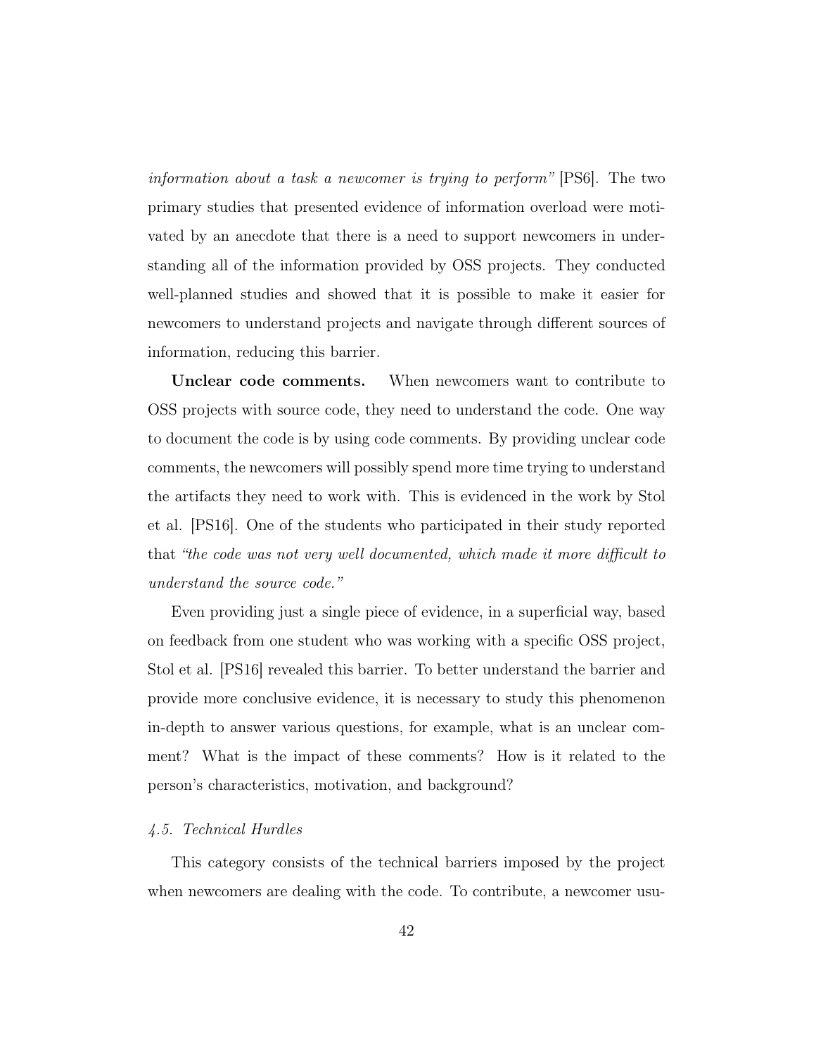*information about a task a newcomer is trying to perform"* [PS6]. The two primary studies that presented evidence of information overload were motivated by an anecdote that there is a need to support newcomers in understanding all of the information provided by OSS projects. They conducted well-planned studies and showed that it is possible to make it easier for newcomers to understand projects and navigate through different sources of information, reducing this barrier.

**Unclear code comments.** When newcomers want to contribute to OSS projects with source code, they need to understand the code. One way to document the code is by using code comments. By providing unclear code comments, the newcomers will possibly spend more time trying to understand the artifacts they need to work with. This is evidenced in the work by Stol et al. [PS16]. One of the students who participated in their study reported that *"the code was not very well documented, which made it more difficult to understand the source code."*

Even providing just a single piece of evidence, in a superficial way, based on feedback from one student who was working with a specific OSS project, Stol et al. [PS16] revealed this barrier. To better understand the barrier and provide more conclusive evidence, it is necessary to study this phenomenon in-depth to answer various questions, for example, what is an unclear comment? What is the impact of these comments? How is it related to the person's characteristics, motivation, and background?

### *4.5. Technical Hurdles*

This category consists of the technical barriers imposed by the project when newcomers are dealing with the code. To contribute, a newcomer usu-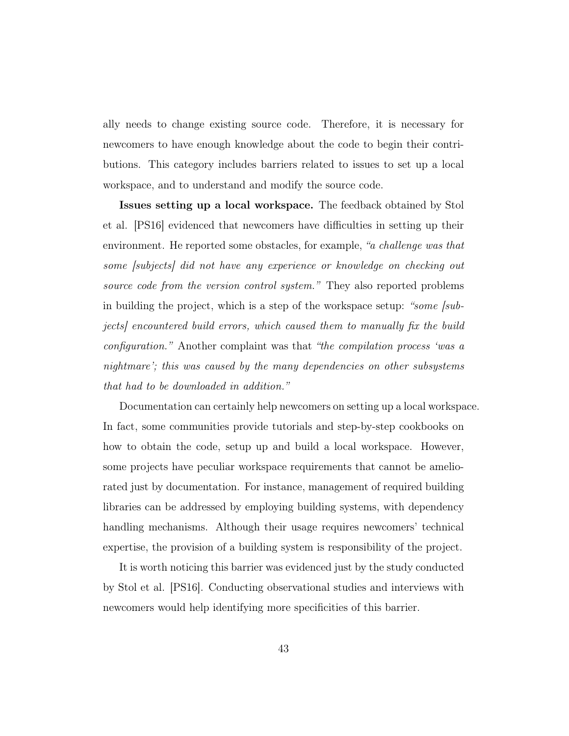ally needs to change existing source code. Therefore, it is necessary for newcomers to have enough knowledge about the code to begin their contributions. This category includes barriers related to issues to set up a local workspace, and to understand and modify the source code.

**Issues setting up a local workspace.** The feedback obtained by Stol et al. [PS16] evidenced that newcomers have difficulties in setting up their environment. He reported some obstacles, for example, *"a challenge was that some [subjects] did not have any experience or knowledge on checking out source code from the version control system."* They also reported problems in building the project, which is a step of the workspace setup: *"some [subjects] encountered build errors, which caused them to manually fix the build configuration."* Another complaint was that *"the compilation process 'was a nightmare'; this was caused by the many dependencies on other subsystems that had to be downloaded in addition."*

Documentation can certainly help newcomers on setting up a local workspace. In fact, some communities provide tutorials and step-by-step cookbooks on how to obtain the code, setup up and build a local workspace. However, some projects have peculiar workspace requirements that cannot be ameliorated just by documentation. For instance, management of required building libraries can be addressed by employing building systems, with dependency handling mechanisms. Although their usage requires newcomers' technical expertise, the provision of a building system is responsibility of the project.

It is worth noticing this barrier was evidenced just by the study conducted by Stol et al. [PS16]. Conducting observational studies and interviews with newcomers would help identifying more specificities of this barrier.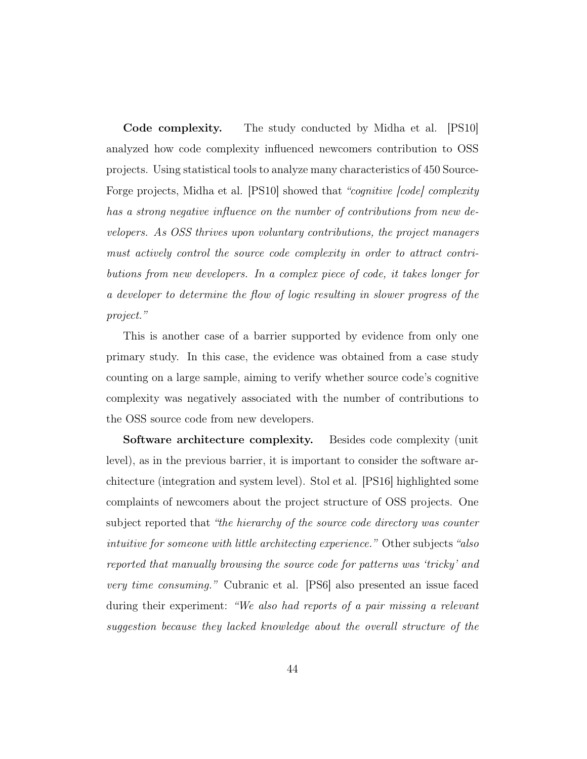**Code complexity.** The study conducted by Midha et al. [PS10] analyzed how code complexity influenced newcomers contribution to OSS projects. Using statistical tools to analyze many characteristics of 450 SourceForge projects, Midha et al. [PS10] showed that *"cognitive [code] complexity has a strong negative influence on the number of contributions from new developers. As OSS thrives upon voluntary contributions, the project managers must actively control the source code complexity in order to attract contributions from new developers. In a complex piece of code, it takes longer for a developer to determine the flow of logic resulting in slower progress of the project."*

This is another case of a barrier supported by evidence from only one primary study. In this case, the evidence was obtained from a case study counting on a large sample, aiming to verify whether source code's cognitive complexity was negatively associated with the number of contributions to the OSS source code from new developers.

**Software architecture complexity.** Besides code complexity (unit level), as in the previous barrier, it is important to consider the software architecture (integration and system level). Stol et al. [PS16] highlighted some complaints of newcomers about the project structure of OSS projects. One subject reported that *"the hierarchy of the source code directory was counter intuitive for someone with little architecting experience."* Other subjects *"also reported that manually browsing the source code for patterns was 'tricky' and very time consuming."* Cubranic et al. [PS6] also presented an issue faced during their experiment: *"We also had reports of a pair missing a relevant suggestion because they lacked knowledge about the overall structure of the*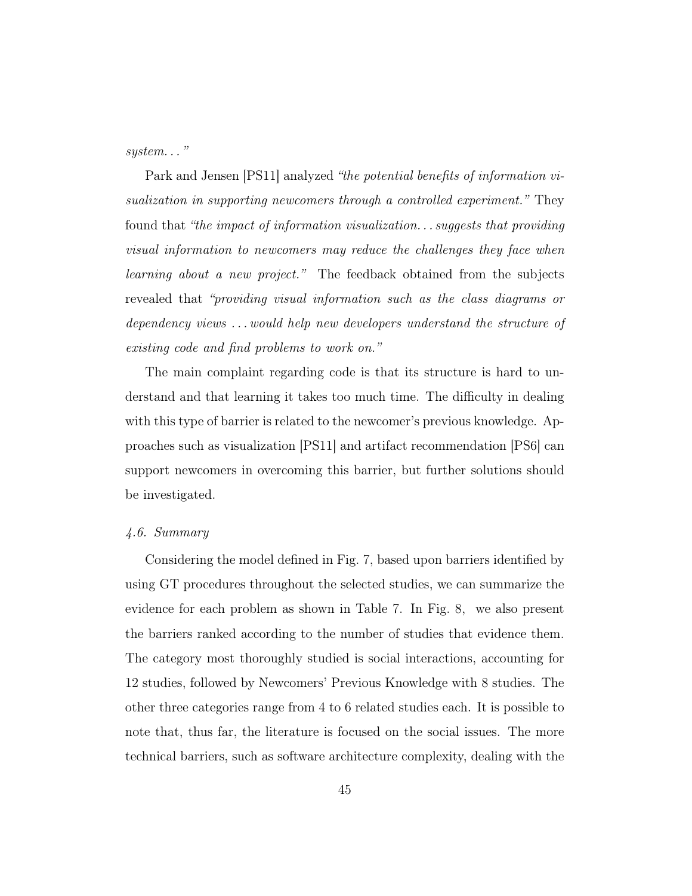*system. . . "*

Park and Jensen [PS11] analyzed *"the potential benefits of information visualization in supporting newcomers through a controlled experiment."* They found that *"the impact of information visualization. . . suggests that providing visual information to newcomers may reduce the challenges they face when learning about a new project."* The feedback obtained from the subjects revealed that *"providing visual information such as the class diagrams or dependency views . . . would help new developers understand the structure of existing code and find problems to work on."*

The main complaint regarding code is that its structure is hard to understand and that learning it takes too much time. The difficulty in dealing with this type of barrier is related to the newcomer's previous knowledge. Approaches such as visualization [PS11] and artifact recommendation [PS6] can support newcomers in overcoming this barrier, but further solutions should be investigated.

### *4.6. Summary*

Considering the model defined in Fig. 7, based upon barriers identified by using GT procedures throughout the selected studies, we can summarize the evidence for each problem as shown in Table 7. In Fig. 8, we also present the barriers ranked according to the number of studies that evidence them. The category most thoroughly studied is social interactions, accounting for 12 studies, followed by Newcomers' Previous Knowledge with 8 studies. The other three categories range from 4 to 6 related studies each. It is possible to note that, thus far, the literature is focused on the social issues. The more technical barriers, such as software architecture complexity, dealing with the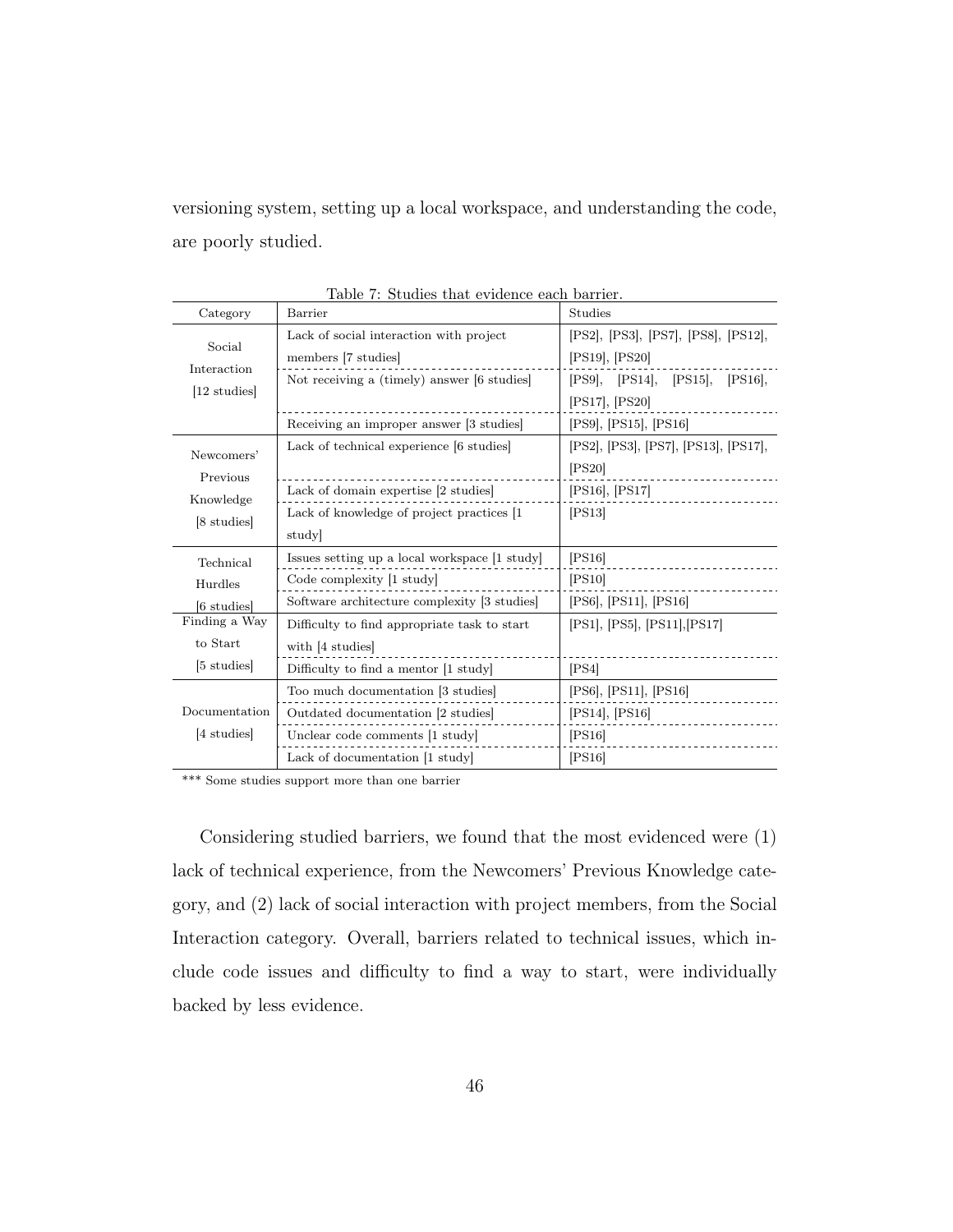versioning system, setting up a local workspace, and understanding the code, are poorly studied.

Table 7: Studies that evidence each barrier.

| Category | Barrier | Studies |
|---|---|---|
| Social Interaction [12 studies] | Lack of social interaction with project members [7 studies] | [PS2], [PS3], [PS7], [PS8], [PS12], [PS19], [PS20] |
| | Not receiving a (timely) answer [6 studies] | [PS9], [PS14], [PS15], [PS16], [PS17], [PS20] |
| | Receiving an improper answer [3 studies] | [PS9], [PS15], [PS16] |
| Newcomers' Previous Knowledge [8 studies] | Lack of technical experience [6 studies] | [PS2], [PS3], [PS7], [PS13], [PS17], [PS20] |
| | Lack of domain expertise [2 studies] | [PS16], [PS17] |
| | Lack of knowledge of project practices [1 study] | [PS13] |
| Technical Hurdles [6 studies] | Issues setting up a local workspace [1 study] | [PS16] |
| | Code complexity [1 study] | [PS10] |
| | Software architecture complexity [3 studies] | [PS6], [PS11], [PS16] |
| Finding a Way to Start [5 studies] | Difficulty to find appropriate task to start with [4 studies] | [PS1], [PS5], [PS11],[PS17] |
| | Difficulty to find a mentor [1 study] | [PS4] |
| Documentation [4 studies] | Too much documentation [3 studies] | [PS6], [PS11], [PS16] |
| | Outdated documentation [2 studies] | [PS14], [PS16] |
| | Unclear code comments [1 study] | [PS16] |
| | Lack of documentation [1 study] | [PS16] |

*** Some studies support more than one barrier

Considering studied barriers, we found that the most evidenced were (1) lack of technical experience, from the Newcomers' Previous Knowledge category, and (2) lack of social interaction with project members, from the Social Interaction category. Overall, barriers related to technical issues, which include code issues and difficulty to find a way to start, were individually backed by less evidence.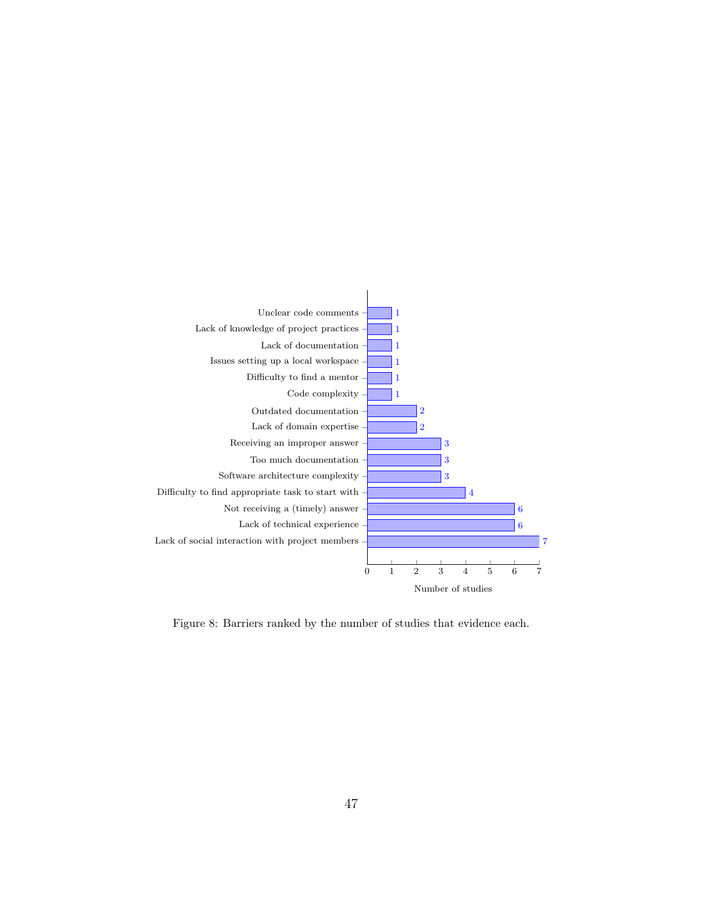| Barrier | Number of studies |
|---|---|
| Unclear code comments | 1 |
| Lack of knowledge of project practices | 1 |
| Lack of documentation | 1 |
| Issues setting up a local workspace | 1 |
| Difficulty to find a mentor | 1 |
| Code complexity | 1 |
| Outdated documentation | 2 |
| Lack of domain expertise | 2 |
| Receiving an improper answer | 3 |
| Too much documentation | 3 |
| Software architecture complexity | 3 |
| Difficulty to find appropriate task to start with | 4 |
| Not receiving a (timely) answer | 6 |
| Lack of technical experience | 6 |
| Lack of social interaction with project members | 7 |

Figure 8: Barriers ranked by the number of studies that evidence each.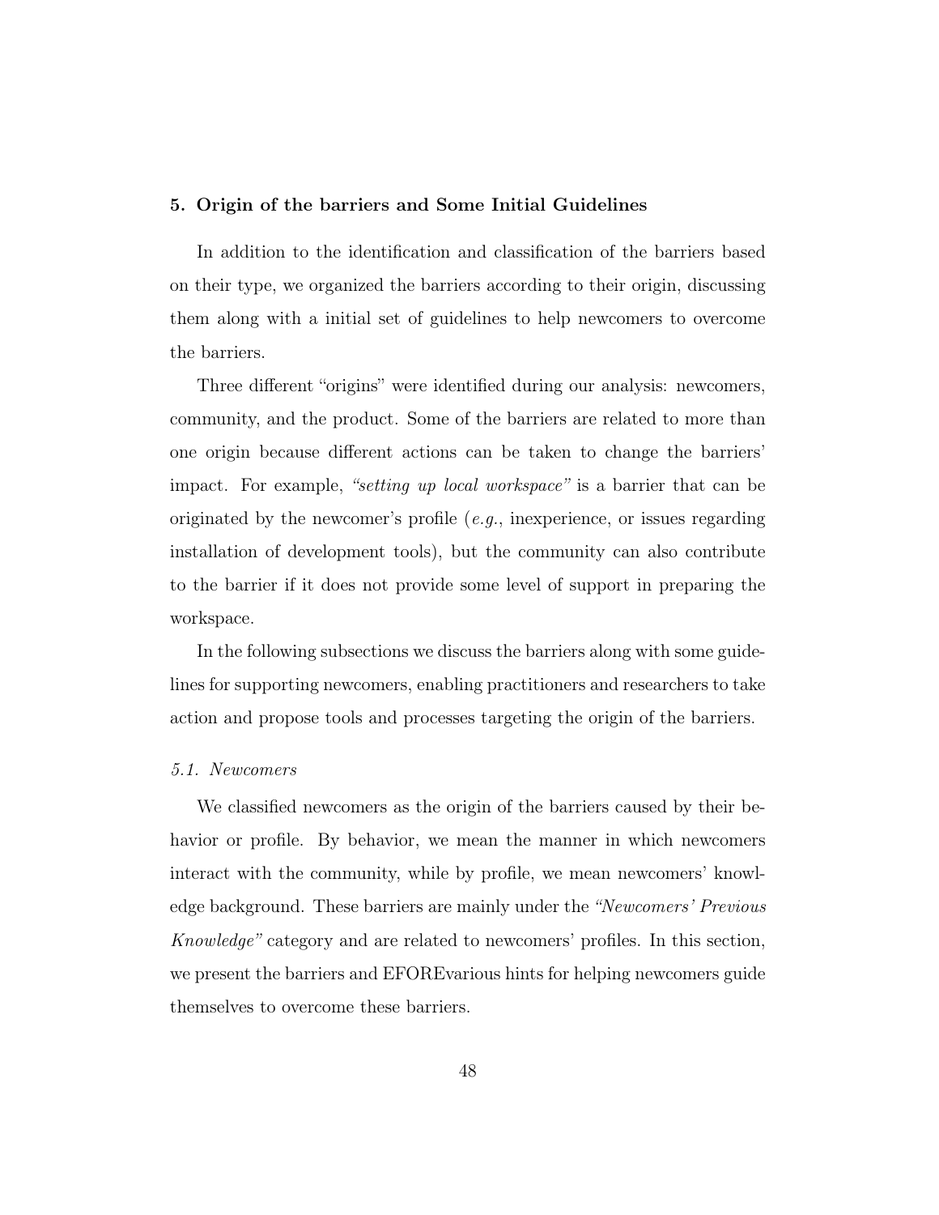## 5. Origin of the barriers and Some Initial Guidelines

In addition to the identification and classification of the barriers based on their type, we organized the barriers according to their origin, discussing them along with a initial set of guidelines to help newcomers to overcome the barriers.

Three different "origins" were identified during our analysis: newcomers, community, and the product. Some of the barriers are related to more than one origin because different actions can be taken to change the barriers' impact. For example, *"setting up local workspace"* is a barrier that can be originated by the newcomer's profile (*e.g.*, inexperience, or issues regarding installation of development tools), but the community can also contribute to the barrier if it does not provide some level of support in preparing the workspace.

In the following subsections we discuss the barriers along with some guidelines for supporting newcomers, enabling practitioners and researchers to take action and propose tools and processes targeting the origin of the barriers.

### *5.1. Newcomers*

We classified newcomers as the origin of the barriers caused by their behavior or profile. By behavior, we mean the manner in which newcomers interact with the community, while by profile, we mean newcomers' knowledge background. These barriers are mainly under the *"Newcomers' Previous Knowledge"* category and are related to newcomers' profiles. In this section, we present the barriers and EFOREvarious hints for helping newcomers guide themselves to overcome these barriers.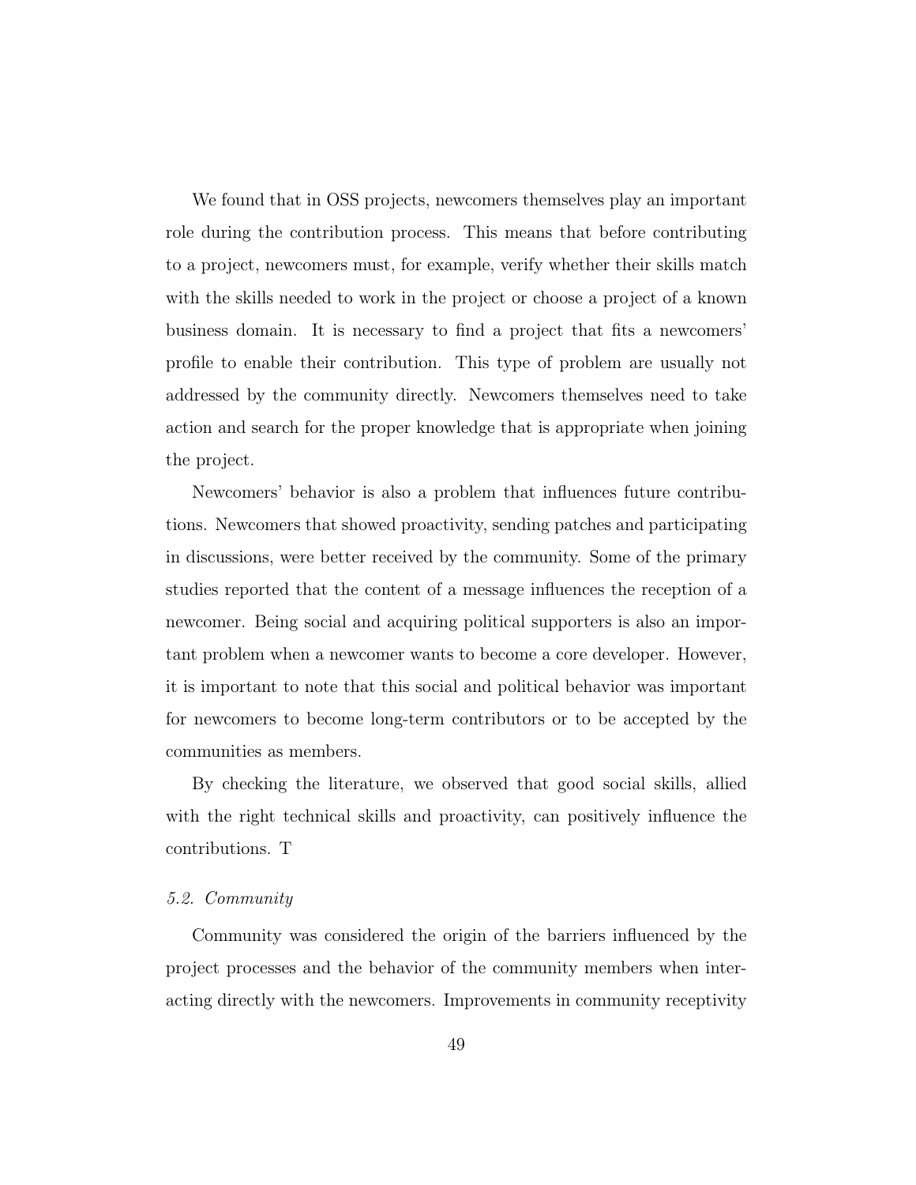We found that in OSS projects, newcomers themselves play an important role during the contribution process. This means that before contributing to a project, newcomers must, for example, verify whether their skills match with the skills needed to work in the project or choose a project of a known business domain. It is necessary to find a project that fits a newcomers' profile to enable their contribution. This type of problem are usually not addressed by the community directly. Newcomers themselves need to take action and search for the proper knowledge that is appropriate when joining the project.

Newcomers' behavior is also a problem that influences future contributions. Newcomers that showed proactivity, sending patches and participating in discussions, were better received by the community. Some of the primary studies reported that the content of a message influences the reception of a newcomer. Being social and acquiring political supporters is also an important problem when a newcomer wants to become a core developer. However, it is important to note that this social and political behavior was important for newcomers to become long-term contributors or to be accepted by the communities as members.

By checking the literature, we observed that good social skills, allied with the right technical skills and proactivity, can positively influence the contributions. T

### *5.2. Community*

Community was considered the origin of the barriers influenced by the project processes and the behavior of the community members when interacting directly with the newcomers. Improvements in community receptivity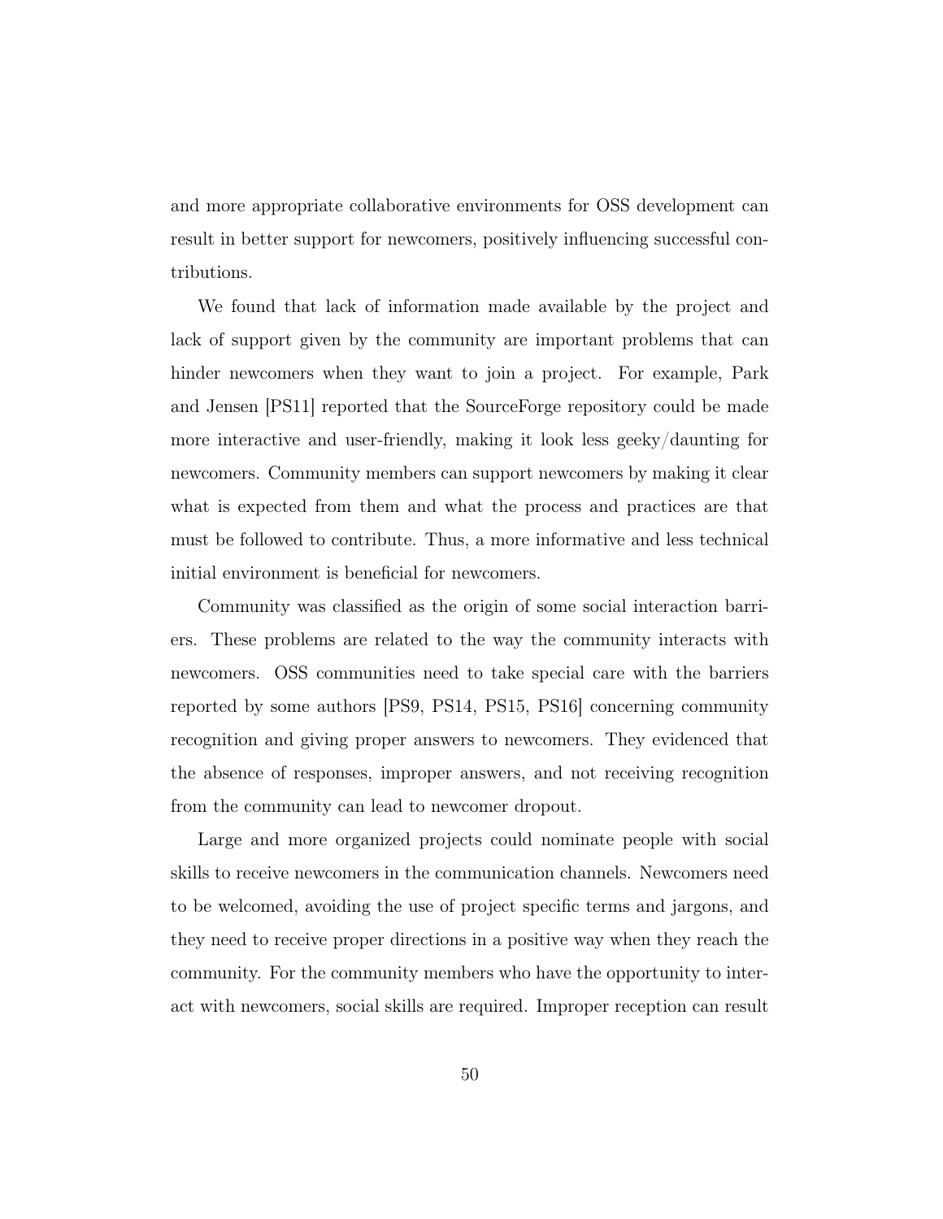and more appropriate collaborative environments for OSS development can result in better support for newcomers, positively influencing successful contributions.

We found that lack of information made available by the project and lack of support given by the community are important problems that can hinder newcomers when they want to join a project. For example, Park and Jensen [PS11] reported that the SourceForge repository could be made more interactive and user-friendly, making it look less geeky/daunting for newcomers. Community members can support newcomers by making it clear what is expected from them and what the process and practices are that must be followed to contribute. Thus, a more informative and less technical initial environment is beneficial for newcomers.

Community was classified as the origin of some social interaction barriers. These problems are related to the way the community interacts with newcomers. OSS communities need to take special care with the barriers reported by some authors [PS9, PS14, PS15, PS16] concerning community recognition and giving proper answers to newcomers. They evidenced that the absence of responses, improper answers, and not receiving recognition from the community can lead to newcomer dropout.

Large and more organized projects could nominate people with social skills to receive newcomers in the communication channels. Newcomers need to be welcomed, avoiding the use of project specific terms and jargons, and they need to receive proper directions in a positive way when they reach the community. For the community members who have the opportunity to interact with newcomers, social skills are required. Improper reception can result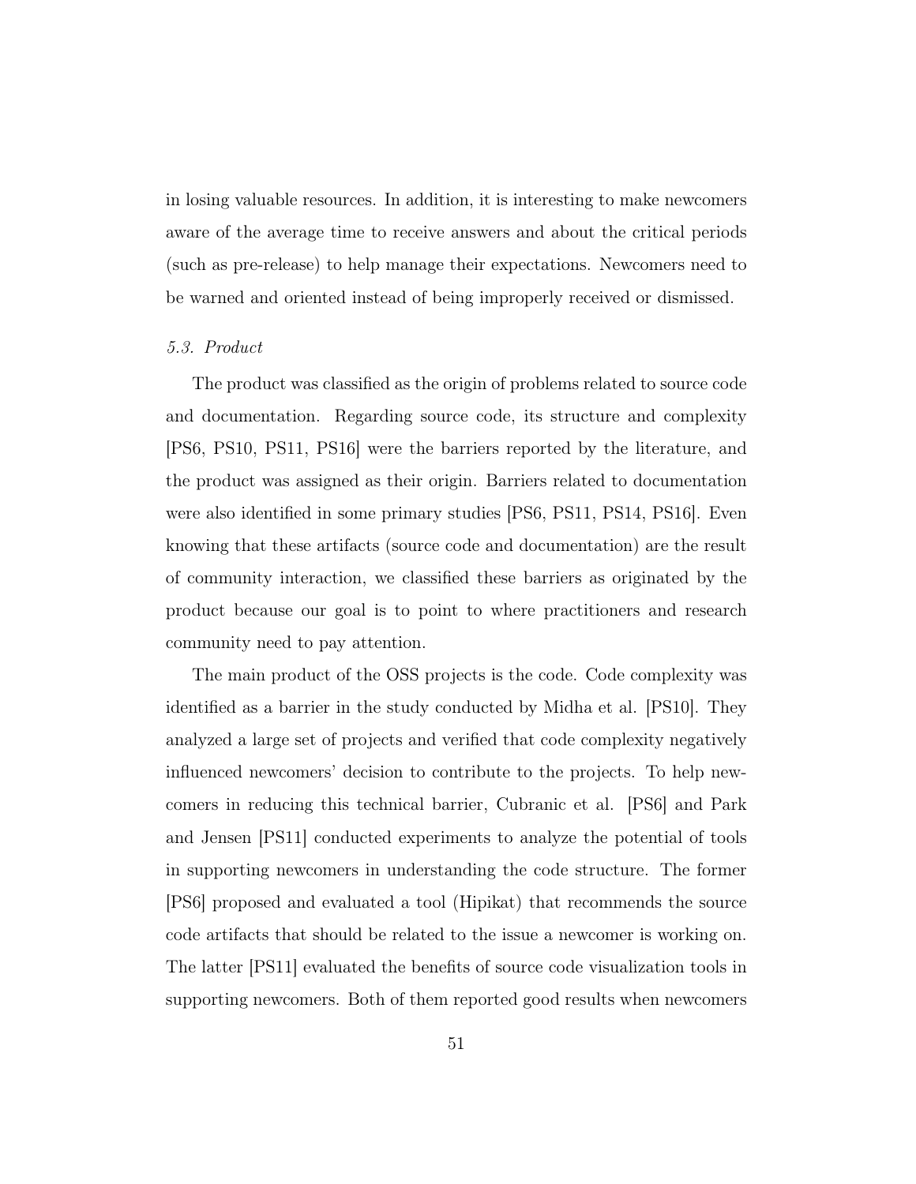in losing valuable resources. In addition, it is interesting to make newcomers aware of the average time to receive answers and about the critical periods (such as pre-release) to help manage their expectations. Newcomers need to be warned and oriented instead of being improperly received or dismissed.

### *5.3. Product*

The product was classified as the origin of problems related to source code and documentation. Regarding source code, its structure and complexity [PS6, PS10, PS11, PS16] were the barriers reported by the literature, and the product was assigned as their origin. Barriers related to documentation were also identified in some primary studies [PS6, PS11, PS14, PS16]. Even knowing that these artifacts (source code and documentation) are the result of community interaction, we classified these barriers as originated by the product because our goal is to point to where practitioners and research community need to pay attention.

The main product of the OSS projects is the code. Code complexity was identified as a barrier in the study conducted by Midha et al. [PS10]. They analyzed a large set of projects and verified that code complexity negatively influenced newcomers' decision to contribute to the projects. To help newcomers in reducing this technical barrier, Cubranic et al. [PS6] and Park and Jensen [PS11] conducted experiments to analyze the potential of tools in supporting newcomers in understanding the code structure. The former [PS6] proposed and evaluated a tool (Hipikat) that recommends the source code artifacts that should be related to the issue a newcomer is working on. The latter [PS11] evaluated the benefits of source code visualization tools in supporting newcomers. Both of them reported good results when newcomers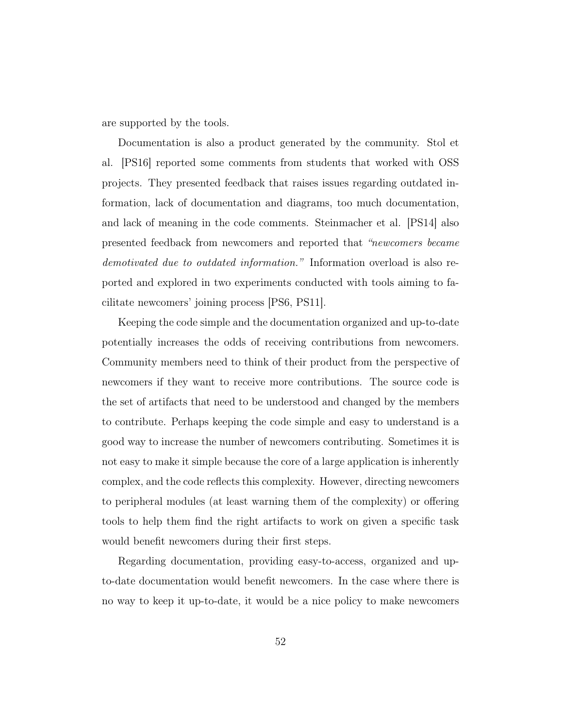are supported by the tools.

Documentation is also a product generated by the community. Stol et al. [PS16] reported some comments from students that worked with OSS projects. They presented feedback that raises issues regarding outdated information, lack of documentation and diagrams, too much documentation, and lack of meaning in the code comments. Steinmacher et al. [PS14] also presented feedback from newcomers and reported that *"newcomers became demotivated due to outdated information."* Information overload is also reported and explored in two experiments conducted with tools aiming to facilitate newcomers' joining process [PS6, PS11].

Keeping the code simple and the documentation organized and up-to-date potentially increases the odds of receiving contributions from newcomers. Community members need to think of their product from the perspective of newcomers if they want to receive more contributions. The source code is the set of artifacts that need to be understood and changed by the members to contribute. Perhaps keeping the code simple and easy to understand is a good way to increase the number of newcomers contributing. Sometimes it is not easy to make it simple because the core of a large application is inherently complex, and the code reflects this complexity. However, directing newcomers to peripheral modules (at least warning them of the complexity) or offering tools to help them find the right artifacts to work on given a specific task would benefit newcomers during their first steps.

Regarding documentation, providing easy-to-access, organized and up-to-date documentation would benefit newcomers. In the case where there is no way to keep it up-to-date, it would be a nice policy to make newcomers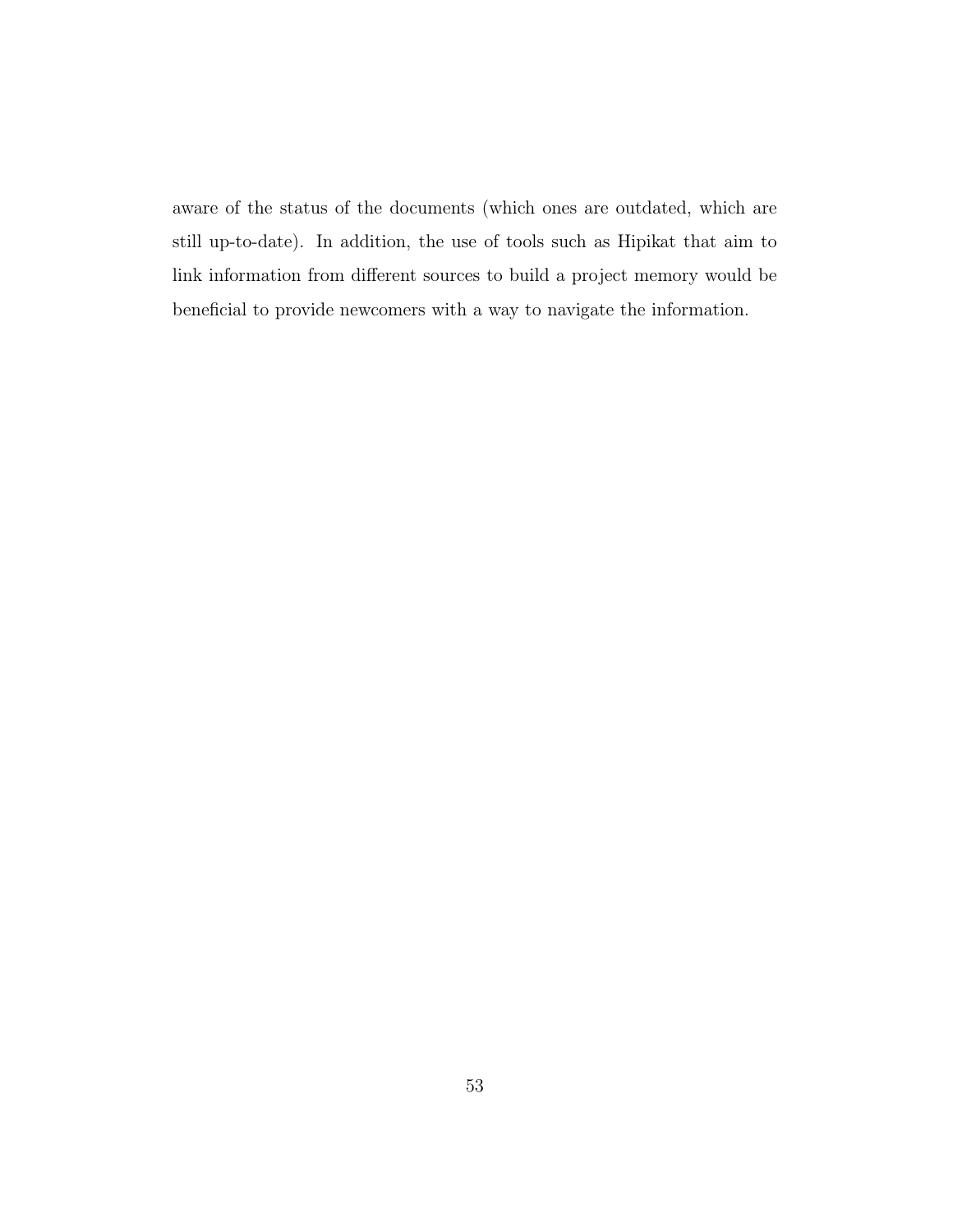aware of the status of the documents (which ones are outdated, which are still up-to-date). In addition, the use of tools such as Hipikat that aim to link information from different sources to build a project memory would be beneficial to provide newcomers with a way to navigate the information.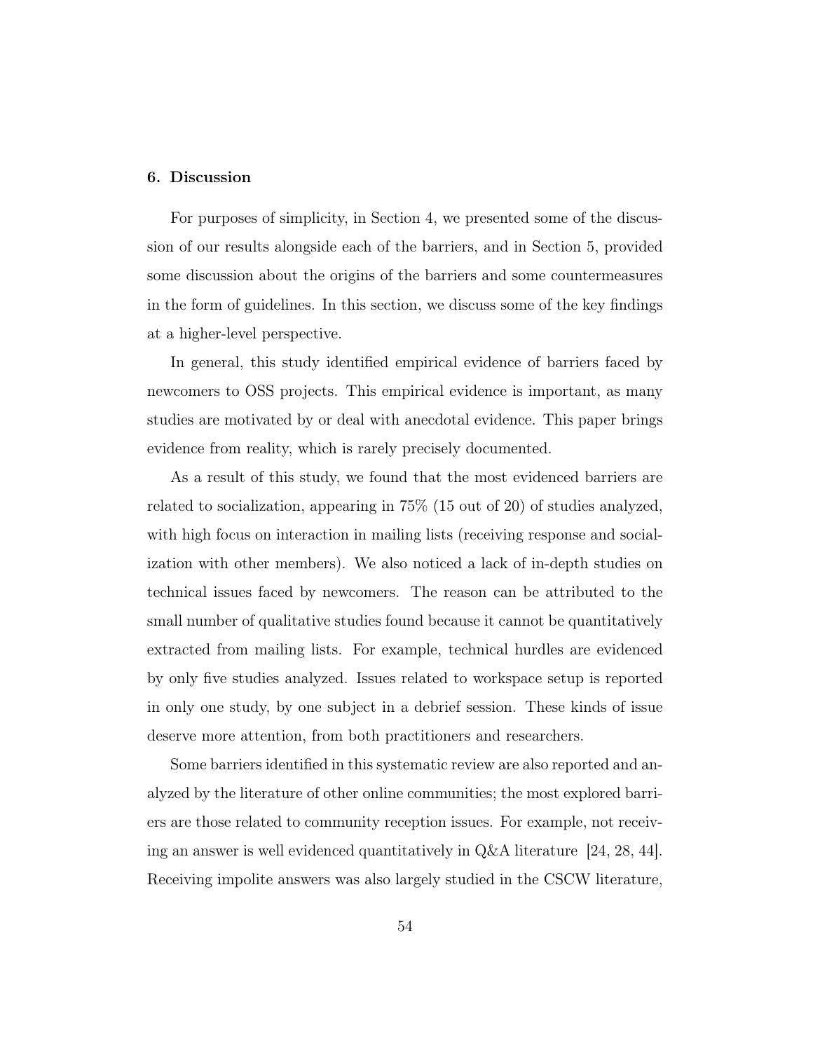## 6. Discussion

For purposes of simplicity, in Section 4, we presented some of the discussion of our results alongside each of the barriers, and in Section 5, provided some discussion about the origins of the barriers and some countermeasures in the form of guidelines. In this section, we discuss some of the key findings at a higher-level perspective.

In general, this study identified empirical evidence of barriers faced by newcomers to OSS projects. This empirical evidence is important, as many studies are motivated by or deal with anecdotal evidence. This paper brings evidence from reality, which is rarely precisely documented.

As a result of this study, we found that the most evidenced barriers are related to socialization, appearing in 75% (15 out of 20) of studies analyzed, with high focus on interaction in mailing lists (receiving response and socialization with other members). We also noticed a lack of in-depth studies on technical issues faced by newcomers. The reason can be attributed to the small number of qualitative studies found because it cannot be quantitatively extracted from mailing lists. For example, technical hurdles are evidenced by only five studies analyzed. Issues related to workspace setup is reported in only one study, by one subject in a debrief session. These kinds of issue deserve more attention, from both practitioners and researchers.

Some barriers identified in this systematic review are also reported and analyzed by the literature of other online communities; the most explored barriers are those related to community reception issues. For example, not receiving an answer is well evidenced quantitatively in Q&A literature [24, 28, 44]. Receiving impolite answers was also largely studied in the CSCW literature,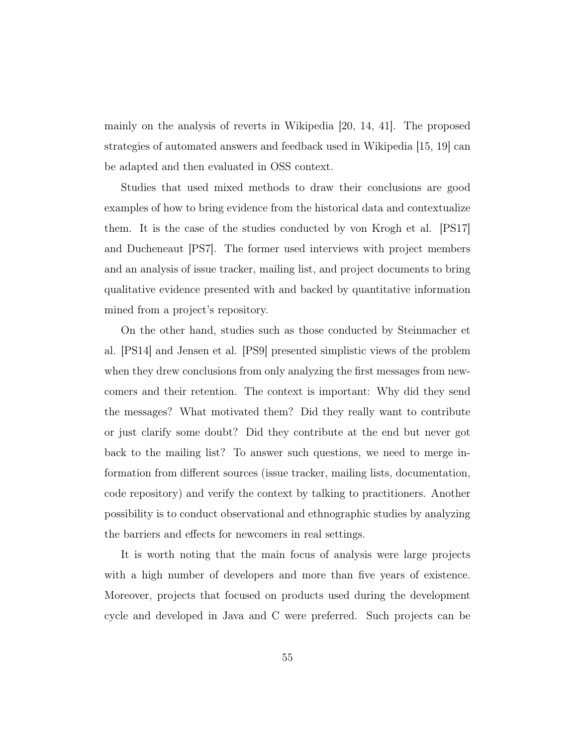mainly on the analysis of reverts in Wikipedia [20, 14, 41]. The proposed strategies of automated answers and feedback used in Wikipedia [15, 19] can be adapted and then evaluated in OSS context.

Studies that used mixed methods to draw their conclusions are good examples of how to bring evidence from the historical data and contextualize them. It is the case of the studies conducted by von Krogh et al. [PS17] and Ducheneaut [PS7]. The former used interviews with project members and an analysis of issue tracker, mailing list, and project documents to bring qualitative evidence presented with and backed by quantitative information mined from a project's repository.

On the other hand, studies such as those conducted by Steinmacher et al. [PS14] and Jensen et al. [PS9] presented simplistic views of the problem when they drew conclusions from only analyzing the first messages from newcomers and their retention. The context is important: Why did they send the messages? What motivated them? Did they really want to contribute or just clarify some doubt? Did they contribute at the end but never got back to the mailing list? To answer such questions, we need to merge information from different sources (issue tracker, mailing lists, documentation, code repository) and verify the context by talking to practitioners. Another possibility is to conduct observational and ethnographic studies by analyzing the barriers and effects for newcomers in real settings.

It is worth noting that the main focus of analysis were large projects with a high number of developers and more than five years of existence. Moreover, projects that focused on products used during the development cycle and developed in Java and C were preferred. Such projects can be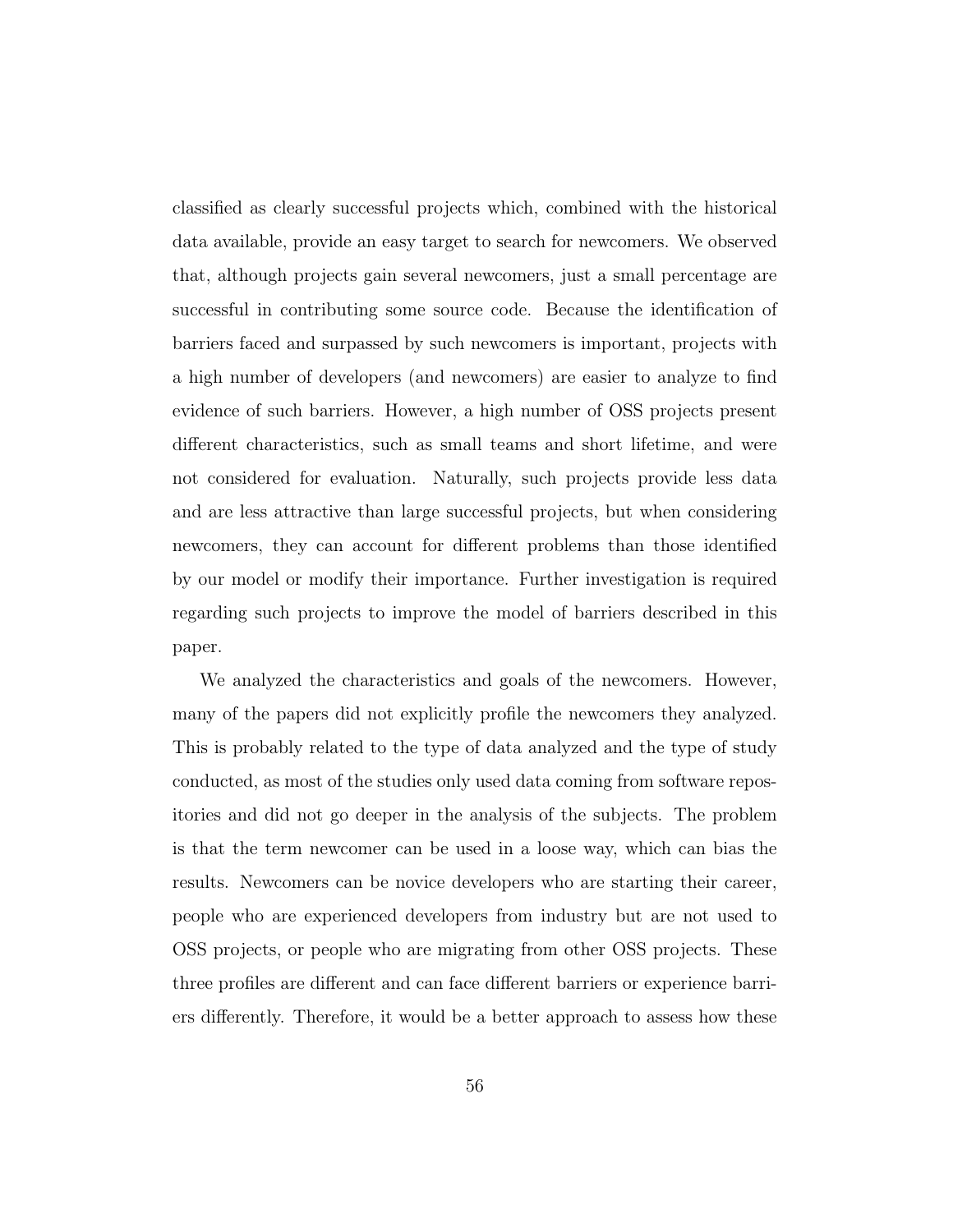classified as clearly successful projects which, combined with the historical data available, provide an easy target to search for newcomers. We observed that, although projects gain several newcomers, just a small percentage are successful in contributing some source code. Because the identification of barriers faced and surpassed by such newcomers is important, projects with a high number of developers (and newcomers) are easier to analyze to find evidence of such barriers. However, a high number of OSS projects present different characteristics, such as small teams and short lifetime, and were not considered for evaluation. Naturally, such projects provide less data and are less attractive than large successful projects, but when considering newcomers, they can account for different problems than those identified by our model or modify their importance. Further investigation is required regarding such projects to improve the model of barriers described in this paper.

We analyzed the characteristics and goals of the newcomers. However, many of the papers did not explicitly profile the newcomers they analyzed. This is probably related to the type of data analyzed and the type of study conducted, as most of the studies only used data coming from software repositories and did not go deeper in the analysis of the subjects. The problem is that the term newcomer can be used in a loose way, which can bias the results. Newcomers can be novice developers who are starting their career, people who are experienced developers from industry but are not used to OSS projects, or people who are migrating from other OSS projects. These three profiles are different and can face different barriers or experience barriers differently. Therefore, it would be a better approach to assess how these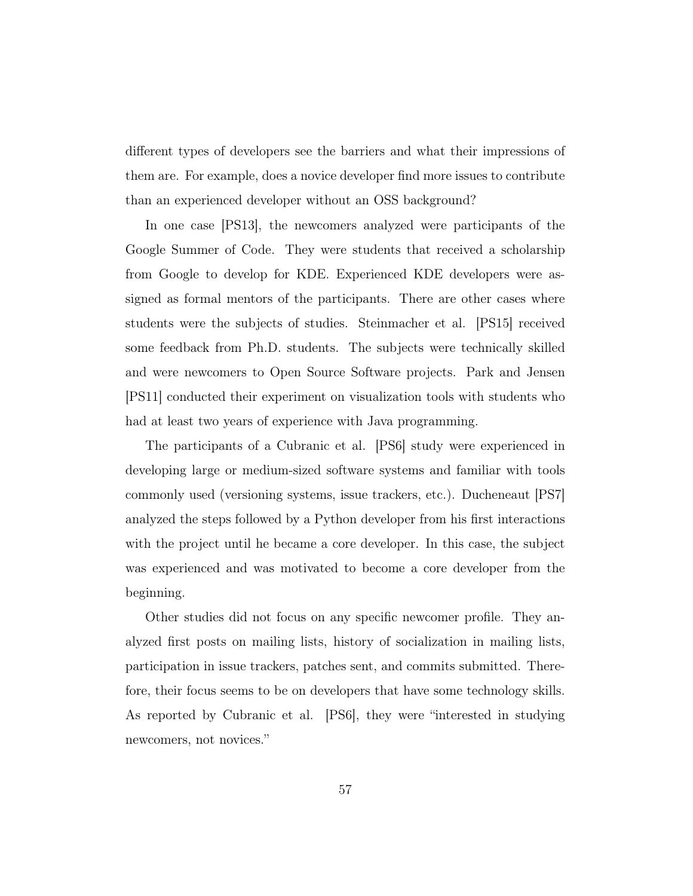different types of developers see the barriers and what their impressions of them are. For example, does a novice developer find more issues to contribute than an experienced developer without an OSS background?

In one case [PS13], the newcomers analyzed were participants of the Google Summer of Code. They were students that received a scholarship from Google to develop for KDE. Experienced KDE developers were assigned as formal mentors of the participants. There are other cases where students were the subjects of studies. Steinmacher et al. [PS15] received some feedback from Ph.D. students. The subjects were technically skilled and were newcomers to Open Source Software projects. Park and Jensen [PS11] conducted their experiment on visualization tools with students who had at least two years of experience with Java programming.

The participants of a Cubranic et al. [PS6] study were experienced in developing large or medium-sized software systems and familiar with tools commonly used (versioning systems, issue trackers, etc.). Ducheneaut [PS7] analyzed the steps followed by a Python developer from his first interactions with the project until he became a core developer. In this case, the subject was experienced and was motivated to become a core developer from the beginning.

Other studies did not focus on any specific newcomer profile. They analyzed first posts on mailing lists, history of socialization in mailing lists, participation in issue trackers, patches sent, and commits submitted. Therefore, their focus seems to be on developers that have some technology skills. As reported by Cubranic et al. [PS6], they were "interested in studying newcomers, not novices."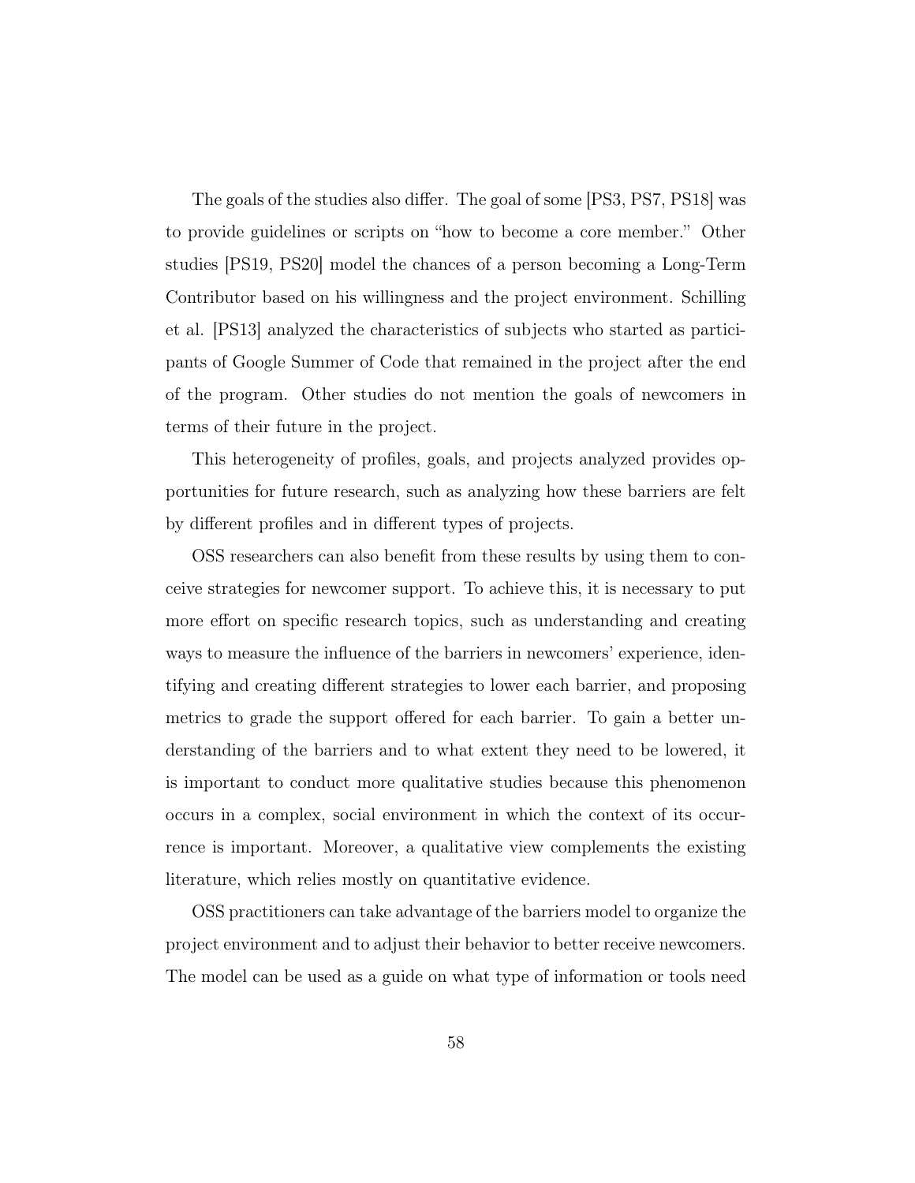The goals of the studies also differ. The goal of some [PS3, PS7, PS18] was to provide guidelines or scripts on "how to become a core member." Other studies [PS19, PS20] model the chances of a person becoming a Long-Term Contributor based on his willingness and the project environment. Schilling et al. [PS13] analyzed the characteristics of subjects who started as participants of Google Summer of Code that remained in the project after the end of the program. Other studies do not mention the goals of newcomers in terms of their future in the project.

This heterogeneity of profiles, goals, and projects analyzed provides opportunities for future research, such as analyzing how these barriers are felt by different profiles and in different types of projects.

OSS researchers can also benefit from these results by using them to conceive strategies for newcomer support. To achieve this, it is necessary to put more effort on specific research topics, such as understanding and creating ways to measure the influence of the barriers in newcomers' experience, identifying and creating different strategies to lower each barrier, and proposing metrics to grade the support offered for each barrier. To gain a better understanding of the barriers and to what extent they need to be lowered, it is important to conduct more qualitative studies because this phenomenon occurs in a complex, social environment in which the context of its occurrence is important. Moreover, a qualitative view complements the existing literature, which relies mostly on quantitative evidence.

OSS practitioners can take advantage of the barriers model to organize the project environment and to adjust their behavior to better receive newcomers. The model can be used as a guide on what type of information or tools need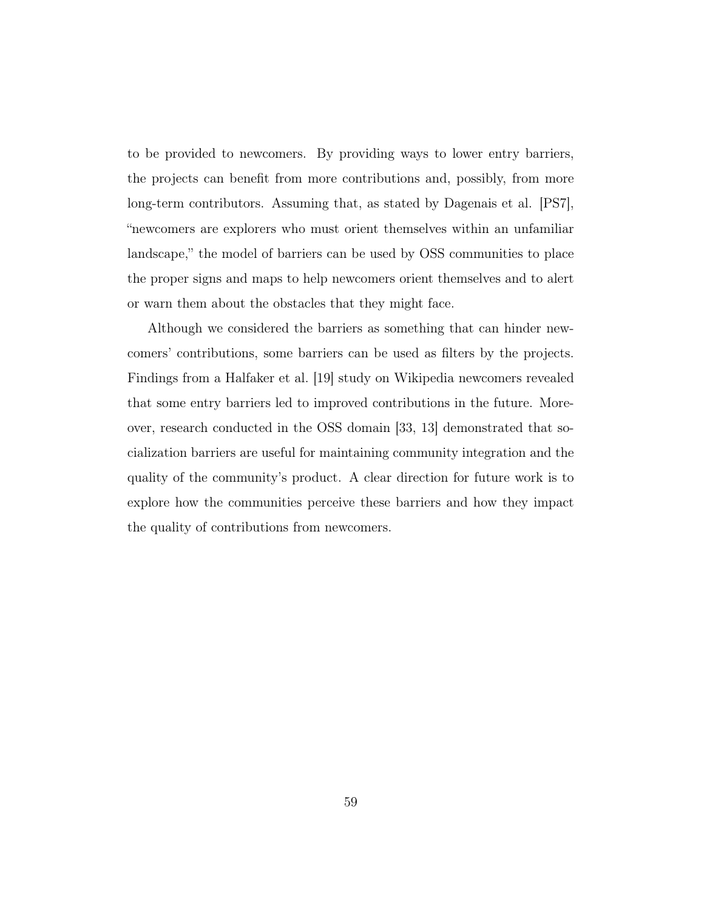to be provided to newcomers. By providing ways to lower entry barriers, the projects can benefit from more contributions and, possibly, from more long-term contributors. Assuming that, as stated by Dagenais et al. [PS7], "newcomers are explorers who must orient themselves within an unfamiliar landscape," the model of barriers can be used by OSS communities to place the proper signs and maps to help newcomers orient themselves and to alert or warn them about the obstacles that they might face.

Although we considered the barriers as something that can hinder newcomers' contributions, some barriers can be used as filters by the projects. Findings from a Halfaker et al. [19] study on Wikipedia newcomers revealed that some entry barriers led to improved contributions in the future. Moreover, research conducted in the OSS domain [33, 13] demonstrated that socialization barriers are useful for maintaining community integration and the quality of the community's product. A clear direction for future work is to explore how the communities perceive these barriers and how they impact the quality of contributions from newcomers.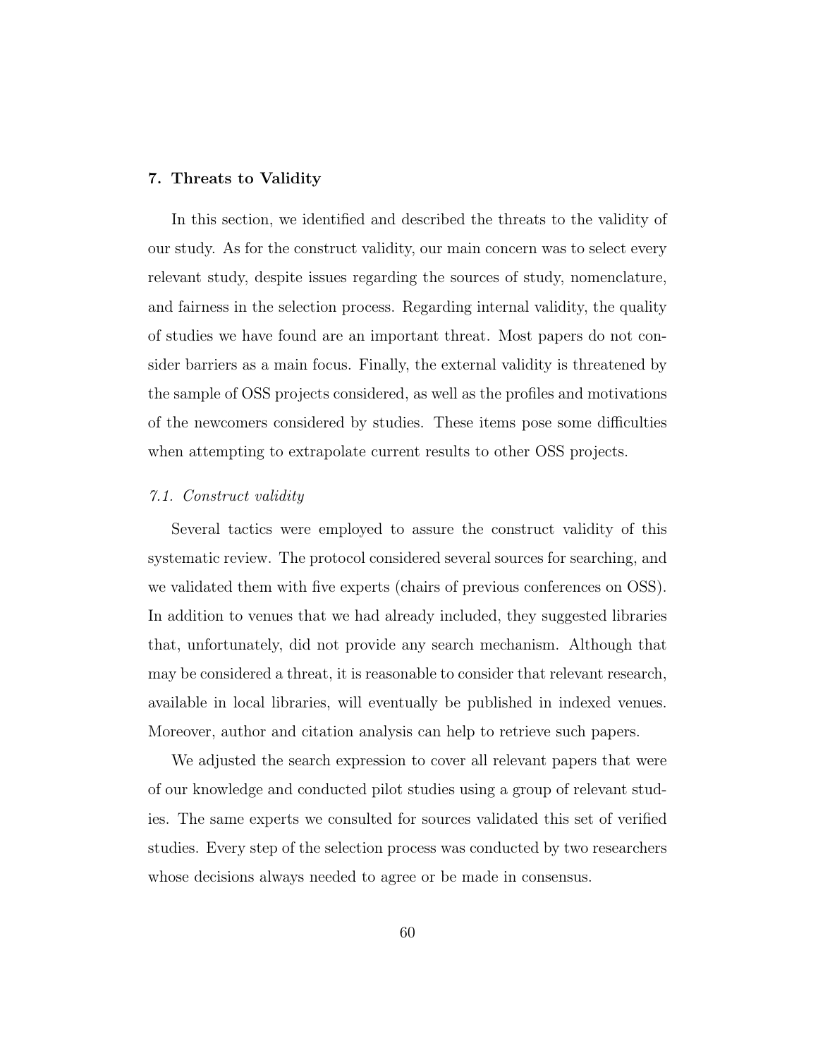## 7. Threats to Validity

In this section, we identified and described the threats to the validity of our study. As for the construct validity, our main concern was to select every relevant study, despite issues regarding the sources of study, nomenclature, and fairness in the selection process. Regarding internal validity, the quality of studies we have found are an important threat. Most papers do not consider barriers as a main focus. Finally, the external validity is threatened by the sample of OSS projects considered, as well as the profiles and motivations of the newcomers considered by studies. These items pose some difficulties when attempting to extrapolate current results to other OSS projects.

### *7.1. Construct validity*

Several tactics were employed to assure the construct validity of this systematic review. The protocol considered several sources for searching, and we validated them with five experts (chairs of previous conferences on OSS). In addition to venues that we had already included, they suggested libraries that, unfortunately, did not provide any search mechanism. Although that may be considered a threat, it is reasonable to consider that relevant research, available in local libraries, will eventually be published in indexed venues. Moreover, author and citation analysis can help to retrieve such papers.

We adjusted the search expression to cover all relevant papers that were of our knowledge and conducted pilot studies using a group of relevant studies. The same experts we consulted for sources validated this set of verified studies. Every step of the selection process was conducted by two researchers whose decisions always needed to agree or be made in consensus.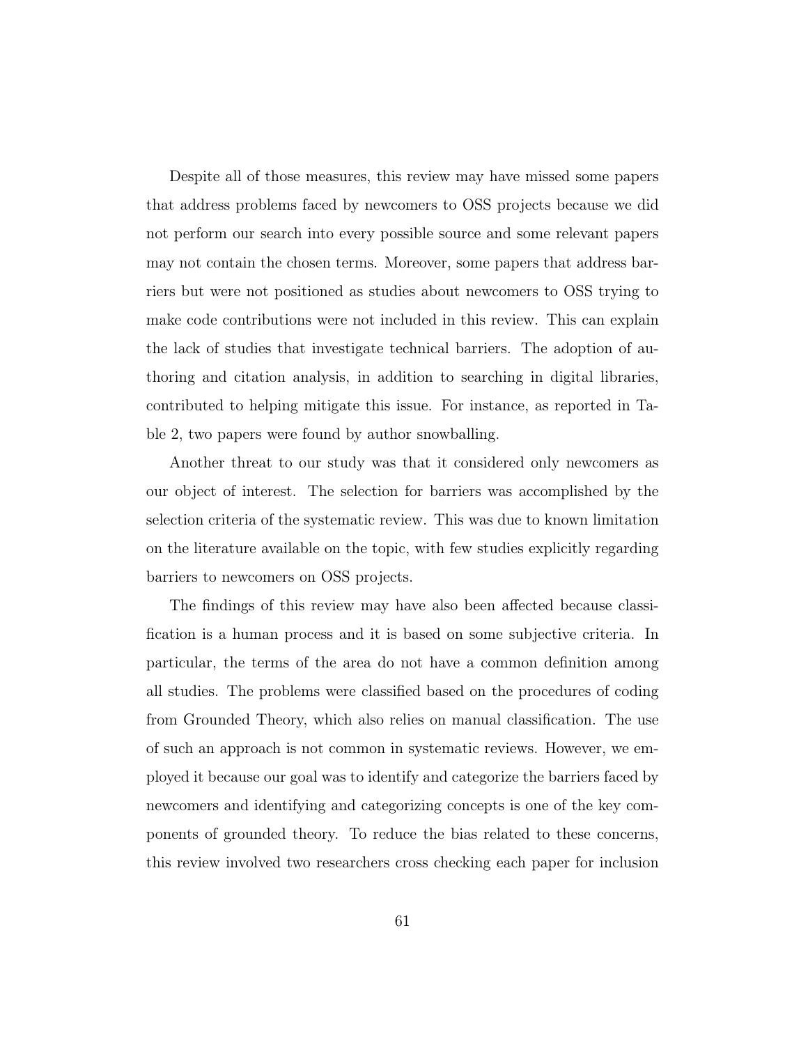Despite all of those measures, this review may have missed some papers that address problems faced by newcomers to OSS projects because we did not perform our search into every possible source and some relevant papers may not contain the chosen terms. Moreover, some papers that address barriers but were not positioned as studies about newcomers to OSS trying to make code contributions were not included in this review. This can explain the lack of studies that investigate technical barriers. The adoption of authoring and citation analysis, in addition to searching in digital libraries, contributed to helping mitigate this issue. For instance, as reported in Table 2, two papers were found by author snowballing.

Another threat to our study was that it considered only newcomers as our object of interest. The selection for barriers was accomplished by the selection criteria of the systematic review. This was due to known limitation on the literature available on the topic, with few studies explicitly regarding barriers to newcomers on OSS projects.

The findings of this review may have also been affected because classification is a human process and it is based on some subjective criteria. In particular, the terms of the area do not have a common definition among all studies. The problems were classified based on the procedures of coding from Grounded Theory, which also relies on manual classification. The use of such an approach is not common in systematic reviews. However, we employed it because our goal was to identify and categorize the barriers faced by newcomers and identifying and categorizing concepts is one of the key components of grounded theory. To reduce the bias related to these concerns, this review involved two researchers cross checking each paper for inclusion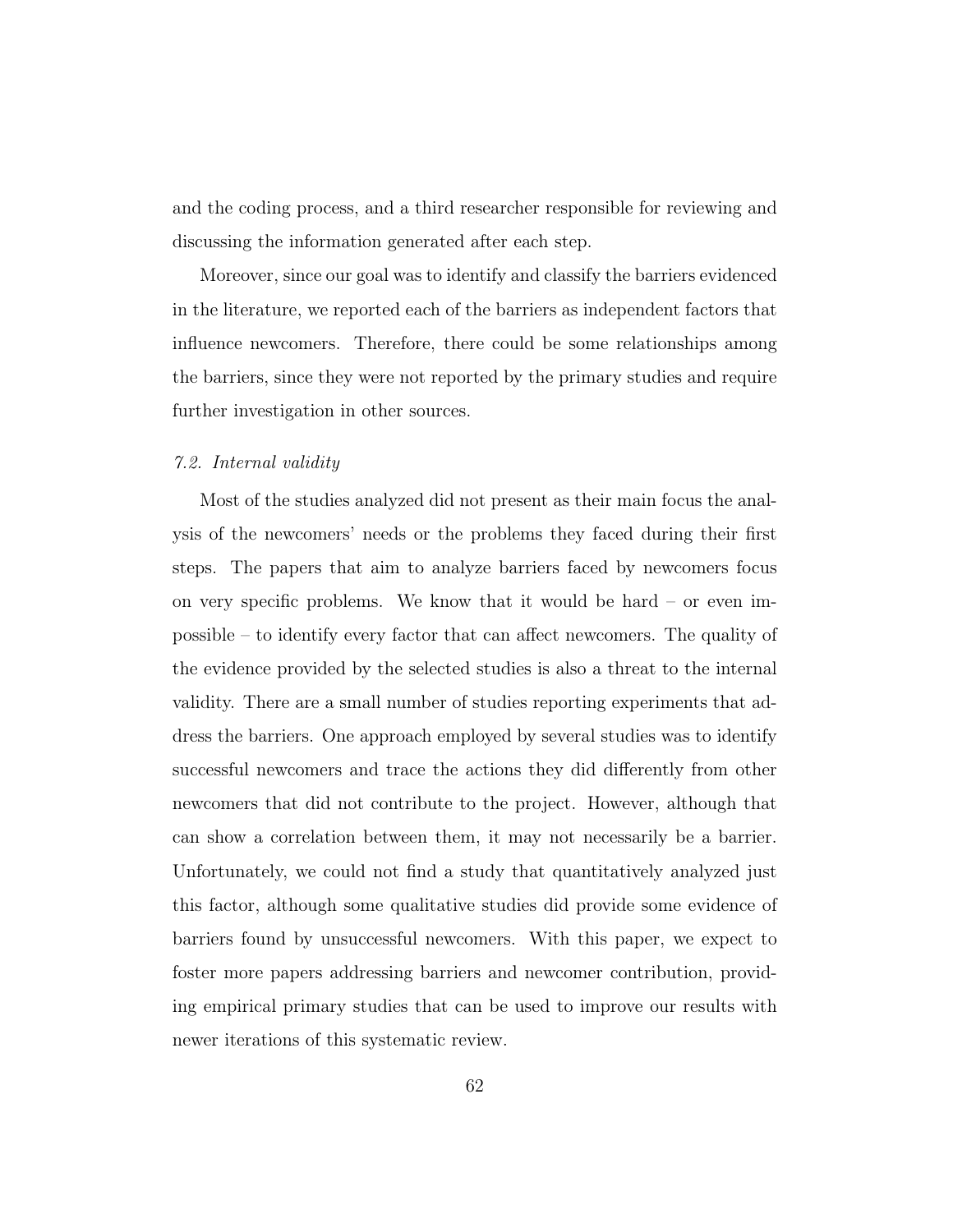and the coding process, and a third researcher responsible for reviewing and discussing the information generated after each step.

Moreover, since our goal was to identify and classify the barriers evidenced in the literature, we reported each of the barriers as independent factors that influence newcomers. Therefore, there could be some relationships among the barriers, since they were not reported by the primary studies and require further investigation in other sources.

### *7.2. Internal validity*

Most of the studies analyzed did not present as their main focus the analysis of the newcomers' needs or the problems they faced during their first steps. The papers that aim to analyze barriers faced by newcomers focus on very specific problems. We know that it would be hard – or even impossible – to identify every factor that can affect newcomers. The quality of the evidence provided by the selected studies is also a threat to the internal validity. There are a small number of studies reporting experiments that address the barriers. One approach employed by several studies was to identify successful newcomers and trace the actions they did differently from other newcomers that did not contribute to the project. However, although that can show a correlation between them, it may not necessarily be a barrier. Unfortunately, we could not find a study that quantitatively analyzed just this factor, although some qualitative studies did provide some evidence of barriers found by unsuccessful newcomers. With this paper, we expect to foster more papers addressing barriers and newcomer contribution, providing empirical primary studies that can be used to improve our results with newer iterations of this systematic review.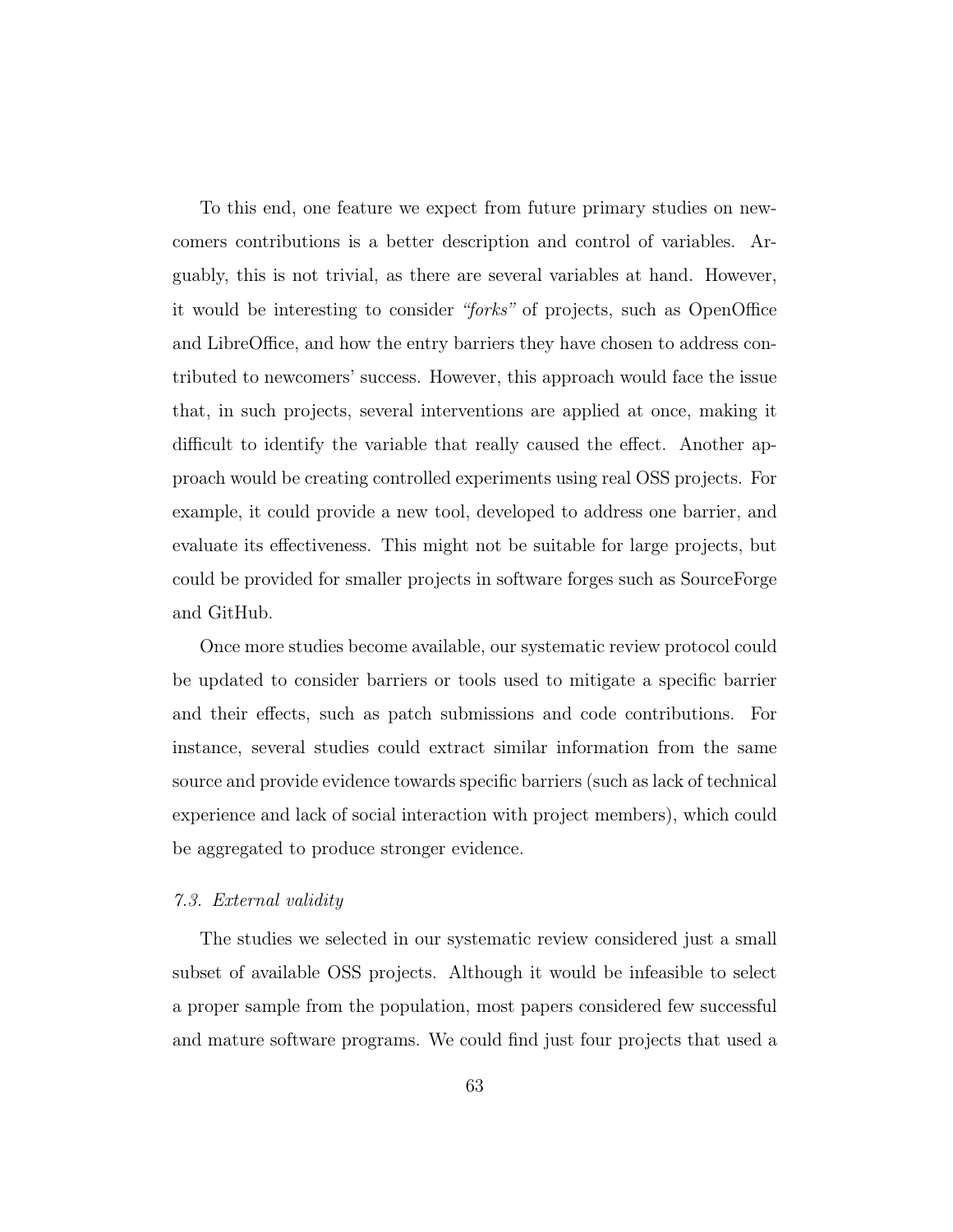To this end, one feature we expect from future primary studies on newcomers contributions is a better description and control of variables. Arguably, this is not trivial, as there are several variables at hand. However, it would be interesting to consider *"forks"* of projects, such as OpenOffice and LibreOffice, and how the entry barriers they have chosen to address contributed to newcomers' success. However, this approach would face the issue that, in such projects, several interventions are applied at once, making it difficult to identify the variable that really caused the effect. Another approach would be creating controlled experiments using real OSS projects. For example, it could provide a new tool, developed to address one barrier, and evaluate its effectiveness. This might not be suitable for large projects, but could be provided for smaller projects in software forges such as SourceForge and GitHub.

Once more studies become available, our systematic review protocol could be updated to consider barriers or tools used to mitigate a specific barrier and their effects, such as patch submissions and code contributions. For instance, several studies could extract similar information from the same source and provide evidence towards specific barriers (such as lack of technical experience and lack of social interaction with project members), which could be aggregated to produce stronger evidence.

### *7.3. External validity*

The studies we selected in our systematic review considered just a small subset of available OSS projects. Although it would be infeasible to select a proper sample from the population, most papers considered few successful and mature software programs. We could find just four projects that used a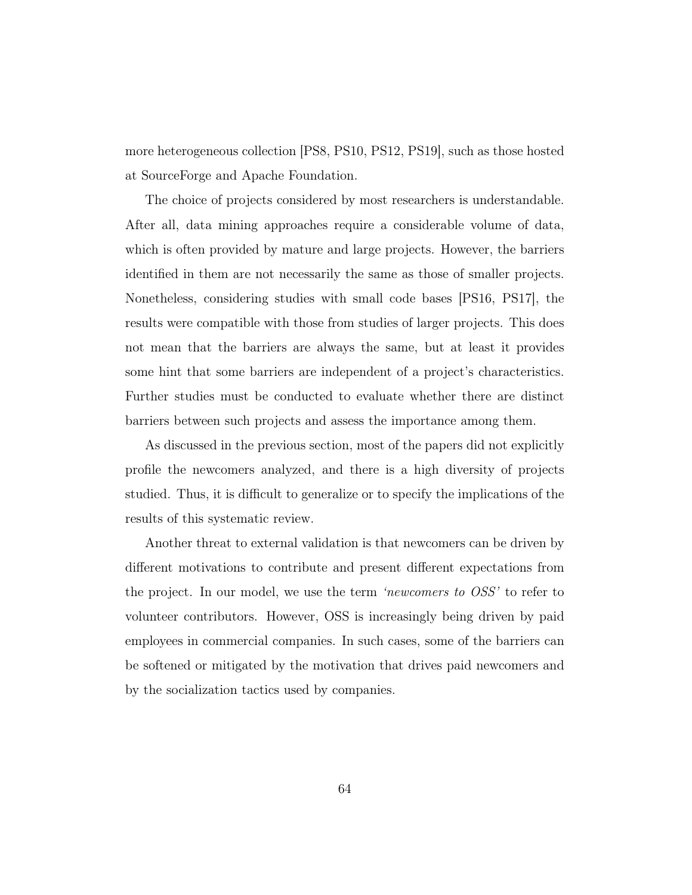more heterogeneous collection [PS8, PS10, PS12, PS19], such as those hosted at SourceForge and Apache Foundation.

The choice of projects considered by most researchers is understandable. After all, data mining approaches require a considerable volume of data, which is often provided by mature and large projects. However, the barriers identified in them are not necessarily the same as those of smaller projects. Nonetheless, considering studies with small code bases [PS16, PS17], the results were compatible with those from studies of larger projects. This does not mean that the barriers are always the same, but at least it provides some hint that some barriers are independent of a project's characteristics. Further studies must be conducted to evaluate whether there are distinct barriers between such projects and assess the importance among them.

As discussed in the previous section, most of the papers did not explicitly profile the newcomers analyzed, and there is a high diversity of projects studied. Thus, it is difficult to generalize or to specify the implications of the results of this systematic review.

Another threat to external validation is that newcomers can be driven by different motivations to contribute and present different expectations from the project. In our model, we use the term *'newcomers to OSS'* to refer to volunteer contributors. However, OSS is increasingly being driven by paid employees in commercial companies. In such cases, some of the barriers can be softened or mitigated by the motivation that drives paid newcomers and by the socialization tactics used by companies.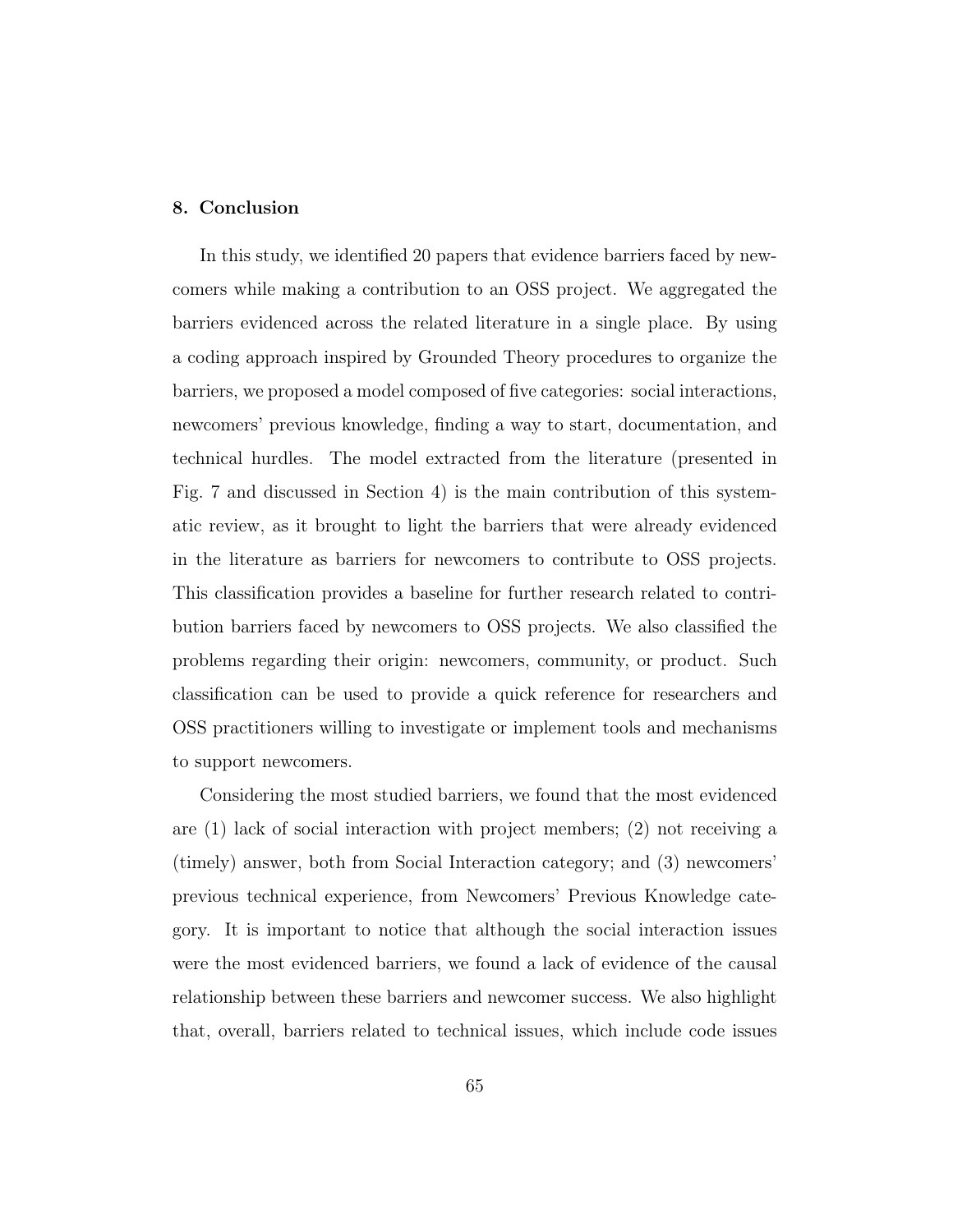## 8. Conclusion

In this study, we identified 20 papers that evidence barriers faced by newcomers while making a contribution to an OSS project. We aggregated the barriers evidenced across the related literature in a single place. By using a coding approach inspired by Grounded Theory procedures to organize the barriers, we proposed a model composed of five categories: social interactions, newcomers' previous knowledge, finding a way to start, documentation, and technical hurdles. The model extracted from the literature (presented in Fig. 7 and discussed in Section 4) is the main contribution of this systematic review, as it brought to light the barriers that were already evidenced in the literature as barriers for newcomers to contribute to OSS projects. This classification provides a baseline for further research related to contribution barriers faced by newcomers to OSS projects. We also classified the problems regarding their origin: newcomers, community, or product. Such classification can be used to provide a quick reference for researchers and OSS practitioners willing to investigate or implement tools and mechanisms to support newcomers.

Considering the most studied barriers, we found that the most evidenced are (1) lack of social interaction with project members; (2) not receiving a (timely) answer, both from Social Interaction category; and (3) newcomers' previous technical experience, from Newcomers' Previous Knowledge category. It is important to notice that although the social interaction issues were the most evidenced barriers, we found a lack of evidence of the causal relationship between these barriers and newcomer success. We also highlight that, overall, barriers related to technical issues, which include code issues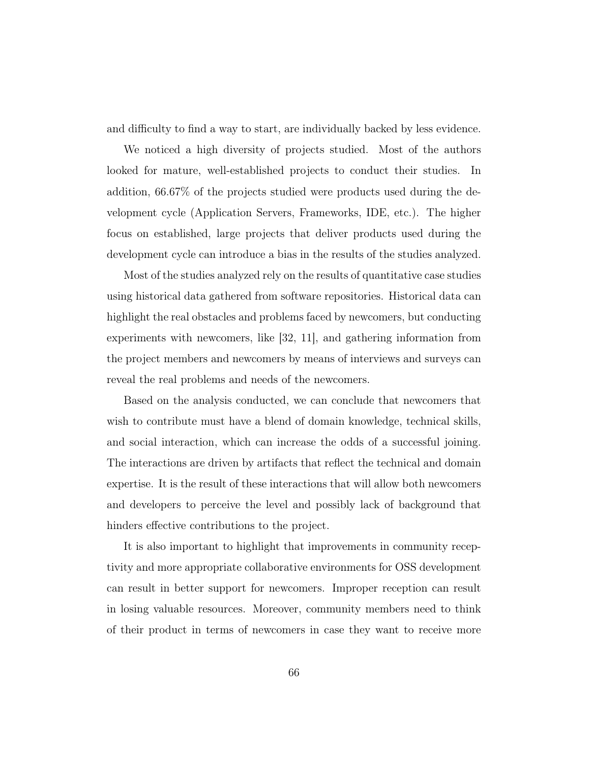and difficulty to find a way to start, are individually backed by less evidence.

We noticed a high diversity of projects studied. Most of the authors looked for mature, well-established projects to conduct their studies. In addition, 66.67% of the projects studied were products used during the development cycle (Application Servers, Frameworks, IDE, etc.). The higher focus on established, large projects that deliver products used during the development cycle can introduce a bias in the results of the studies analyzed.

Most of the studies analyzed rely on the results of quantitative case studies using historical data gathered from software repositories. Historical data can highlight the real obstacles and problems faced by newcomers, but conducting experiments with newcomers, like [32, 11], and gathering information from the project members and newcomers by means of interviews and surveys can reveal the real problems and needs of the newcomers.

Based on the analysis conducted, we can conclude that newcomers that wish to contribute must have a blend of domain knowledge, technical skills, and social interaction, which can increase the odds of a successful joining. The interactions are driven by artifacts that reflect the technical and domain expertise. It is the result of these interactions that will allow both newcomers and developers to perceive the level and possibly lack of background that hinders effective contributions to the project.

It is also important to highlight that improvements in community receptivity and more appropriate collaborative environments for OSS development can result in better support for newcomers. Improper reception can result in losing valuable resources. Moreover, community members need to think of their product in terms of newcomers in case they want to receive more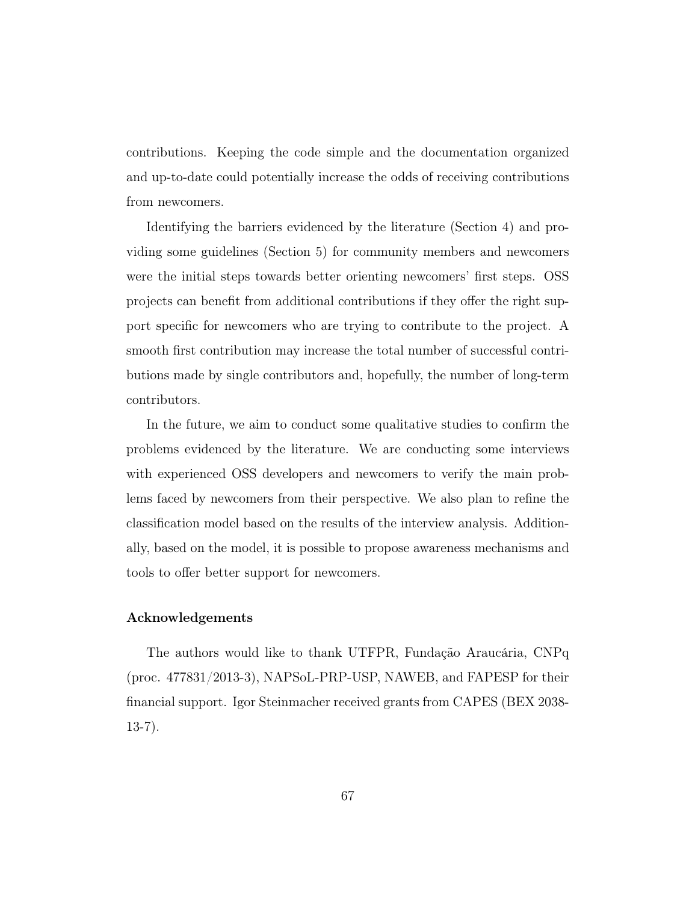contributions. Keeping the code simple and the documentation organized and up-to-date could potentially increase the odds of receiving contributions from newcomers.

Identifying the barriers evidenced by the literature (Section 4) and providing some guidelines (Section 5) for community members and newcomers were the initial steps towards better orienting newcomers' first steps. OSS projects can benefit from additional contributions if they offer the right support specific for newcomers who are trying to contribute to the project. A smooth first contribution may increase the total number of successful contributions made by single contributors and, hopefully, the number of long-term contributors.

In the future, we aim to conduct some qualitative studies to confirm the problems evidenced by the literature. We are conducting some interviews with experienced OSS developers and newcomers to verify the main problems faced by newcomers from their perspective. We also plan to refine the classification model based on the results of the interview analysis. Additionally, based on the model, it is possible to propose awareness mechanisms and tools to offer better support for newcomers.

#### Acknowledgements

The authors would like to thank UTFPR, Fundação Araucária, CNPq (proc. 477831/2013-3), NAPSoL-PRP-USP, NAWEB, and FAPESP for their financial support. Igor Steinmacher received grants from CAPES (BEX 2038-13-7).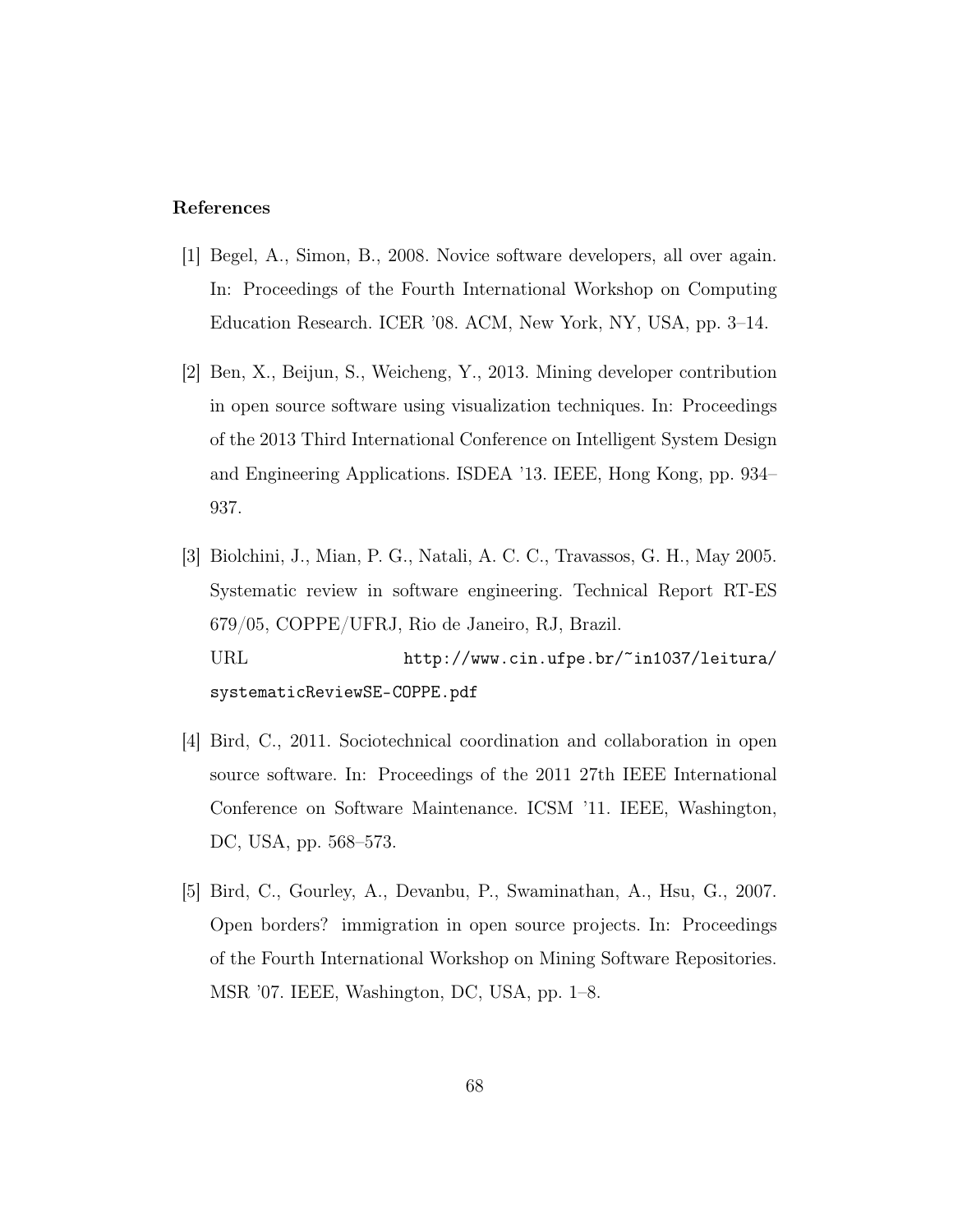## References

[1] Begel, A., Simon, B., 2008. Novice software developers, all over again. In: Proceedings of the Fourth International Workshop on Computing Education Research. ICER '08. ACM, New York, NY, USA, pp. 3–14.

[2] Ben, X., Beijun, S., Weicheng, Y., 2013. Mining developer contribution in open source software using visualization techniques. In: Proceedings of the 2013 Third International Conference on Intelligent System Design and Engineering Applications. ISDEA '13. IEEE, Hong Kong, pp. 934–937.

[3] Biolchini, J., Mian, P. G., Natali, A. C. C., Travassos, G. H., May 2005. Systematic review in software engineering. Technical Report RT-ES 679/05, COPPE/UFRJ, Rio de Janeiro, RJ, Brazil.
URL http://www.cin.ufpe.br/~in1037/leitura/systematicReviewSE-COPPE.pdf

[4] Bird, C., 2011. Sociotechnical coordination and collaboration in open source software. In: Proceedings of the 2011 27th IEEE International Conference on Software Maintenance. ICSM '11. IEEE, Washington, DC, USA, pp. 568–573.

[5] Bird, C., Gourley, A., Devanbu, P., Swaminathan, A., Hsu, G., 2007. Open borders? immigration in open source projects. In: Proceedings of the Fourth International Workshop on Mining Software Repositories. MSR '07. IEEE, Washington, DC, USA, pp. 1–8.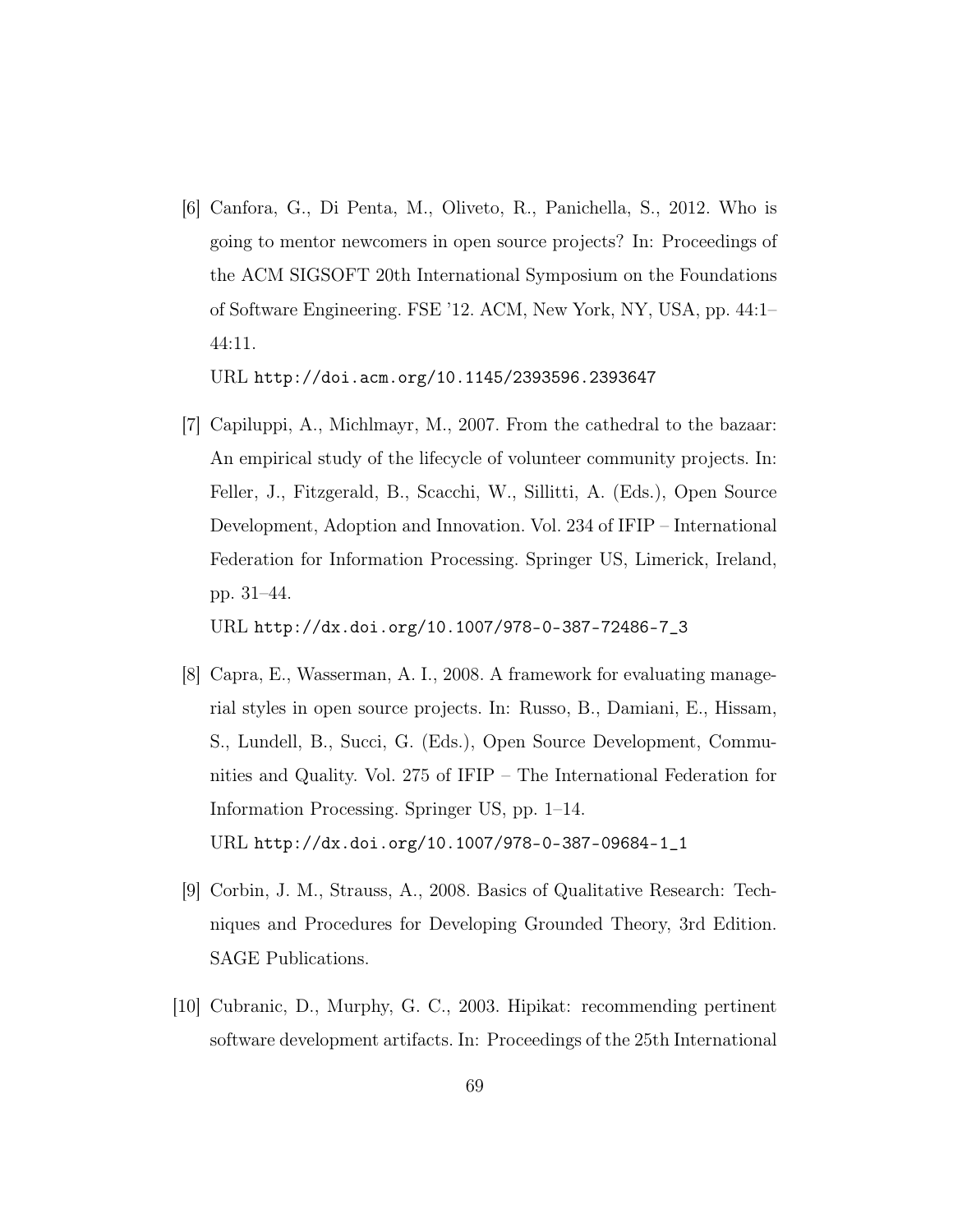[6] Canfora, G., Di Penta, M., Oliveto, R., Panichella, S., 2012. Who is going to mentor newcomers in open source projects? In: Proceedings of the ACM SIGSOFT 20th International Symposium on the Foundations of Software Engineering. FSE '12. ACM, New York, NY, USA, pp. 44:1–44:11.
URL http://doi.acm.org/10.1145/2393596.2393647

[7] Capiluppi, A., Michlmayr, M., 2007. From the cathedral to the bazaar: An empirical study of the lifecycle of volunteer community projects. In: Feller, J., Fitzgerald, B., Scacchi, W., Sillitti, A. (Eds.), Open Source Development, Adoption and Innovation. Vol. 234 of IFIP – International Federation for Information Processing. Springer US, Limerick, Ireland, pp. 31–44.
URL http://dx.doi.org/10.1007/978-0-387-72486-7_3

[8] Capra, E., Wasserman, A. I., 2008. A framework for evaluating managerial styles in open source projects. In: Russo, B., Damiani, E., Hissam, S., Lundell, B., Succi, G. (Eds.), Open Source Development, Communities and Quality. Vol. 275 of IFIP – The International Federation for Information Processing. Springer US, pp. 1–14.
URL http://dx.doi.org/10.1007/978-0-387-09684-1_1

[9] Corbin, J. M., Strauss, A., 2008. Basics of Qualitative Research: Techniques and Procedures for Developing Grounded Theory, 3rd Edition. SAGE Publications.

[10] Cubranic, D., Murphy, G. C., 2003. Hipikat: recommending pertinent software development artifacts. In: Proceedings of the 25th International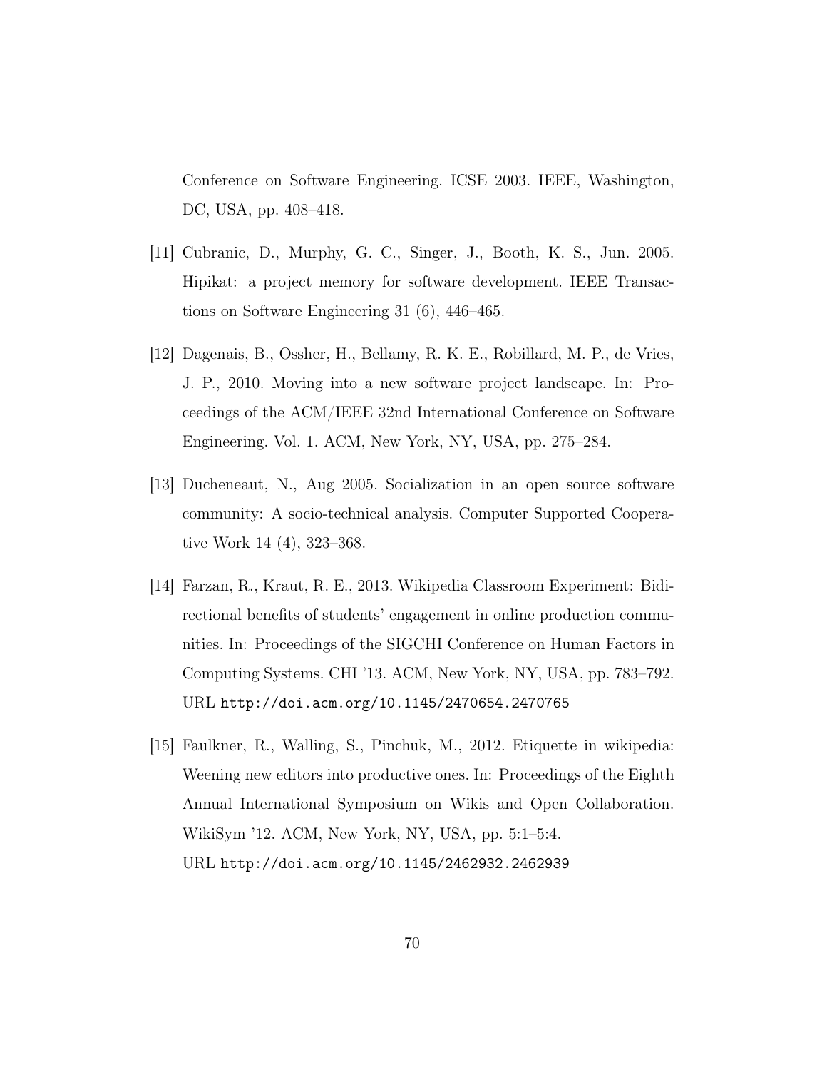Conference on Software Engineering. ICSE 2003. IEEE, Washington, DC, USA, pp. 408–418.

[11] Cubranic, D., Murphy, G. C., Singer, J., Booth, K. S., Jun. 2005. Hipikat: a project memory for software development. IEEE Transactions on Software Engineering 31 (6), 446–465.

[12] Dagenais, B., Ossher, H., Bellamy, R. K. E., Robillard, M. P., de Vries, J. P., 2010. Moving into a new software project landscape. In: Proceedings of the ACM/IEEE 32nd International Conference on Software Engineering. Vol. 1. ACM, New York, NY, USA, pp. 275–284.

[13] Ducheneaut, N., Aug 2005. Socialization in an open source software community: A socio-technical analysis. Computer Supported Cooperative Work 14 (4), 323–368.

[14] Farzan, R., Kraut, R. E., 2013. Wikipedia Classroom Experiment: Bidirectional benefits of students' engagement in online production communities. In: Proceedings of the SIGCHI Conference on Human Factors in Computing Systems. CHI '13. ACM, New York, NY, USA, pp. 783–792. URL http://doi.acm.org/10.1145/2470654.2470765

[15] Faulkner, R., Walling, S., Pinchuk, M., 2012. Etiquette in wikipedia: Weening new editors into productive ones. In: Proceedings of the Eighth Annual International Symposium on Wikis and Open Collaboration. WikiSym '12. ACM, New York, NY, USA, pp. 5:1–5:4.
URL http://doi.acm.org/10.1145/2462932.2462939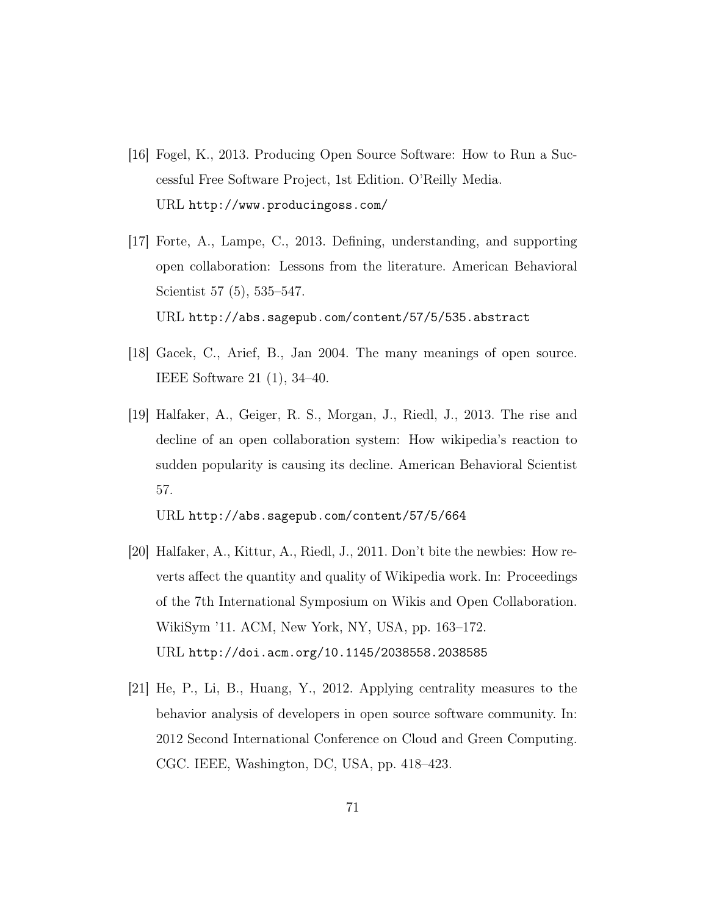[16] Fogel, K., 2013. Producing Open Source Software: How to Run a Successful Free Software Project, 1st Edition. O'Reilly Media.
URL http://www.producingoss.com/

[17] Forte, A., Lampe, C., 2013. Defining, understanding, and supporting open collaboration: Lessons from the literature. American Behavioral Scientist 57 (5), 535–547.
URL http://abs.sagepub.com/content/57/5/535.abstract

[18] Gacek, C., Arief, B., Jan 2004. The many meanings of open source. IEEE Software 21 (1), 34–40.

[19] Halfaker, A., Geiger, R. S., Morgan, J., Riedl, J., 2013. The rise and decline of an open collaboration system: How wikipedia's reaction to sudden popularity is causing its decline. American Behavioral Scientist 57.
URL http://abs.sagepub.com/content/57/5/664

[20] Halfaker, A., Kittur, A., Riedl, J., 2011. Don't bite the newbies: How reverts affect the quantity and quality of Wikipedia work. In: Proceedings of the 7th International Symposium on Wikis and Open Collaboration. WikiSym '11. ACM, New York, NY, USA, pp. 163–172.
URL http://doi.acm.org/10.1145/2038558.2038585

[21] He, P., Li, B., Huang, Y., 2012. Applying centrality measures to the behavior analysis of developers in open source software community. In: 2012 Second International Conference on Cloud and Green Computing. CGC. IEEE, Washington, DC, USA, pp. 418–423.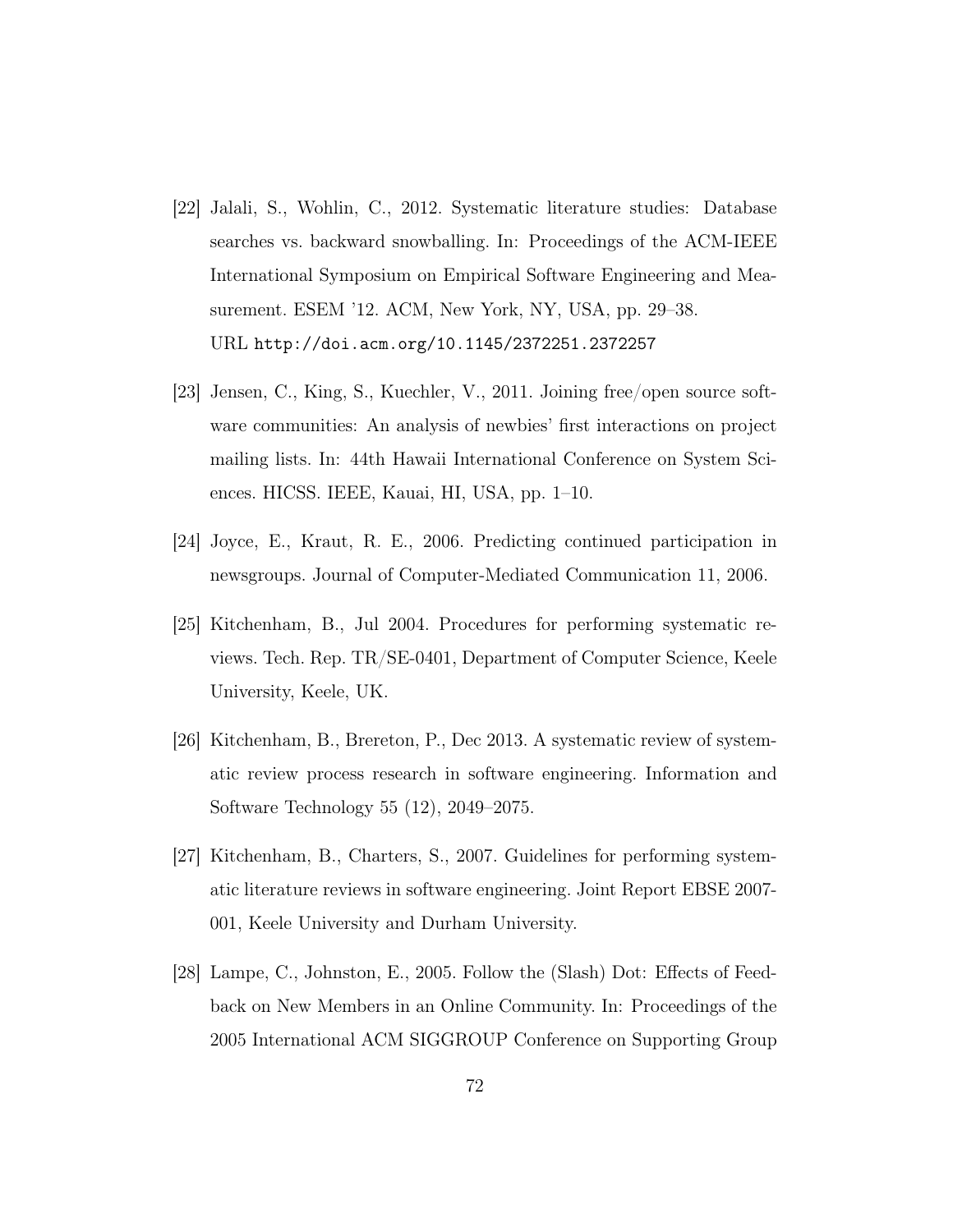[22] Jalali, S., Wohlin, C., 2012. Systematic literature studies: Database searches vs. backward snowballing. In: Proceedings of the ACM-IEEE International Symposium on Empirical Software Engineering and Measurement. ESEM '12. ACM, New York, NY, USA, pp. 29–38.
URL http://doi.acm.org/10.1145/2372251.2372257

[23] Jensen, C., King, S., Kuechler, V., 2011. Joining free/open source software communities: An analysis of newbies' first interactions on project mailing lists. In: 44th Hawaii International Conference on System Sciences. HICSS. IEEE, Kauai, HI, USA, pp. 1–10.

[24] Joyce, E., Kraut, R. E., 2006. Predicting continued participation in newsgroups. Journal of Computer-Mediated Communication 11, 2006.

[25] Kitchenham, B., Jul 2004. Procedures for performing systematic reviews. Tech. Rep. TR/SE-0401, Department of Computer Science, Keele University, Keele, UK.

[26] Kitchenham, B., Brereton, P., Dec 2013. A systematic review of systematic review process research in software engineering. Information and Software Technology 55 (12), 2049–2075.

[27] Kitchenham, B., Charters, S., 2007. Guidelines for performing systematic literature reviews in software engineering. Joint Report EBSE 2007-001, Keele University and Durham University.

[28] Lampe, C., Johnston, E., 2005. Follow the (Slash) Dot: Effects of Feedback on New Members in an Online Community. In: Proceedings of the 2005 International ACM SIGGROUP Conference on Supporting Group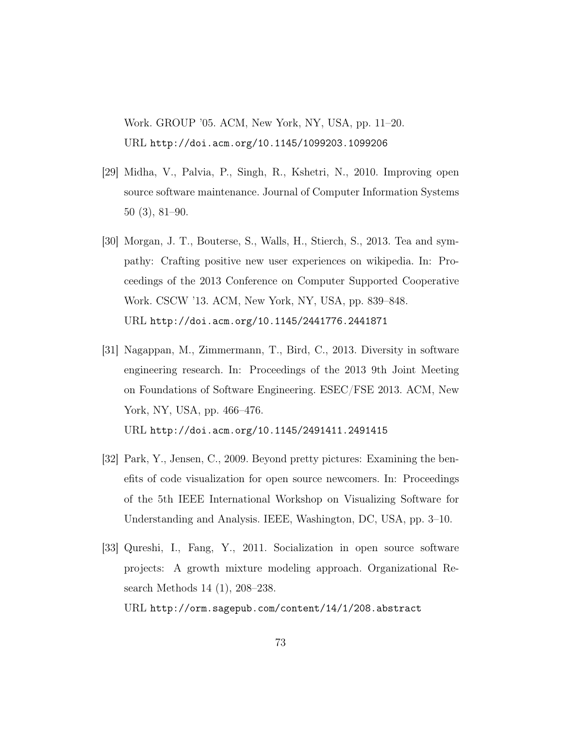Work. GROUP '05. ACM, New York, NY, USA, pp. 11–20.
URL http://doi.acm.org/10.1145/1099203.1099206

[29] Midha, V., Palvia, P., Singh, R., Kshetri, N., 2010. Improving open source software maintenance. Journal of Computer Information Systems 50 (3), 81–90.

[30] Morgan, J. T., Bouterse, S., Walls, H., Stierch, S., 2013. Tea and sympathy: Crafting positive new user experiences on wikipedia. In: Proceedings of the 2013 Conference on Computer Supported Cooperative Work. CSCW '13. ACM, New York, NY, USA, pp. 839–848.
URL http://doi.acm.org/10.1145/2441776.2441871

[31] Nagappan, M., Zimmermann, T., Bird, C., 2013. Diversity in software engineering research. In: Proceedings of the 2013 9th Joint Meeting on Foundations of Software Engineering. ESEC/FSE 2013. ACM, New York, NY, USA, pp. 466–476.
URL http://doi.acm.org/10.1145/2491411.2491415

[32] Park, Y., Jensen, C., 2009. Beyond pretty pictures: Examining the benefits of code visualization for open source newcomers. In: Proceedings of the 5th IEEE International Workshop on Visualizing Software for Understanding and Analysis. IEEE, Washington, DC, USA, pp. 3–10.

[33] Qureshi, I., Fang, Y., 2011. Socialization in open source software projects: A growth mixture modeling approach. Organizational Research Methods 14 (1), 208–238.
URL http://orm.sagepub.com/content/14/1/208.abstract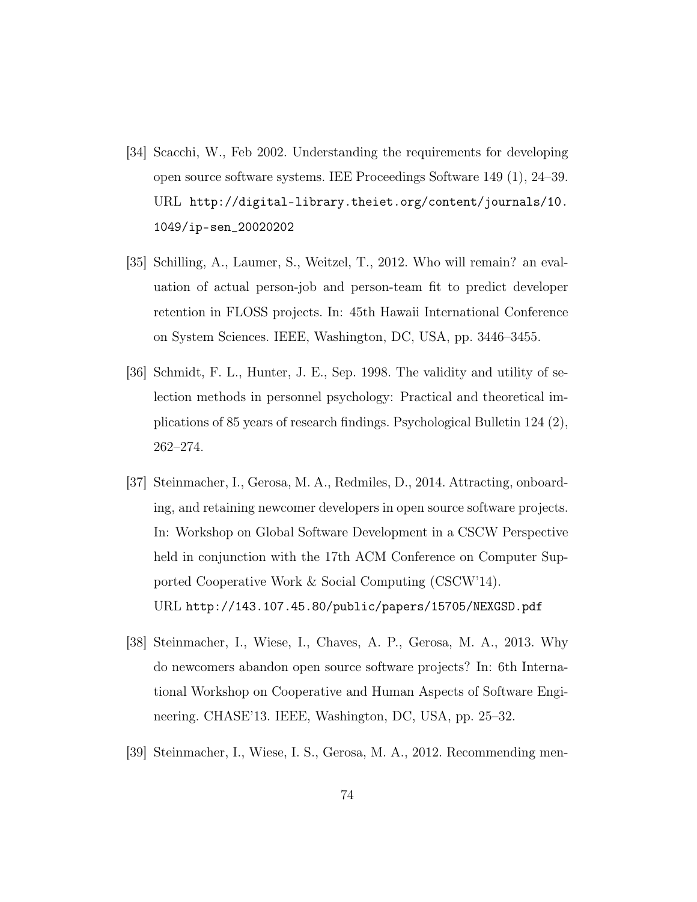[34] Scacchi, W., Feb 2002. Understanding the requirements for developing open source software systems. IEE Proceedings Software 149 (1), 24–39. URL http://digital-library.theiet.org/content/journals/10.1049/ip-sen_20020202

[35] Schilling, A., Laumer, S., Weitzel, T., 2012. Who will remain? an evaluation of actual person-job and person-team fit to predict developer retention in FLOSS projects. In: 45th Hawaii International Conference on System Sciences. IEEE, Washington, DC, USA, pp. 3446–3455.

[36] Schmidt, F. L., Hunter, J. E., Sep. 1998. The validity and utility of selection methods in personnel psychology: Practical and theoretical implications of 85 years of research findings. Psychological Bulletin 124 (2), 262–274.

[37] Steinmacher, I., Gerosa, M. A., Redmiles, D., 2014. Attracting, onboarding, and retaining newcomer developers in open source software projects. In: Workshop on Global Software Development in a CSCW Perspective held in conjunction with the 17th ACM Conference on Computer Supported Cooperative Work & Social Computing (CSCW'14).
URL http://143.107.45.80/public/papers/15705/NEXGSD.pdf

[38] Steinmacher, I., Wiese, I., Chaves, A. P., Gerosa, M. A., 2013. Why do newcomers abandon open source software projects? In: 6th International Workshop on Cooperative and Human Aspects of Software Engineering. CHASE'13. IEEE, Washington, DC, USA, pp. 25–32.

[39] Steinmacher, I., Wiese, I. S., Gerosa, M. A., 2012. Recommending men-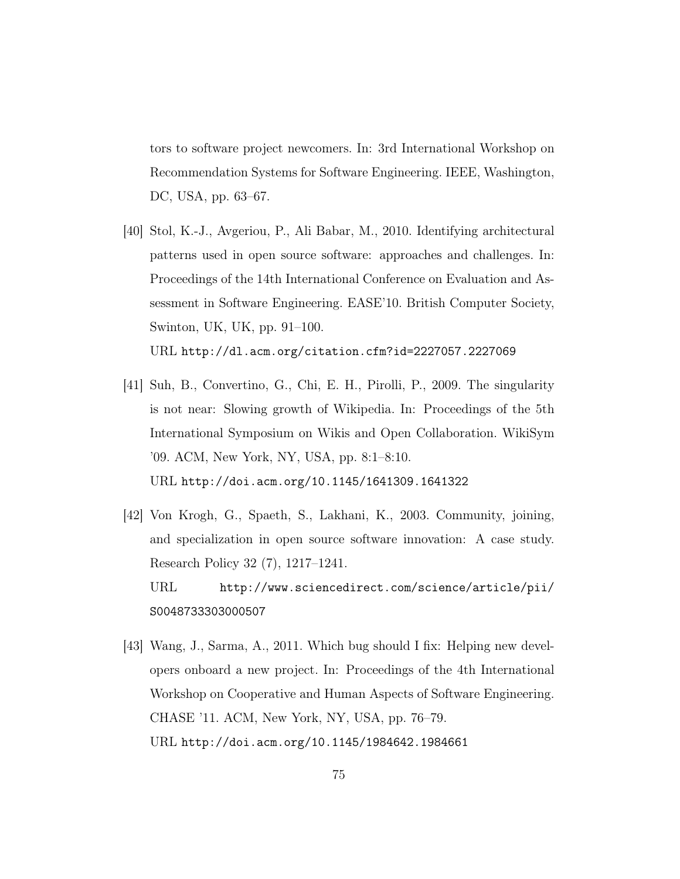tors to software project newcomers. In: 3rd International Workshop on Recommendation Systems for Software Engineering. IEEE, Washington, DC, USA, pp. 63–67.

[40] Stol, K.-J., Avgeriou, P., Ali Babar, M., 2010. Identifying architectural patterns used in open source software: approaches and challenges. In: Proceedings of the 14th International Conference on Evaluation and Assessment in Software Engineering. EASE'10. British Computer Society, Swinton, UK, UK, pp. 91–100.
URL http://dl.acm.org/citation.cfm?id=2227057.2227069

[41] Suh, B., Convertino, G., Chi, E. H., Pirolli, P., 2009. The singularity is not near: Slowing growth of Wikipedia. In: Proceedings of the 5th International Symposium on Wikis and Open Collaboration. WikiSym '09. ACM, New York, NY, USA, pp. 8:1–8:10.
URL http://doi.acm.org/10.1145/1641309.1641322

[42] Von Krogh, G., Spaeth, S., Lakhani, K., 2003. Community, joining, and specialization in open source software innovation: A case study. Research Policy 32 (7), 1217–1241.
URL http://www.sciencedirect.com/science/article/pii/S0048733303000507

[43] Wang, J., Sarma, A., 2011. Which bug should I fix: Helping new developers onboard a new project. In: Proceedings of the 4th International Workshop on Cooperative and Human Aspects of Software Engineering. CHASE '11. ACM, New York, NY, USA, pp. 76–79.
URL http://doi.acm.org/10.1145/1984642.1984661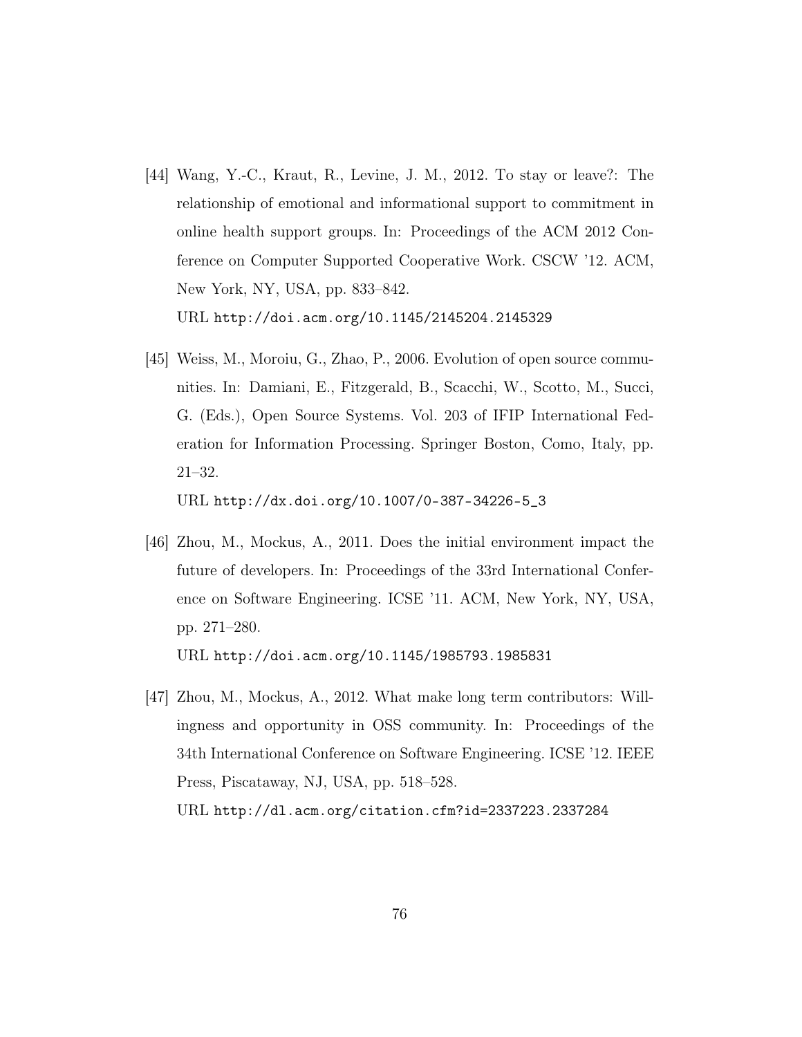[44] Wang, Y.-C., Kraut, R., Levine, J. M., 2012. To stay or leave?: The relationship of emotional and informational support to commitment in online health support groups. In: Proceedings of the ACM 2012 Conference on Computer Supported Cooperative Work. CSCW '12. ACM, New York, NY, USA, pp. 833–842.
URL `http://doi.acm.org/10.1145/2145204.2145329`

[45] Weiss, M., Moroiu, G., Zhao, P., 2006. Evolution of open source communities. In: Damiani, E., Fitzgerald, B., Scacchi, W., Scotto, M., Succi, G. (Eds.), Open Source Systems. Vol. 203 of IFIP International Federation for Information Processing. Springer Boston, Como, Italy, pp. 21–32.
URL `http://dx.doi.org/10.1007/0-387-34226-5_3`

[46] Zhou, M., Mockus, A., 2011. Does the initial environment impact the future of developers. In: Proceedings of the 33rd International Conference on Software Engineering. ICSE '11. ACM, New York, NY, USA, pp. 271–280.
URL `http://doi.acm.org/10.1145/1985793.1985831`

[47] Zhou, M., Mockus, A., 2012. What make long term contributors: Willingness and opportunity in OSS community. In: Proceedings of the 34th International Conference on Software Engineering. ICSE '12. IEEE Press, Piscataway, NJ, USA, pp. 518–528.
URL `http://dl.acm.org/citation.cfm?id=2337223.2337284`